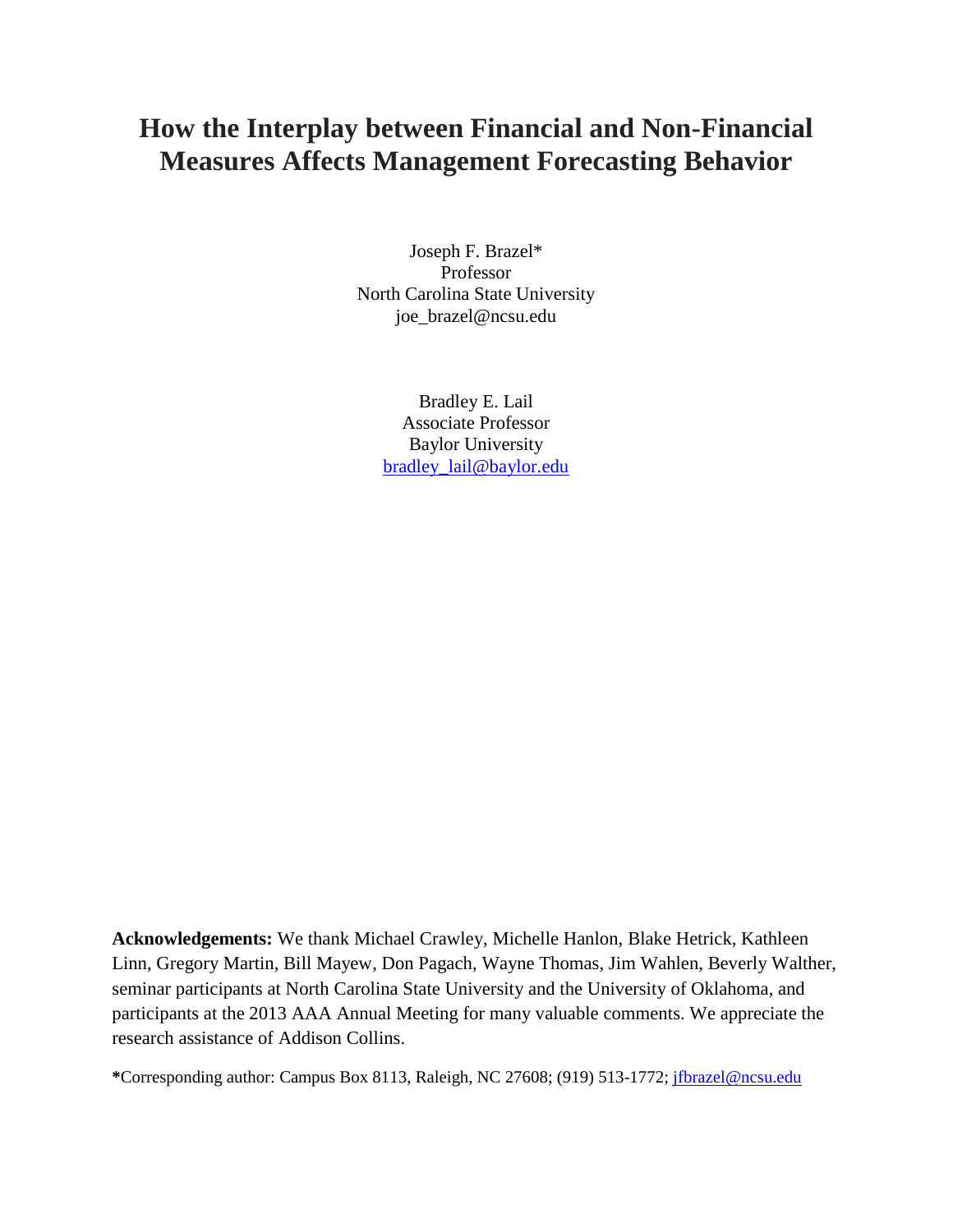# How the Interplay between Financial and Non-Financial Measures Affects Management Forecasting Behavior

Joseph F. Brazel*
Professor
North Carolina State University
joe_brazel@ncsu.edu

Bradley E. Lail
Associate Professor
Baylor University
bradley_lail@baylor.edu

**Acknowledgements:** We thank Michael Crawley, Michelle Hanlon, Blake Hetrick, Kathleen Linn, Gregory Martin, Bill Mayew, Don Pagach, Wayne Thomas, Jim Wahlen, Beverly Walther, seminar participants at North Carolina State University and the University of Oklahoma, and participants at the 2013 AAA Annual Meeting for many valuable comments. We appreciate the research assistance of Addison Collins.

***Corresponding author:** Campus Box 8113, Raleigh, NC 27608; (919) 513-1772; jfbrazel@ncsu.edu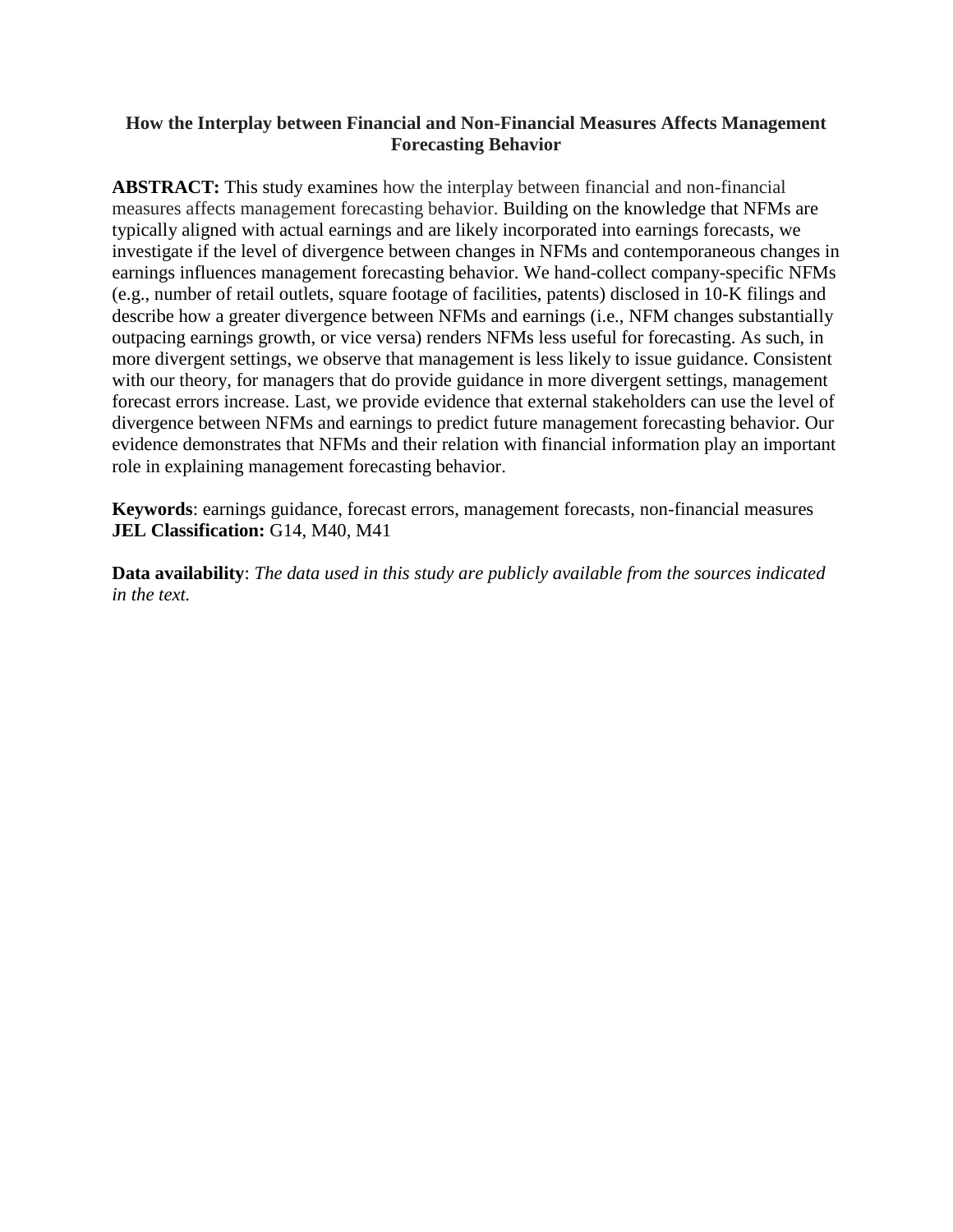# How the Interplay between Financial and Non-Financial Measures Affects Management Forecasting Behavior

**ABSTRACT:** This study examines how the interplay between financial and non-financial measures affects management forecasting behavior. Building on the knowledge that NFMs are typically aligned with actual earnings and are likely incorporated into earnings forecasts, we investigate if the level of divergence between changes in NFMs and contemporaneous changes in earnings influences management forecasting behavior. We hand-collect company-specific NFMs (e.g., number of retail outlets, square footage of facilities, patents) disclosed in 10-K filings and describe how a greater divergence between NFMs and earnings (i.e., NFM changes substantially outpacing earnings growth, or vice versa) renders NFMs less useful for forecasting. As such, in more divergent settings, we observe that management is less likely to issue guidance. Consistent with our theory, for managers that do provide guidance in more divergent settings, management forecast errors increase. Last, we provide evidence that external stakeholders can use the level of divergence between NFMs and earnings to predict future management forecasting behavior. Our evidence demonstrates that NFMs and their relation with financial information play an important role in explaining management forecasting behavior.

**Keywords**: earnings guidance, forecast errors, management forecasts, non-financial measures
**JEL Classification:** G14, M40, M41

**Data availability**: *The data used in this study are publicly available from the sources indicated in the text.*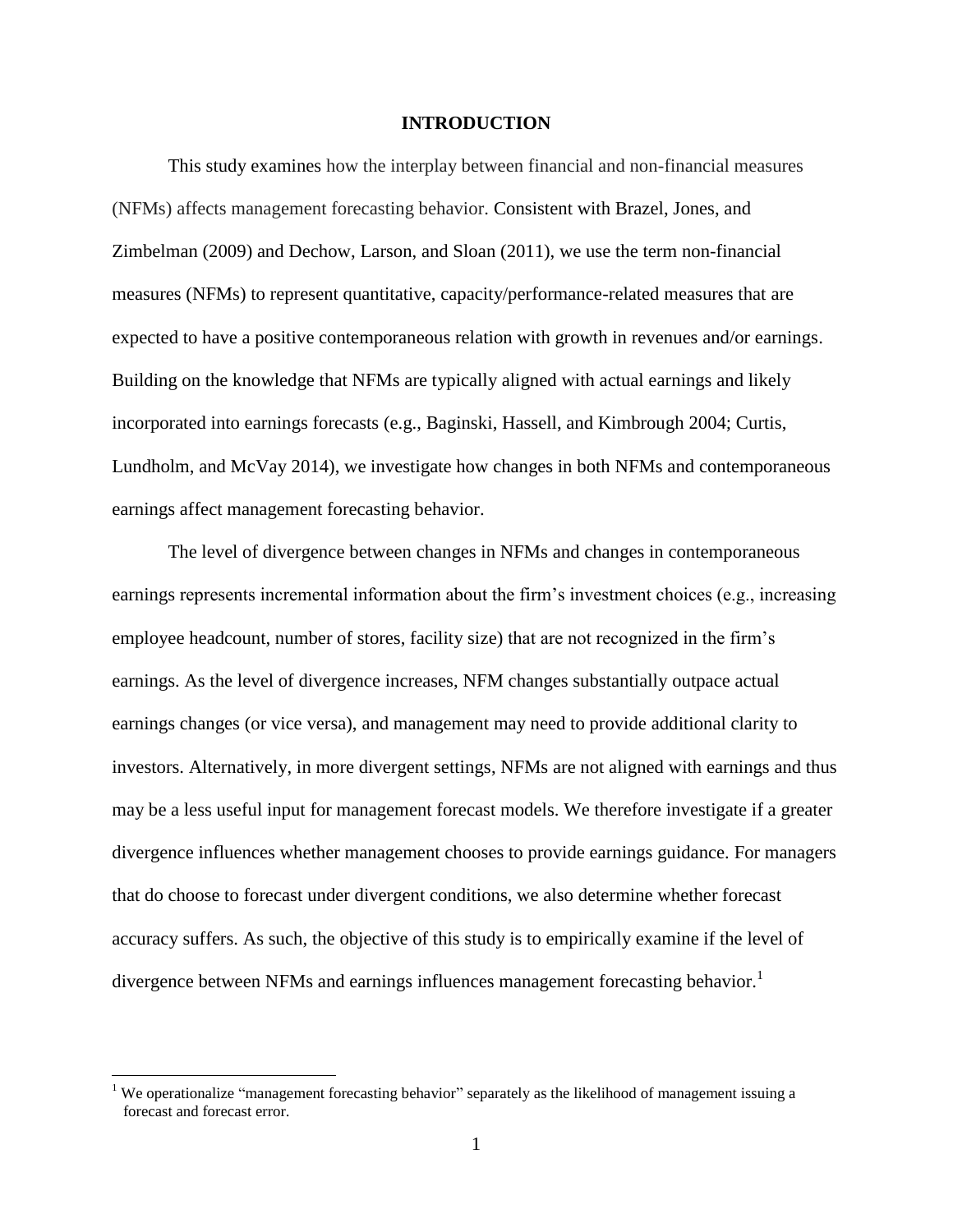# INTRODUCTION

This study examines how the interplay between financial and non-financial measures (NFMs) affects management forecasting behavior. Consistent with Brazel, Jones, and Zimbelman (2009) and Dechow, Larson, and Sloan (2011), we use the term non-financial measures (NFMs) to represent quantitative, capacity/performance-related measures that are expected to have a positive contemporaneous relation with growth in revenues and/or earnings. Building on the knowledge that NFMs are typically aligned with actual earnings and likely incorporated into earnings forecasts (e.g., Baginski, Hassell, and Kimbrough 2004; Curtis, Lundholm, and McVay 2014), we investigate how changes in both NFMs and contemporaneous earnings affect management forecasting behavior.

The level of divergence between changes in NFMs and changes in contemporaneous earnings represents incremental information about the firm's investment choices (e.g., increasing employee headcount, number of stores, facility size) that are not recognized in the firm's earnings. As the level of divergence increases, NFM changes substantially outpace actual earnings changes (or vice versa), and management may need to provide additional clarity to investors. Alternatively, in more divergent settings, NFMs are not aligned with earnings and thus may be a less useful input for management forecast models. We therefore investigate if a greater divergence influences whether management chooses to provide earnings guidance. For managers that do choose to forecast under divergent conditions, we also determine whether forecast accuracy suffers. As such, the objective of this study is to empirically examine if the level of divergence between NFMs and earnings influences management forecasting behavior.[1]

[1] We operationalize "management forecasting behavior" separately as the likelihood of management issuing a forecast and forecast error.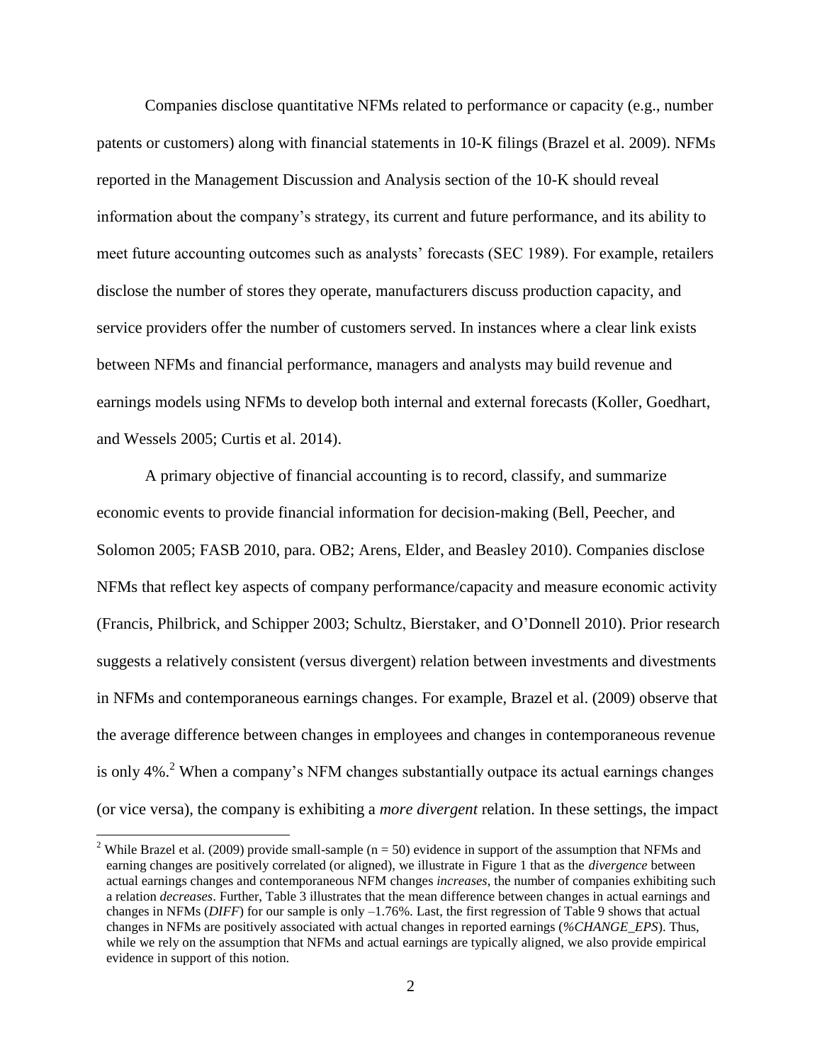Companies disclose quantitative NFMs related to performance or capacity (e.g., number patents or customers) along with financial statements in 10-K filings (Brazel et al. 2009). NFMs reported in the Management Discussion and Analysis section of the 10-K should reveal information about the company's strategy, its current and future performance, and its ability to meet future accounting outcomes such as analysts' forecasts (SEC 1989). For example, retailers disclose the number of stores they operate, manufacturers discuss production capacity, and service providers offer the number of customers served. In instances where a clear link exists between NFMs and financial performance, managers and analysts may build revenue and earnings models using NFMs to develop both internal and external forecasts (Koller, Goedhart, and Wessels 2005; Curtis et al. 2014).

A primary objective of financial accounting is to record, classify, and summarize economic events to provide financial information for decision-making (Bell, Peecher, and Solomon 2005; FASB 2010, para. OB2; Arens, Elder, and Beasley 2010). Companies disclose NFMs that reflect key aspects of company performance/capacity and measure economic activity (Francis, Philbrick, and Schipper 2003; Schultz, Bierstaker, and O'Donnell 2010). Prior research suggests a relatively consistent (versus divergent) relation between investments and divestments in NFMs and contemporaneous earnings changes. For example, Brazel et al. (2009) observe that the average difference between changes in employees and changes in contemporaneous revenue is only 4%.[2] When a company's NFM changes substantially outpace its actual earnings changes (or vice versa), the company is exhibiting a *more divergent* relation. In these settings, the impact

[2] While Brazel et al. (2009) provide small-sample ($n = 50$) evidence in support of the assumption that NFMs and earning changes are positively correlated (or aligned), we illustrate in Figure 1 that as the *divergence* between actual earnings changes and contemporaneous NFM changes *increases*, the number of companies exhibiting such a relation *decreases*. Further, Table 3 illustrates that the mean difference between changes in actual earnings and changes in NFMs (*DIFF*) for our sample is only –1.76%. Last, the first regression of Table 9 shows that actual changes in NFMs are positively associated with actual changes in reported earnings (*%CHANGE_EPS*). Thus, while we rely on the assumption that NFMs and actual earnings are typically aligned, we also provide empirical evidence in support of this notion.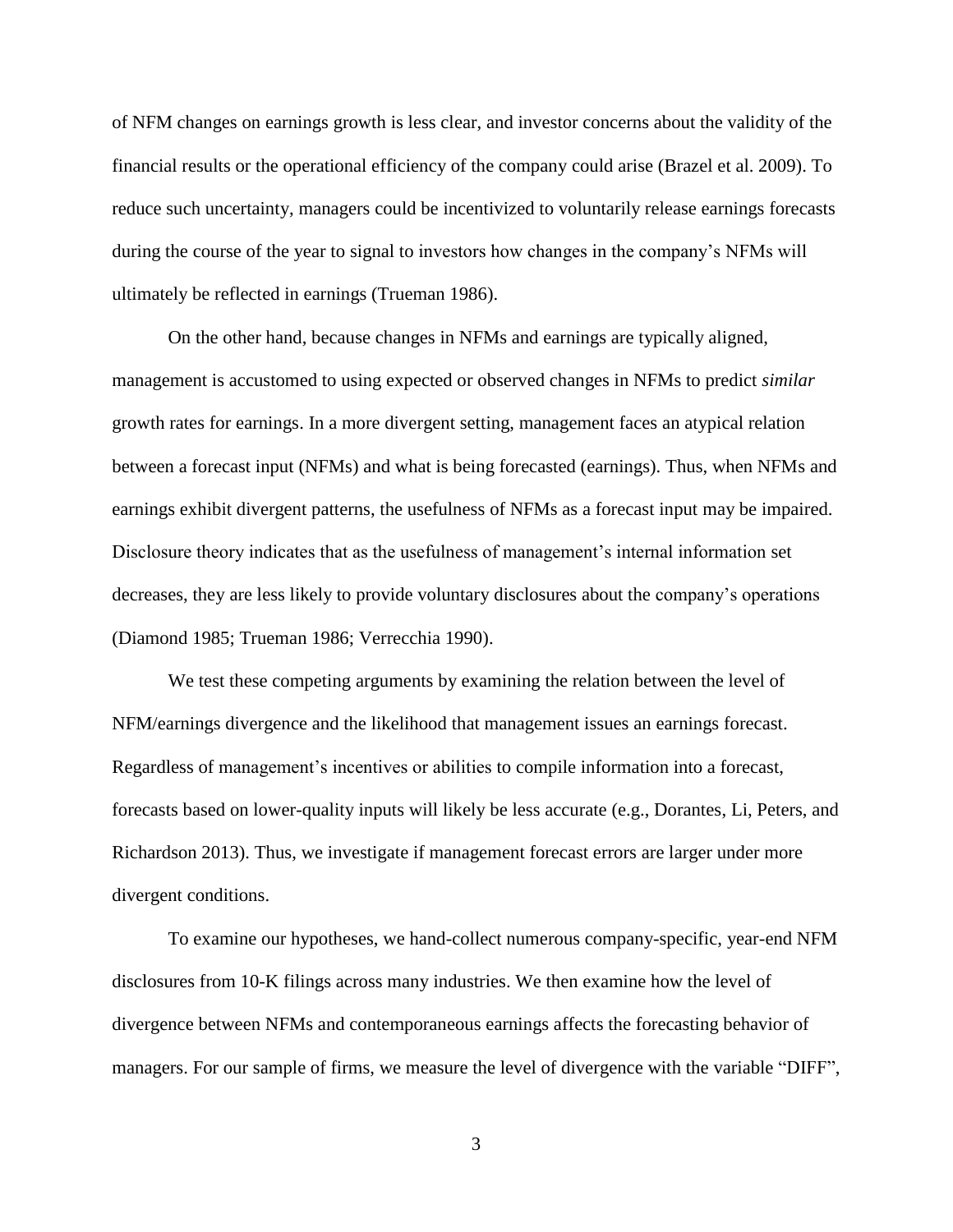of NFM changes on earnings growth is less clear, and investor concerns about the validity of the financial results or the operational efficiency of the company could arise (Brazel et al. 2009). To reduce such uncertainty, managers could be incentivized to voluntarily release earnings forecasts during the course of the year to signal to investors how changes in the company's NFMs will ultimately be reflected in earnings (Trueman 1986).

On the other hand, because changes in NFMs and earnings are typically aligned, management is accustomed to using expected or observed changes in NFMs to predict *similar* growth rates for earnings. In a more divergent setting, management faces an atypical relation between a forecast input (NFMs) and what is being forecasted (earnings). Thus, when NFMs and earnings exhibit divergent patterns, the usefulness of NFMs as a forecast input may be impaired. Disclosure theory indicates that as the usefulness of management's internal information set decreases, they are less likely to provide voluntary disclosures about the company's operations (Diamond 1985; Trueman 1986; Verrecchia 1990).

We test these competing arguments by examining the relation between the level of NFM/earnings divergence and the likelihood that management issues an earnings forecast. Regardless of management's incentives or abilities to compile information into a forecast, forecasts based on lower-quality inputs will likely be less accurate (e.g., Dorantes, Li, Peters, and Richardson 2013). Thus, we investigate if management forecast errors are larger under more divergent conditions.

To examine our hypotheses, we hand-collect numerous company-specific, year-end NFM disclosures from 10-K filings across many industries. We then examine how the level of divergence between NFMs and contemporaneous earnings affects the forecasting behavior of managers. For our sample of firms, we measure the level of divergence with the variable "DIFF",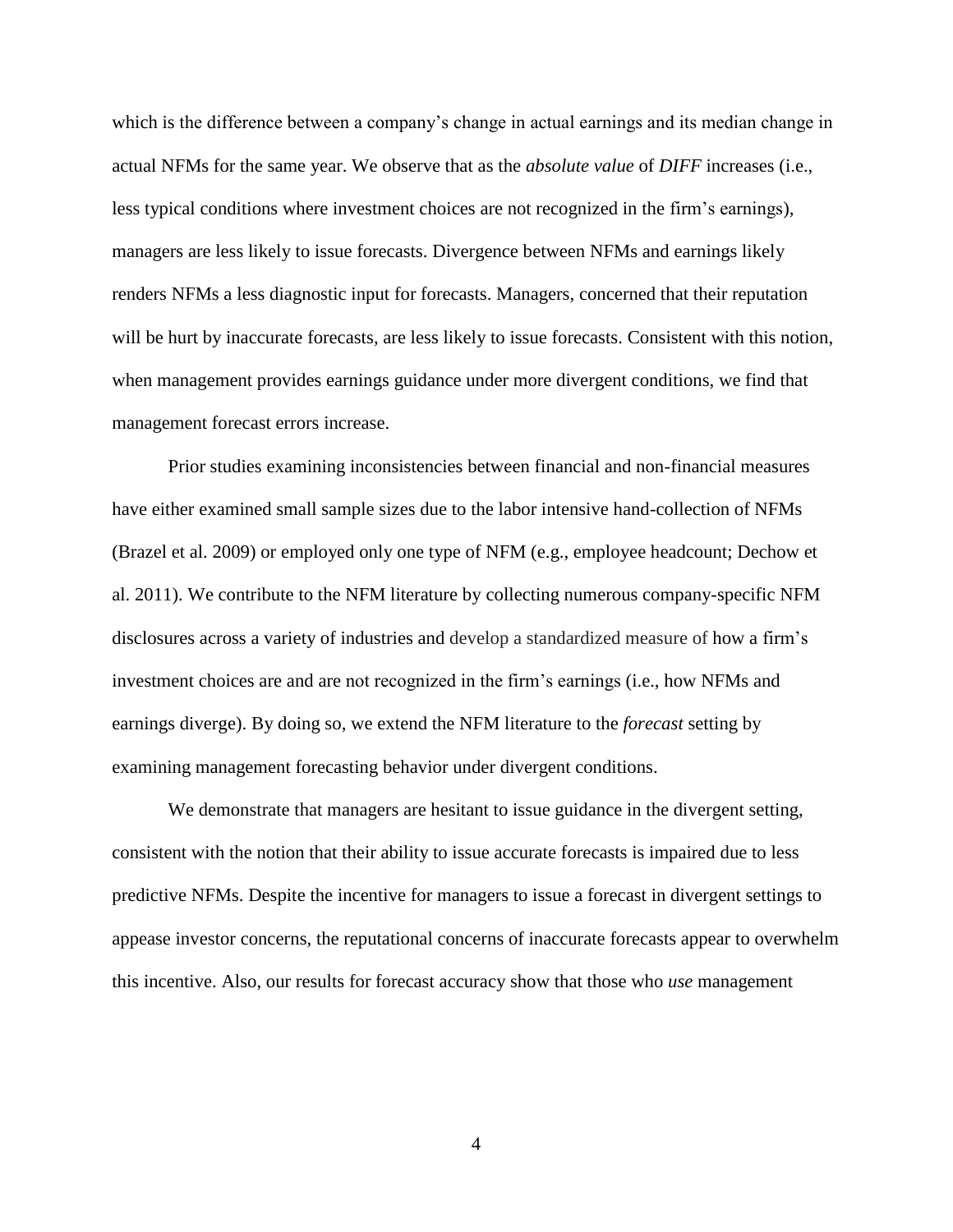which is the difference between a company's change in actual earnings and its median change in actual NFMs for the same year. We observe that as the *absolute value* of *DIFF* increases (i.e., less typical conditions where investment choices are not recognized in the firm's earnings), managers are less likely to issue forecasts. Divergence between NFMs and earnings likely renders NFMs a less diagnostic input for forecasts. Managers, concerned that their reputation will be hurt by inaccurate forecasts, are less likely to issue forecasts. Consistent with this notion, when management provides earnings guidance under more divergent conditions, we find that management forecast errors increase.

Prior studies examining inconsistencies between financial and non-financial measures have either examined small sample sizes due to the labor intensive hand-collection of NFMs (Brazel et al. 2009) or employed only one type of NFM (e.g., employee headcount; Dechow et al. 2011). We contribute to the NFM literature by collecting numerous company-specific NFM disclosures across a variety of industries and develop a standardized measure of how a firm's investment choices are and are not recognized in the firm's earnings (i.e., how NFMs and earnings diverge). By doing so, we extend the NFM literature to the *forecast* setting by examining management forecasting behavior under divergent conditions.

We demonstrate that managers are hesitant to issue guidance in the divergent setting, consistent with the notion that their ability to issue accurate forecasts is impaired due to less predictive NFMs. Despite the incentive for managers to issue a forecast in divergent settings to appease investor concerns, the reputational concerns of inaccurate forecasts appear to overwhelm this incentive. Also, our results for forecast accuracy show that those who *use* management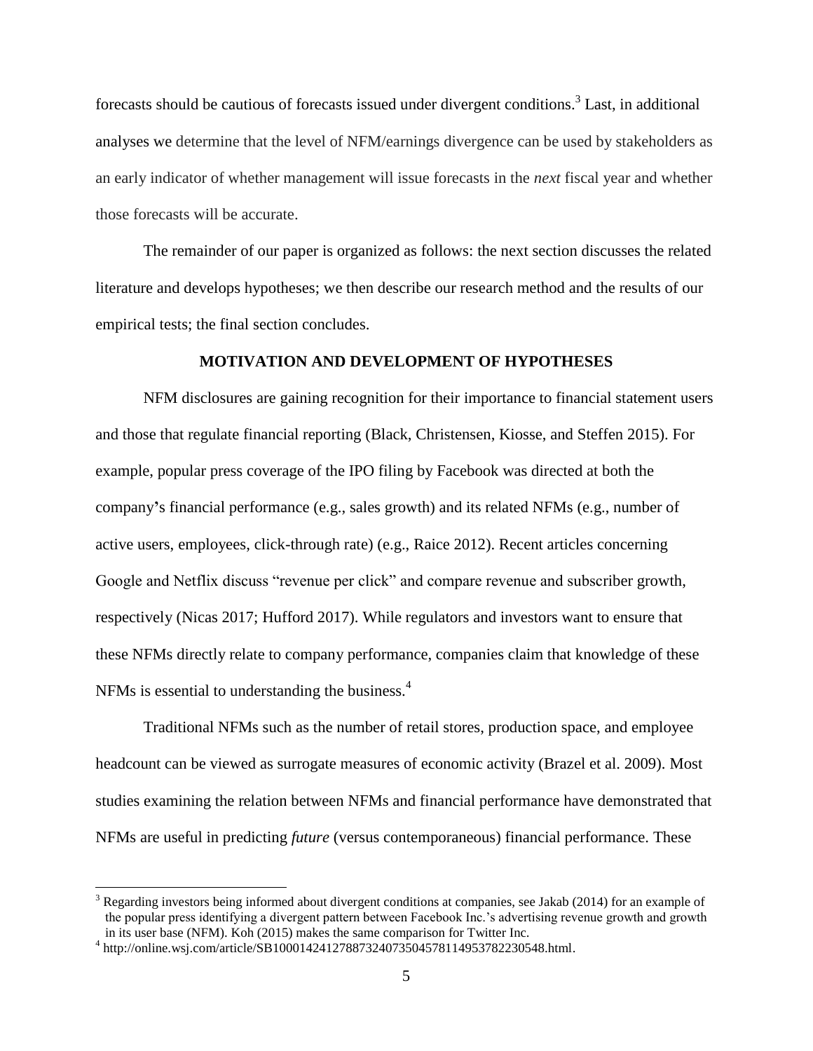forecasts should be cautious of forecasts issued under divergent conditions.[3] Last, in additional analyses we determine that the level of NFM/earnings divergence can be used by stakeholders as an early indicator of whether management will issue forecasts in the *next* fiscal year and whether those forecasts will be accurate.

The remainder of our paper is organized as follows: the next section discusses the related literature and develops hypotheses; we then describe our research method and the results of our empirical tests; the final section concludes.

## MOTIVATION AND DEVELOPMENT OF HYPOTHESES

NFM disclosures are gaining recognition for their importance to financial statement users and those that regulate financial reporting (Black, Christensen, Kiosse, and Steffen 2015). For example, popular press coverage of the IPO filing by Facebook was directed at both the company's financial performance (e.g., sales growth) and its related NFMs (e.g., number of active users, employees, click-through rate) (e.g., Raice 2012). Recent articles concerning Google and Netflix discuss "revenue per click" and compare revenue and subscriber growth, respectively (Nicas 2017; Hufford 2017). While regulators and investors want to ensure that these NFMs directly relate to company performance, companies claim that knowledge of these NFMs is essential to understanding the business.[4]

Traditional NFMs such as the number of retail stores, production space, and employee headcount can be viewed as surrogate measures of economic activity (Brazel et al. 2009). Most studies examining the relation between NFMs and financial performance have demonstrated that NFMs are useful in predicting *future* (versus contemporaneous) financial performance. These

[3] Regarding investors being informed about divergent conditions at companies, see Jakab (2014) for an example of the popular press identifying a divergent pattern between Facebook Inc.'s advertising revenue growth and growth in its user base (NFM). Koh (2015) makes the same comparison for Twitter Inc.

[4] http://online.wsj.com/article/SB10001424127887324073504578114953782230548.html.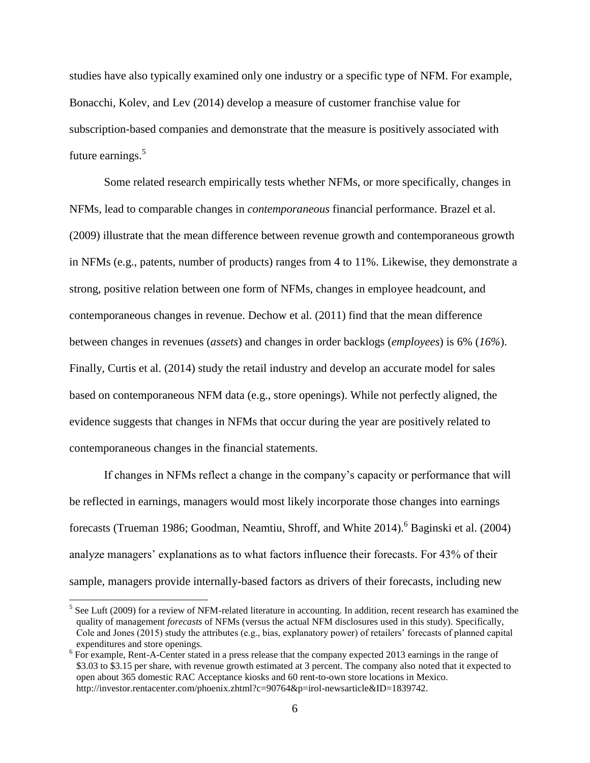studies have also typically examined only one industry or a specific type of NFM. For example, Bonacchi, Kolev, and Lev (2014) develop a measure of customer franchise value for subscription-based companies and demonstrate that the measure is positively associated with future earnings.[5]

Some related research empirically tests whether NFMs, or more specifically, changes in NFMs, lead to comparable changes in *contemporaneous* financial performance. Brazel et al. (2009) illustrate that the mean difference between revenue growth and contemporaneous growth in NFMs (e.g., patents, number of products) ranges from 4 to 11%. Likewise, they demonstrate a strong, positive relation between one form of NFMs, changes in employee headcount, and contemporaneous changes in revenue. Dechow et al. (2011) find that the mean difference between changes in revenues (*assets*) and changes in order backlogs (*employees*) is 6% (*16%*). Finally, Curtis et al. (2014) study the retail industry and develop an accurate model for sales based on contemporaneous NFM data (e.g., store openings). While not perfectly aligned, the evidence suggests that changes in NFMs that occur during the year are positively related to contemporaneous changes in the financial statements.

If changes in NFMs reflect a change in the company's capacity or performance that will be reflected in earnings, managers would most likely incorporate those changes into earnings forecasts (Trueman 1986; Goodman, Neamtiu, Shroff, and White 2014).[6] Baginski et al. (2004) analyze managers' explanations as to what factors influence their forecasts. For 43% of their sample, managers provide internally-based factors as drivers of their forecasts, including new

---

[5] See Luft (2009) for a review of NFM-related literature in accounting. In addition, recent research has examined the quality of management *forecasts* of NFMs (versus the actual NFM disclosures used in this study). Specifically, Cole and Jones (2015) study the attributes (e.g., bias, explanatory power) of retailers' forecasts of planned capital expenditures and store openings.

[6] For example, Rent-A-Center stated in a press release that the company expected 2013 earnings in the range of \$3.03 to \$3.15 per share, with revenue growth estimated at 3 percent. The company also noted that it expected to open about 365 domestic RAC Acceptance kiosks and 60 rent-to-own store locations in Mexico. http://investor.rentacenter.com/phoenix.zhtml?c=90764&p=irol-newsarticle&ID=1839742.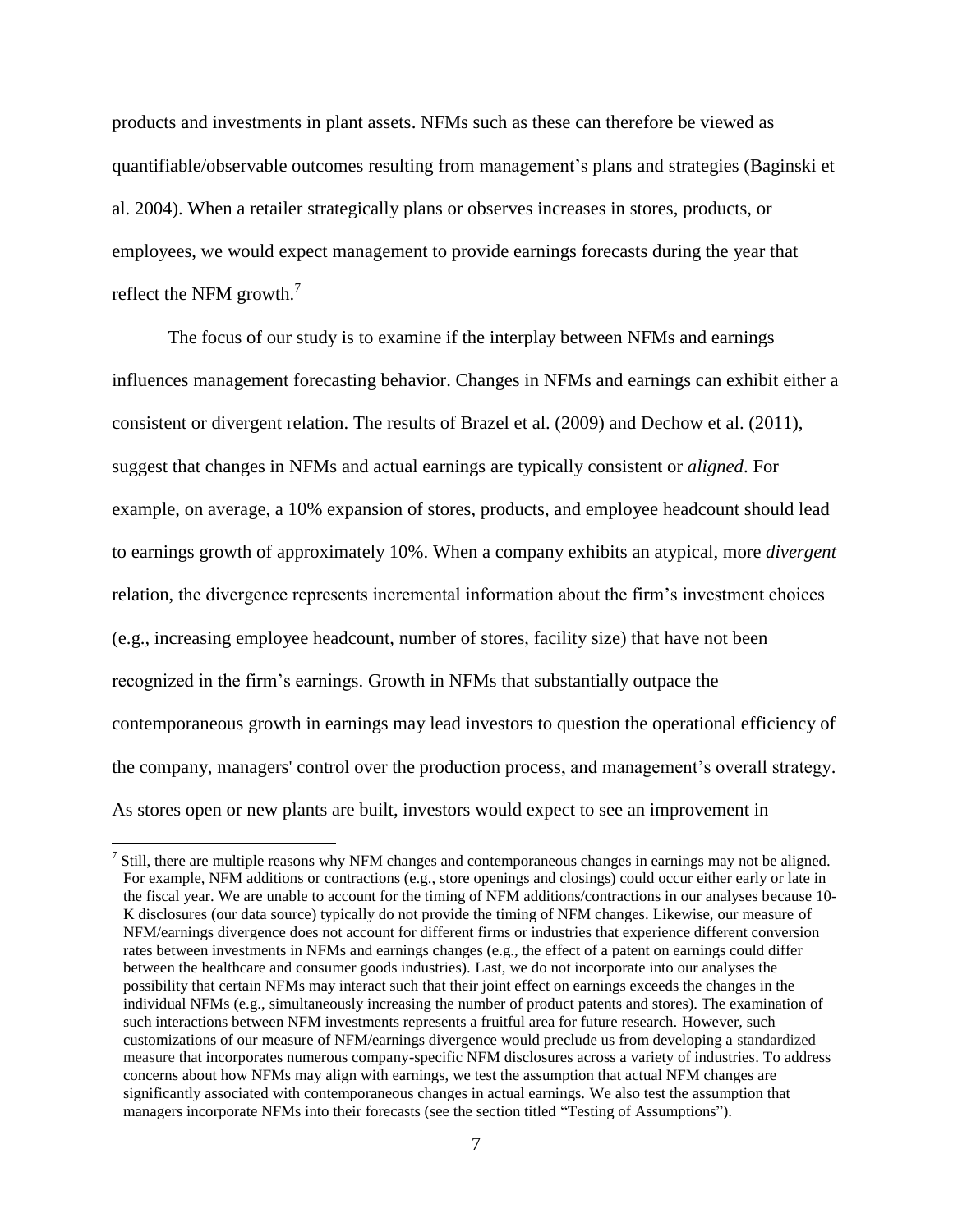products and investments in plant assets. NFMs such as these can therefore be viewed as quantifiable/observable outcomes resulting from management's plans and strategies (Baginski et al. 2004). When a retailer strategically plans or observes increases in stores, products, or employees, we would expect management to provide earnings forecasts during the year that reflect the NFM growth.[7]

The focus of our study is to examine if the interplay between NFMs and earnings influences management forecasting behavior. Changes in NFMs and earnings can exhibit either a consistent or divergent relation. The results of Brazel et al. (2009) and Dechow et al. (2011), suggest that changes in NFMs and actual earnings are typically consistent or *aligned*. For example, on average, a 10% expansion of stores, products, and employee headcount should lead to earnings growth of approximately 10%. When a company exhibits an atypical, more *divergent* relation, the divergence represents incremental information about the firm's investment choices (e.g., increasing employee headcount, number of stores, facility size) that have not been recognized in the firm's earnings. Growth in NFMs that substantially outpace the contemporaneous growth in earnings may lead investors to question the operational efficiency of the company, managers' control over the production process, and management's overall strategy. As stores open or new plants are built, investors would expect to see an improvement in

[7] Still, there are multiple reasons why NFM changes and contemporaneous changes in earnings may not be aligned. For example, NFM additions or contractions (e.g., store openings and closings) could occur either early or late in the fiscal year. We are unable to account for the timing of NFM additions/contractions in our analyses because 10-K disclosures (our data source) typically do not provide the timing of NFM changes. Likewise, our measure of NFM/earnings divergence does not account for different firms or industries that experience different conversion rates between investments in NFMs and earnings changes (e.g., the effect of a patent on earnings could differ between the healthcare and consumer goods industries). Last, we do not incorporate into our analyses the possibility that certain NFMs may interact such that their joint effect on earnings exceeds the changes in the individual NFMs (e.g., simultaneously increasing the number of product patents and stores). The examination of such interactions between NFM investments represents a fruitful area for future research. However, such customizations of our measure of NFM/earnings divergence would preclude us from developing a standardized measure that incorporates numerous company-specific NFM disclosures across a variety of industries. To address concerns about how NFMs may align with earnings, we test the assumption that actual NFM changes are significantly associated with contemporaneous changes in actual earnings. We also test the assumption that managers incorporate NFMs into their forecasts (see the section titled "Testing of Assumptions").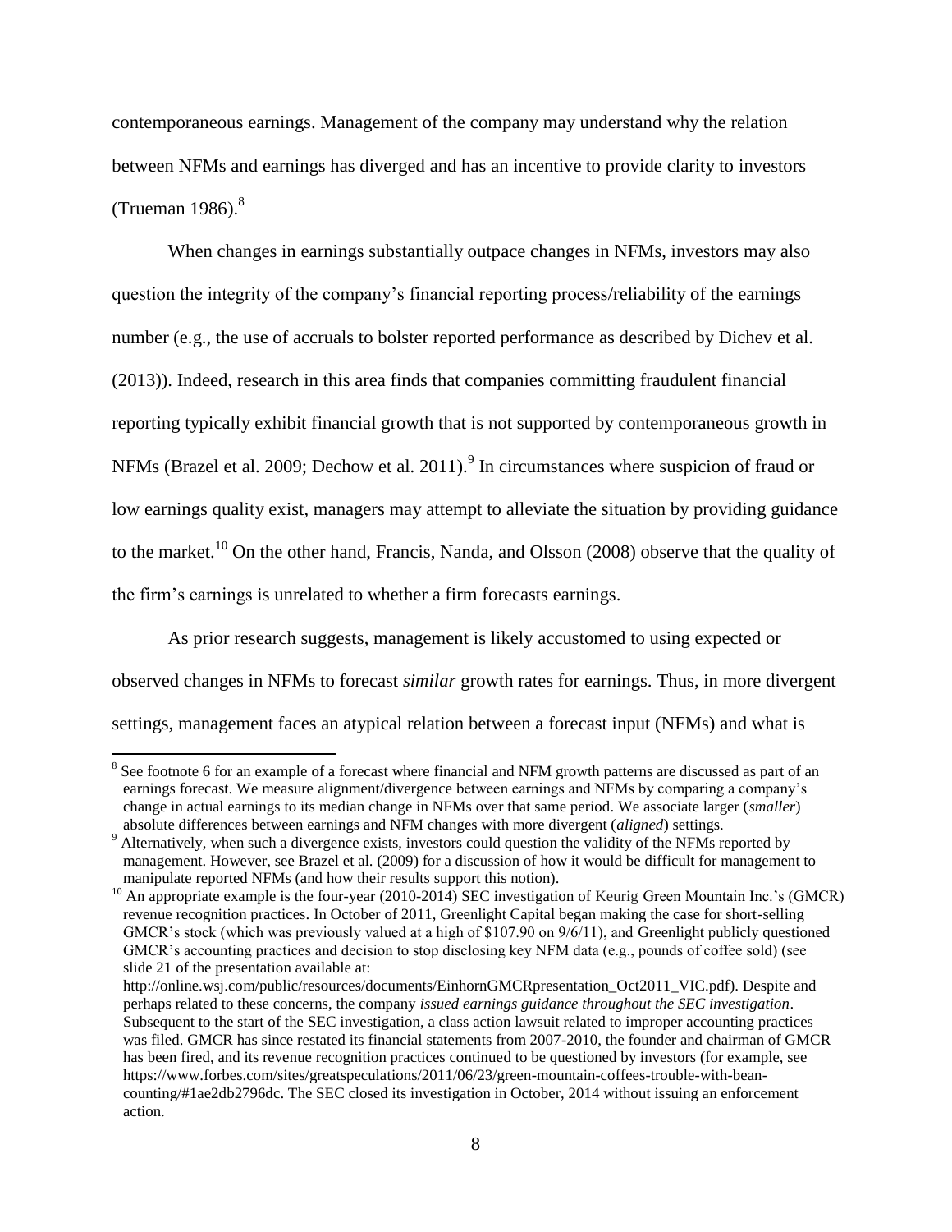contemporaneous earnings. Management of the company may understand why the relation between NFMs and earnings has diverged and has an incentive to provide clarity to investors (Trueman 1986).[8]

When changes in earnings substantially outpace changes in NFMs, investors may also question the integrity of the company's financial reporting process/reliability of the earnings number (e.g., the use of accruals to bolster reported performance as described by Dichev et al. (2013)). Indeed, research in this area finds that companies committing fraudulent financial reporting typically exhibit financial growth that is not supported by contemporaneous growth in NFMs (Brazel et al. 2009; Dechow et al. 2011).[9] In circumstances where suspicion of fraud or low earnings quality exist, managers may attempt to alleviate the situation by providing guidance to the market.[10] On the other hand, Francis, Nanda, and Olsson (2008) observe that the quality of the firm's earnings is unrelated to whether a firm forecasts earnings.

As prior research suggests, management is likely accustomed to using expected or observed changes in NFMs to forecast *similar* growth rates for earnings. Thus, in more divergent settings, management faces an atypical relation between a forecast input (NFMs) and what is

---

[8] See footnote 6 for an example of a forecast where financial and NFM growth patterns are discussed as part of an earnings forecast. We measure alignment/divergence between earnings and NFMs by comparing a company's change in actual earnings to its median change in NFMs over that same period. We associate larger (*smaller*) absolute differences between earnings and NFM changes with more divergent (*aligned*) settings.

[9] Alternatively, when such a divergence exists, investors could question the validity of the NFMs reported by management. However, see Brazel et al. (2009) for a discussion of how it would be difficult for management to manipulate reported NFMs (and how their results support this notion).

[10] An appropriate example is the four-year (2010-2014) SEC investigation of Keurig Green Mountain Inc.'s (GMCR) revenue recognition practices. In October of 2011, Greenlight Capital began making the case for short-selling GMCR's stock (which was previously valued at a high of $107.90 on 9/6/11), and Greenlight publicly questioned GMCR's accounting practices and decision to stop disclosing key NFM data (e.g., pounds of coffee sold) (see slide 21 of the presentation available at: http://online.wsj.com/public/resources/documents/EinhornGMCRpresentation_Oct2011_VIC.pdf). Despite and perhaps related to these concerns, the company *issued earnings guidance throughout the SEC investigation*. Subsequent to the start of the SEC investigation, a class action lawsuit related to improper accounting practices was filed. GMCR has since restated its financial statements from 2007-2010, the founder and chairman of GMCR has been fired, and its revenue recognition practices continued to be questioned by investors (for example, see https://www.forbes.com/sites/greatspeculations/2011/06/23/green-mountain-coffees-trouble-with-bean-counting/#1ae2db2796dc. The SEC closed its investigation in October, 2014 without issuing an enforcement action.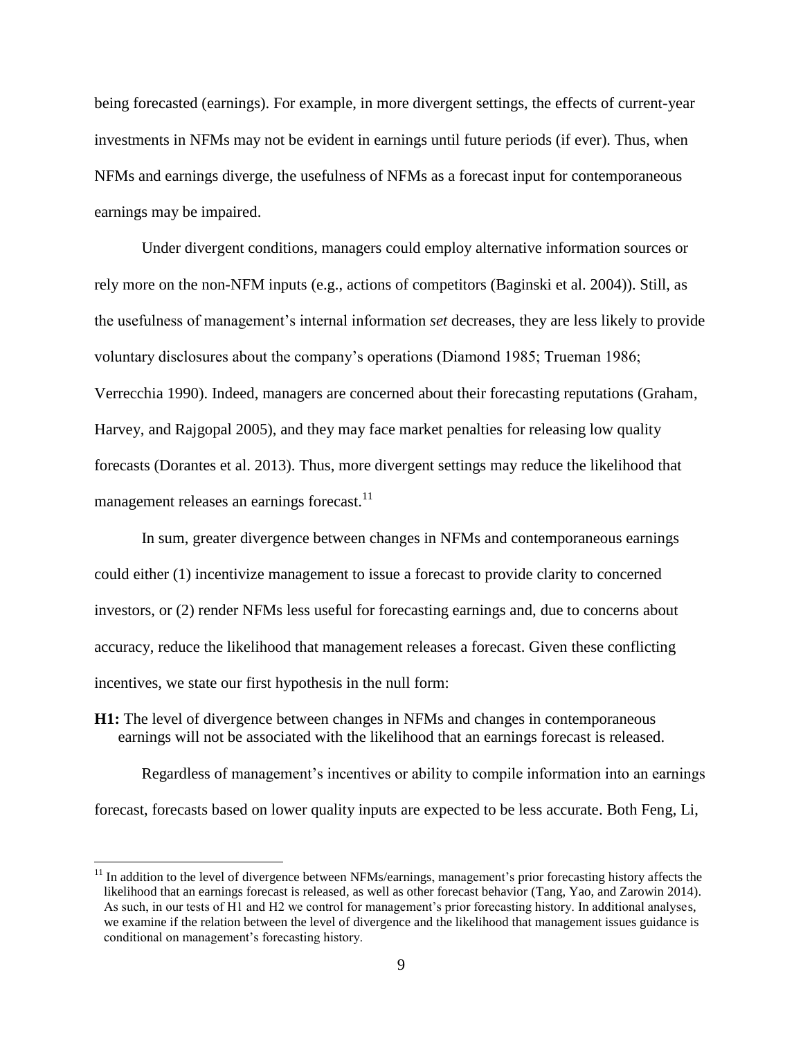being forecasted (earnings). For example, in more divergent settings, the effects of current-year investments in NFMs may not be evident in earnings until future periods (if ever). Thus, when NFMs and earnings diverge, the usefulness of NFMs as a forecast input for contemporaneous earnings may be impaired.

Under divergent conditions, managers could employ alternative information sources or rely more on the non-NFM inputs (e.g., actions of competitors (Baginski et al. 2004)). Still, as the usefulness of management's internal information *set* decreases, they are less likely to provide voluntary disclosures about the company's operations (Diamond 1985; Trueman 1986; Verrecchia 1990). Indeed, managers are concerned about their forecasting reputations (Graham, Harvey, and Rajgopal 2005), and they may face market penalties for releasing low quality forecasts (Dorantes et al. 2013). Thus, more divergent settings may reduce the likelihood that management releases an earnings forecast.[11]

In sum, greater divergence between changes in NFMs and contemporaneous earnings could either (1) incentivize management to issue a forecast to provide clarity to concerned investors, or (2) render NFMs less useful for forecasting earnings and, due to concerns about accuracy, reduce the likelihood that management releases a forecast. Given these conflicting incentives, we state our first hypothesis in the null form:

**H1:** The level of divergence between changes in NFMs and changes in contemporaneous earnings will not be associated with the likelihood that an earnings forecast is released.

Regardless of management's incentives or ability to compile information into an earnings forecast, forecasts based on lower quality inputs are expected to be less accurate. Both Feng, Li,

---

[11] In addition to the level of divergence between NFMs/earnings, management's prior forecasting history affects the likelihood that an earnings forecast is released, as well as other forecast behavior (Tang, Yao, and Zarowin 2014). As such, in our tests of H1 and H2 we control for management's prior forecasting history. In additional analyses, we examine if the relation between the level of divergence and the likelihood that management issues guidance is conditional on management's forecasting history.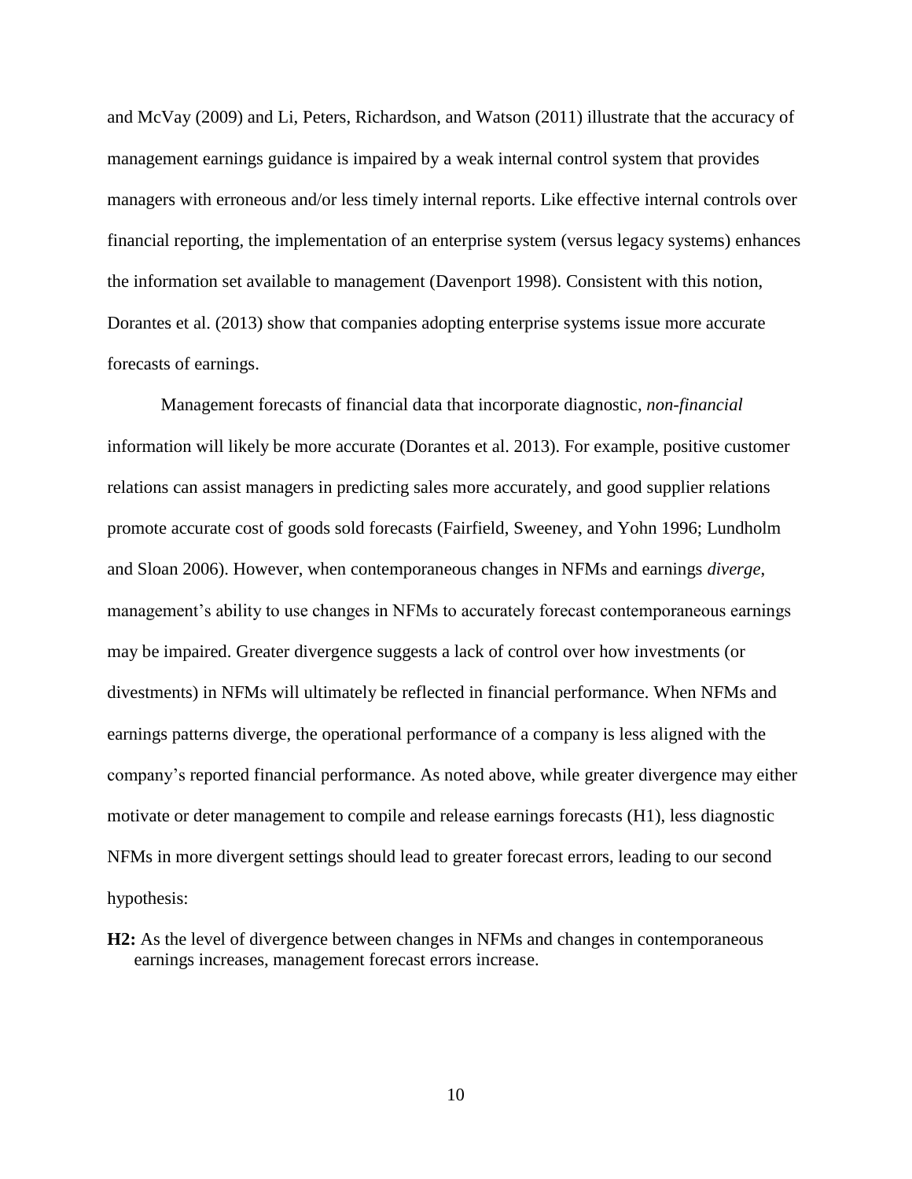and McVay (2009) and Li, Peters, Richardson, and Watson (2011) illustrate that the accuracy of management earnings guidance is impaired by a weak internal control system that provides managers with erroneous and/or less timely internal reports. Like effective internal controls over financial reporting, the implementation of an enterprise system (versus legacy systems) enhances the information set available to management (Davenport 1998). Consistent with this notion, Dorantes et al. (2013) show that companies adopting enterprise systems issue more accurate forecasts of earnings.

Management forecasts of financial data that incorporate diagnostic, *non-financial* information will likely be more accurate (Dorantes et al. 2013). For example, positive customer relations can assist managers in predicting sales more accurately, and good supplier relations promote accurate cost of goods sold forecasts (Fairfield, Sweeney, and Yohn 1996; Lundholm and Sloan 2006). However, when contemporaneous changes in NFMs and earnings *diverge*, management's ability to use changes in NFMs to accurately forecast contemporaneous earnings may be impaired. Greater divergence suggests a lack of control over how investments (or divestments) in NFMs will ultimately be reflected in financial performance. When NFMs and earnings patterns diverge, the operational performance of a company is less aligned with the company's reported financial performance. As noted above, while greater divergence may either motivate or deter management to compile and release earnings forecasts (H1), less diagnostic NFMs in more divergent settings should lead to greater forecast errors, leading to our second hypothesis:

**H2:** As the level of divergence between changes in NFMs and changes in contemporaneous earnings increases, management forecast errors increase.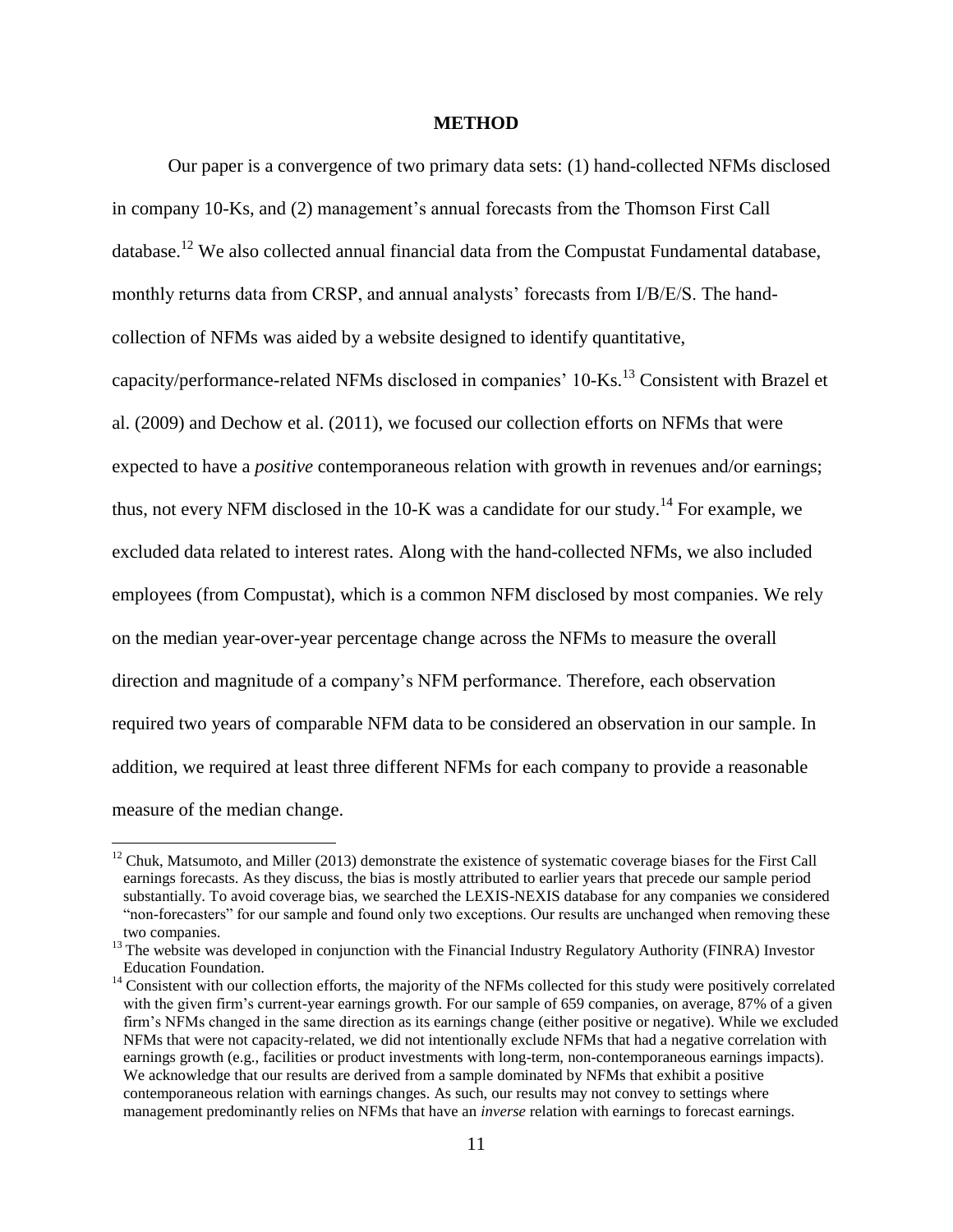## METHOD

Our paper is a convergence of two primary data sets: (1) hand-collected NFMs disclosed in company 10-Ks, and (2) management's annual forecasts from the Thomson First Call database.[12] We also collected annual financial data from the Compustat Fundamental database, monthly returns data from CRSP, and annual analysts' forecasts from I/B/E/S. The hand-collection of NFMs was aided by a website designed to identify quantitative, capacity/performance-related NFMs disclosed in companies' 10-Ks.[13] Consistent with Brazel et al. (2009) and Dechow et al. (2011), we focused our collection efforts on NFMs that were expected to have a *positive* contemporaneous relation with growth in revenues and/or earnings; thus, not every NFM disclosed in the 10-K was a candidate for our study.[14] For example, we excluded data related to interest rates. Along with the hand-collected NFMs, we also included employees (from Compustat), which is a common NFM disclosed by most companies. We rely on the median year-over-year percentage change across the NFMs to measure the overall direction and magnitude of a company's NFM performance. Therefore, each observation required two years of comparable NFM data to be considered an observation in our sample. In addition, we required at least three different NFMs for each company to provide a reasonable measure of the median change.

[12] Chuk, Matsumoto, and Miller (2013) demonstrate the existence of systematic coverage biases for the First Call earnings forecasts. As they discuss, the bias is mostly attributed to earlier years that precede our sample period substantially. To avoid coverage bias, we searched the LEXIS-NEXIS database for any companies we considered "non-forecasters" for our sample and found only two exceptions. Our results are unchanged when removing these two companies.

[13] The website was developed in conjunction with the Financial Industry Regulatory Authority (FINRA) Investor Education Foundation.

[14] Consistent with our collection efforts, the majority of the NFMs collected for this study were positively correlated with the given firm's current-year earnings growth. For our sample of 659 companies, on average, 87% of a given firm's NFMs changed in the same direction as its earnings change (either positive or negative). While we excluded NFMs that were not capacity-related, we did not intentionally exclude NFMs that had a negative correlation with earnings growth (e.g., facilities or product investments with long-term, non-contemporaneous earnings impacts). We acknowledge that our results are derived from a sample dominated by NFMs that exhibit a positive contemporaneous relation with earnings changes. As such, our results may not convey to settings where management predominantly relies on NFMs that have an *inverse* relation with earnings to forecast earnings.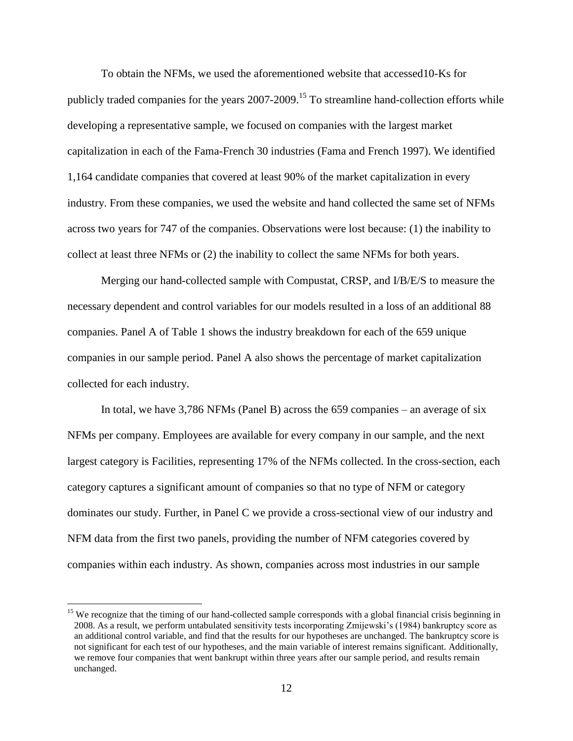To obtain the NFMs, we used the aforementioned website that accessed10-Ks for publicly traded companies for the years 2007-2009.[15] To streamline hand-collection efforts while developing a representative sample, we focused on companies with the largest market capitalization in each of the Fama-French 30 industries (Fama and French 1997). We identified 1,164 candidate companies that covered at least 90% of the market capitalization in every industry. From these companies, we used the website and hand collected the same set of NFMs across two years for 747 of the companies. Observations were lost because: (1) the inability to collect at least three NFMs or (2) the inability to collect the same NFMs for both years.

Merging our hand-collected sample with Compustat, CRSP, and I/B/E/S to measure the necessary dependent and control variables for our models resulted in a loss of an additional 88 companies. Panel A of Table 1 shows the industry breakdown for each of the 659 unique companies in our sample period. Panel A also shows the percentage of market capitalization collected for each industry.

In total, we have 3,786 NFMs (Panel B) across the 659 companies – an average of six NFMs per company. Employees are available for every company in our sample, and the next largest category is Facilities, representing 17% of the NFMs collected. In the cross-section, each category captures a significant amount of companies so that no type of NFM or category dominates our study. Further, in Panel C we provide a cross-sectional view of our industry and NFM data from the first two panels, providing the number of NFM categories covered by companies within each industry. As shown, companies across most industries in our sample

[15] We recognize that the timing of our hand-collected sample corresponds with a global financial crisis beginning in 2008. As a result, we perform untabulated sensitivity tests incorporating Zmijewski's (1984) bankruptcy score as an additional control variable, and find that the results for our hypotheses are unchanged. The bankruptcy score is not significant for each test of our hypotheses, and the main variable of interest remains significant. Additionally, we remove four companies that went bankrupt within three years after our sample period, and results remain unchanged.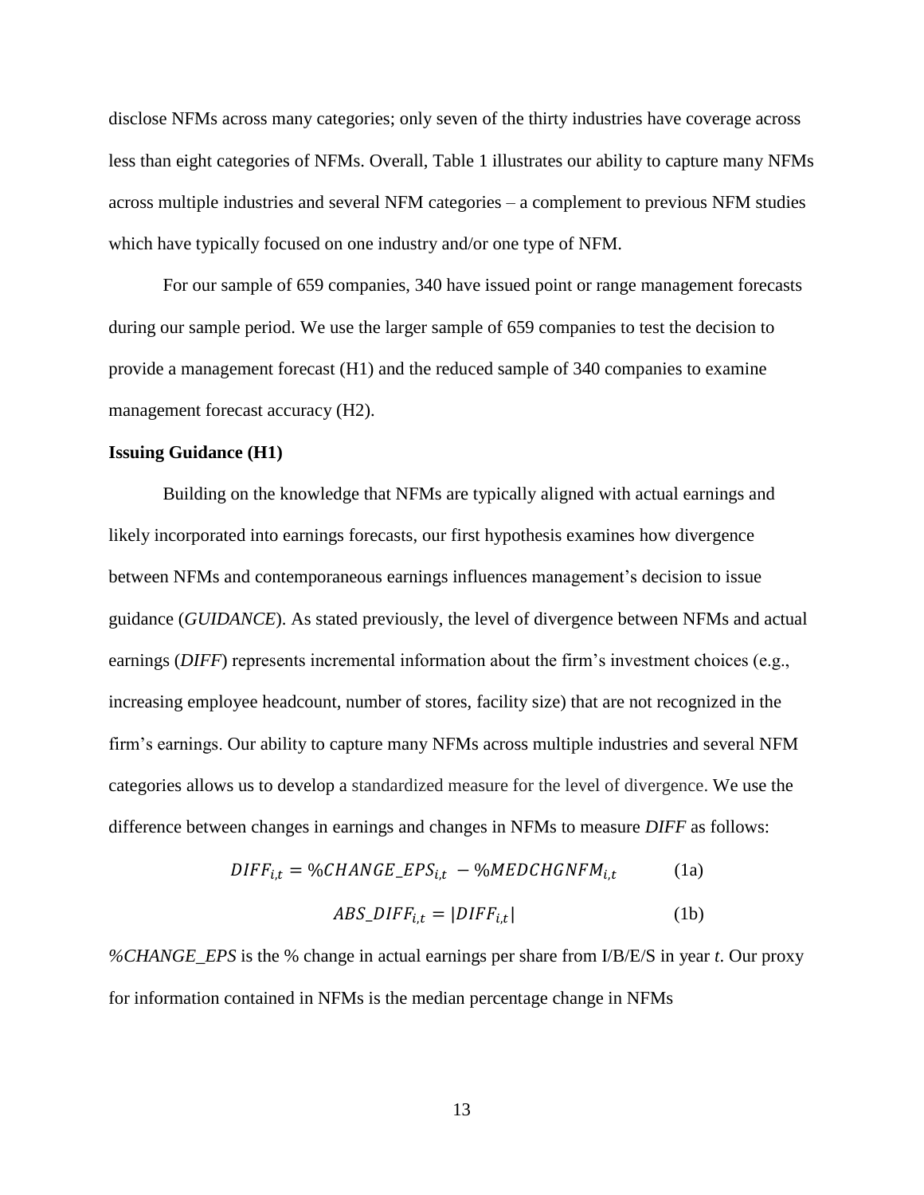disclose NFMs across many categories; only seven of the thirty industries have coverage across less than eight categories of NFMs. Overall, Table 1 illustrates our ability to capture many NFMs across multiple industries and several NFM categories – a complement to previous NFM studies which have typically focused on one industry and/or one type of NFM.

For our sample of 659 companies, 340 have issued point or range management forecasts during our sample period. We use the larger sample of 659 companies to test the decision to provide a management forecast (H1) and the reduced sample of 340 companies to examine management forecast accuracy (H2).

**Issuing Guidance (H1)**

Building on the knowledge that NFMs are typically aligned with actual earnings and likely incorporated into earnings forecasts, our first hypothesis examines how divergence between NFMs and contemporaneous earnings influences management's decision to issue guidance (*GUIDANCE*). As stated previously, the level of divergence between NFMs and actual earnings (*DIFF*) represents incremental information about the firm's investment choices (e.g., increasing employee headcount, number of stores, facility size) that are not recognized in the firm's earnings. Our ability to capture many NFMs across multiple industries and several NFM categories allows us to develop a standardized measure for the level of divergence. We use the difference between changes in earnings and changes in NFMs to measure *DIFF* as follows:

$$DIFF_{i,t} = \%CHANGE\_EPS_{i,t} - \%MEDCHGNFM_{i,t} \tag{1a}$$

$$ABS\_DIFF_{i,t} = |DIFF_{i,t}| \tag{1b}$$

*%CHANGE_EPS* is the % change in actual earnings per share from I/B/E/S in year *t*. Our proxy for information contained in NFMs is the median percentage change in NFMs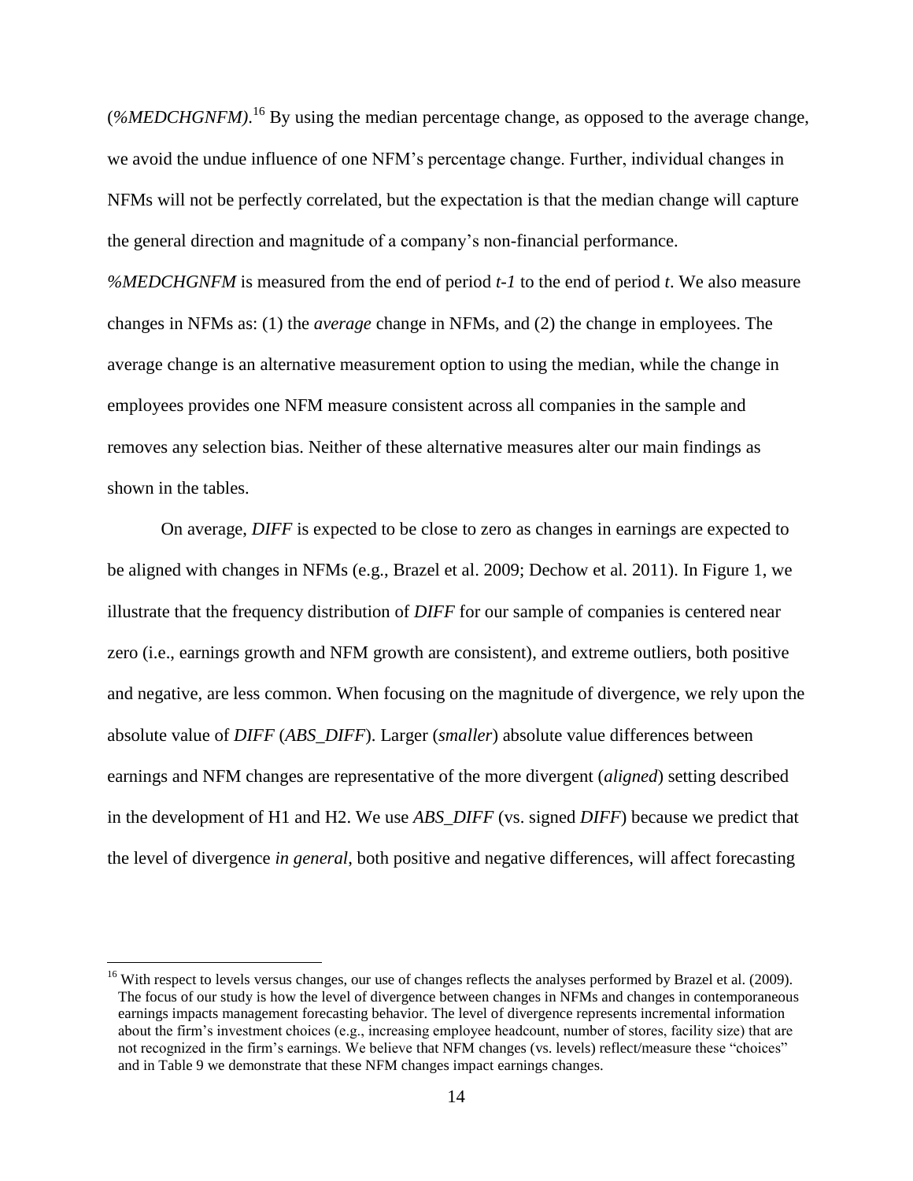(*%MEDCHGNFM)*.[16] By using the median percentage change, as opposed to the average change, we avoid the undue influence of one NFM's percentage change. Further, individual changes in NFMs will not be perfectly correlated, but the expectation is that the median change will capture the general direction and magnitude of a company's non-financial performance. *%MEDCHGNFM* is measured from the end of period *t-1* to the end of period *t*. We also measure changes in NFMs as: (1) the *average* change in NFMs, and (2) the change in employees. The average change is an alternative measurement option to using the median, while the change in employees provides one NFM measure consistent across all companies in the sample and removes any selection bias. Neither of these alternative measures alter our main findings as shown in the tables.

On average, *DIFF* is expected to be close to zero as changes in earnings are expected to be aligned with changes in NFMs (e.g., Brazel et al. 2009; Dechow et al. 2011). In Figure 1, we illustrate that the frequency distribution of *DIFF* for our sample of companies is centered near zero (i.e., earnings growth and NFM growth are consistent), and extreme outliers, both positive and negative, are less common. When focusing on the magnitude of divergence, we rely upon the absolute value of *DIFF* (*ABS_DIFF*). Larger (*smaller*) absolute value differences between earnings and NFM changes are representative of the more divergent (*aligned*) setting described in the development of H1 and H2. We use *ABS_DIFF* (vs. signed *DIFF*) because we predict that the level of divergence *in general*, both positive and negative differences, will affect forecasting

[16] With respect to levels versus changes, our use of changes reflects the analyses performed by Brazel et al. (2009). The focus of our study is how the level of divergence between changes in NFMs and changes in contemporaneous earnings impacts management forecasting behavior. The level of divergence represents incremental information about the firm's investment choices (e.g., increasing employee headcount, number of stores, facility size) that are not recognized in the firm's earnings. We believe that NFM changes (vs. levels) reflect/measure these "choices" and in Table 9 we demonstrate that these NFM changes impact earnings changes.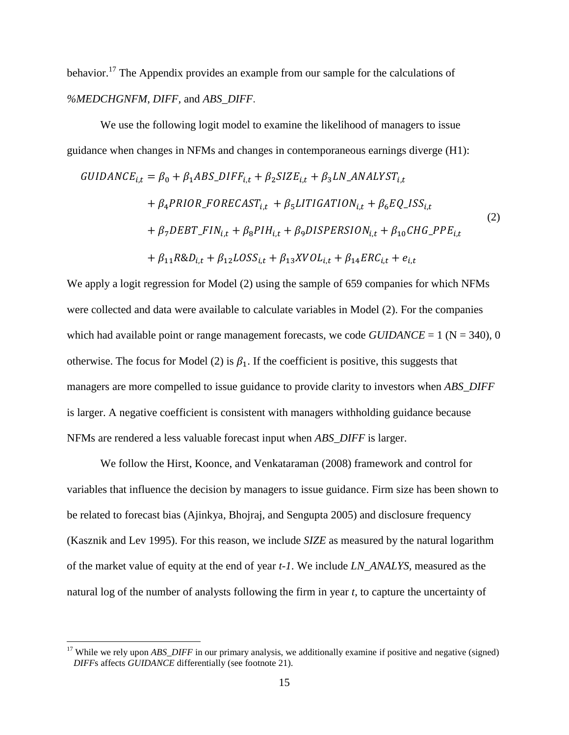behavior.[17] The Appendix provides an example from our sample for the calculations of *%MEDCHGNFM*, *DIFF*, and *ABS_DIFF*.

We use the following logit model to examine the likelihood of managers to issue guidance when changes in NFMs and changes in contemporaneous earnings diverge (H1):

$$
\begin{aligned}
GUIDANCE_{i,t} = \beta_0 &+ \beta_1 ABS\_DIFF_{i,t} + \beta_2 SIZE_{i,t} + \beta_3 LN\_ANALYST_{i,t} \\
&+ \beta_4 PRIOR\_FORECAST_{i,t} + \beta_5 LITIGATION_{i,t} + \beta_6 EQ\_ISS_{i,t} \\
&+ \beta_7 DEBT\_FIN_{i,t} + \beta_8 PIH_{i,t} + \beta_9 DISPERSION_{i,t} + \beta_{10} CHG\_PPE_{i,t} \\
&+ \beta_{11} R\&D_{i,t} + \beta_{12} LOSS_{i,t} + \beta_{13} XVOL_{i,t} + \beta_{14} ERC_{i,t} + e_{i,t}
\end{aligned}
\tag{2}
$$

We apply a logit regression for Model (2) using the sample of 659 companies for which NFMs were collected and data were available to calculate variables in Model (2). For the companies which had available point or range management forecasts, we code *GUIDANCE* = 1 (N = 340), 0 otherwise. The focus for Model (2) is $\beta_1$. If the coefficient is positive, this suggests that managers are more compelled to issue guidance to provide clarity to investors when *ABS_DIFF* is larger. A negative coefficient is consistent with managers withholding guidance because NFMs are rendered a less valuable forecast input when *ABS_DIFF* is larger.

We follow the Hirst, Koonce, and Venkataraman (2008) framework and control for variables that influence the decision by managers to issue guidance. Firm size has been shown to be related to forecast bias (Ajinkya, Bhojraj, and Sengupta 2005) and disclosure frequency (Kasznik and Lev 1995). For this reason, we include *SIZE* as measured by the natural logarithm of the market value of equity at the end of year *t-1*. We include *LN_ANALYS*, measured as the natural log of the number of analysts following the firm in year *t*, to capture the uncertainty of

---

[17] While we rely upon *ABS_DIFF* in our primary analysis, we additionally examine if positive and negative (signed) *DIFF*s affects *GUIDANCE* differentially (see footnote 21).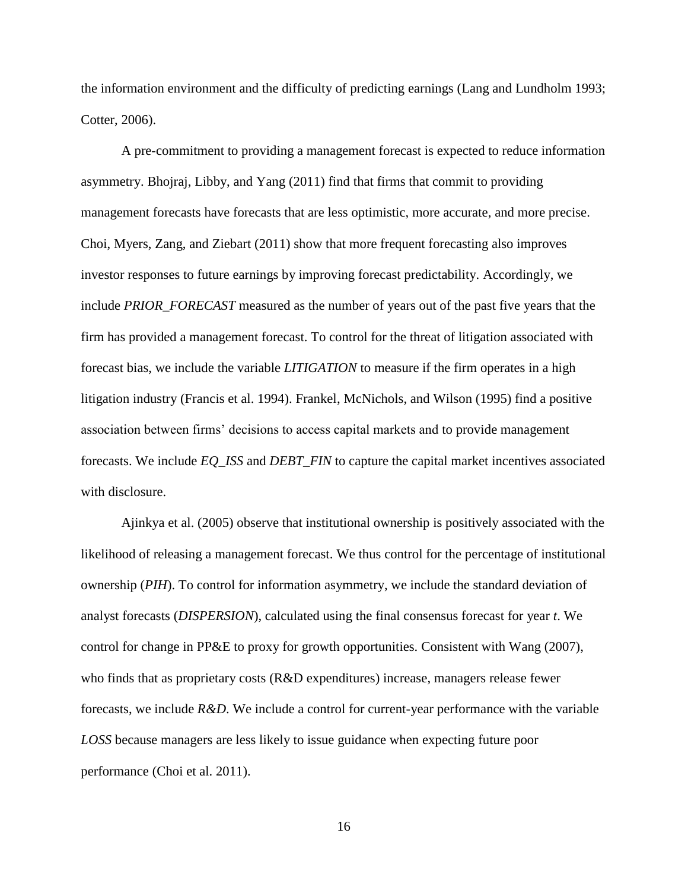the information environment and the difficulty of predicting earnings (Lang and Lundholm 1993; Cotter, 2006).

A pre-commitment to providing a management forecast is expected to reduce information asymmetry. Bhojraj, Libby, and Yang (2011) find that firms that commit to providing management forecasts have forecasts that are less optimistic, more accurate, and more precise. Choi, Myers, Zang, and Ziebart (2011) show that more frequent forecasting also improves investor responses to future earnings by improving forecast predictability. Accordingly, we include *PRIOR_FORECAST* measured as the number of years out of the past five years that the firm has provided a management forecast. To control for the threat of litigation associated with forecast bias, we include the variable *LITIGATION* to measure if the firm operates in a high litigation industry (Francis et al. 1994). Frankel, McNichols, and Wilson (1995) find a positive association between firms' decisions to access capital markets and to provide management forecasts. We include *EQ_ISS* and *DEBT_FIN* to capture the capital market incentives associated with disclosure.

Ajinkya et al. (2005) observe that institutional ownership is positively associated with the likelihood of releasing a management forecast. We thus control for the percentage of institutional ownership (*PIH*). To control for information asymmetry, we include the standard deviation of analyst forecasts (*DISPERSION*), calculated using the final consensus forecast for year *t*. We control for change in PP&E to proxy for growth opportunities. Consistent with Wang (2007), who finds that as proprietary costs (R&D expenditures) increase, managers release fewer forecasts, we include *R&D*. We include a control for current-year performance with the variable *LOSS* because managers are less likely to issue guidance when expecting future poor performance (Choi et al. 2011).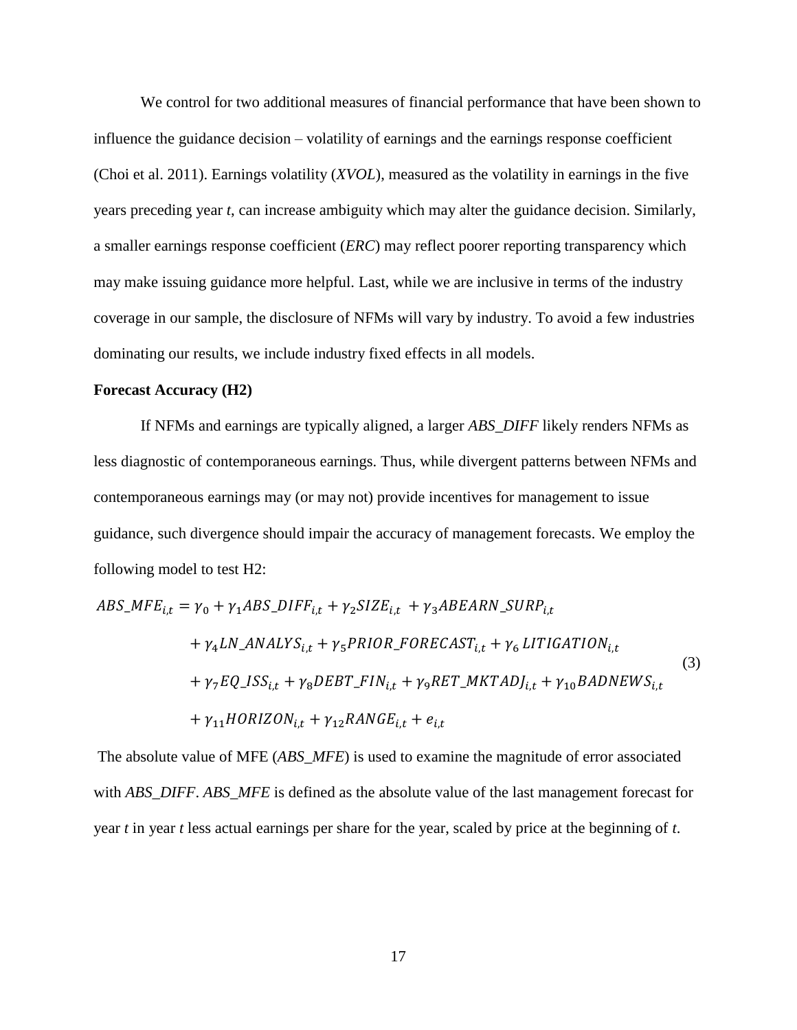We control for two additional measures of financial performance that have been shown to influence the guidance decision – volatility of earnings and the earnings response coefficient (Choi et al. 2011). Earnings volatility (*XVOL*), measured as the volatility in earnings in the five years preceding year *t*, can increase ambiguity which may alter the guidance decision. Similarly, a smaller earnings response coefficient (*ERC*) may reflect poorer reporting transparency which may make issuing guidance more helpful. Last, while we are inclusive in terms of the industry coverage in our sample, the disclosure of NFMs will vary by industry. To avoid a few industries dominating our results, we include industry fixed effects in all models.

**Forecast Accuracy (H2)**

If NFMs and earnings are typically aligned, a larger *ABS_DIFF* likely renders NFMs as less diagnostic of contemporaneous earnings. Thus, while divergent patterns between NFMs and contemporaneous earnings may (or may not) provide incentives for management to issue guidance, such divergence should impair the accuracy of management forecasts. We employ the following model to test H2:

$$\begin{aligned} ABS\_MFE_{i,t} = \gamma_0 &+ \gamma_1 ABS\_DIFF_{i,t} + \gamma_2 SIZE_{i,t} + \gamma_3 ABEARN\_SURP_{i,t} \\ &+ \gamma_4 LN\_ANALYS_{i,t} + \gamma_5 PRIOR\_FORECAST_{i,t} + \gamma_6 LITIGATION_{i,t} \\ &+ \gamma_7 EQ\_ISS_{i,t} + \gamma_8 DEBT\_FIN_{i,t} + \gamma_9 RET\_MKTADJ_{i,t} + \gamma_{10} BADNEWS_{i,t} \\ &+ \gamma_{11} HORIZON_{i,t} + \gamma_{12} RANGE_{i,t} + e_{i,t} \end{aligned} \tag{3}$$

The absolute value of MFE (*ABS_MFE*) is used to examine the magnitude of error associated with *ABS_DIFF*. *ABS_MFE* is defined as the absolute value of the last management forecast for year *t* in year *t* less actual earnings per share for the year, scaled by price at the beginning of *t*.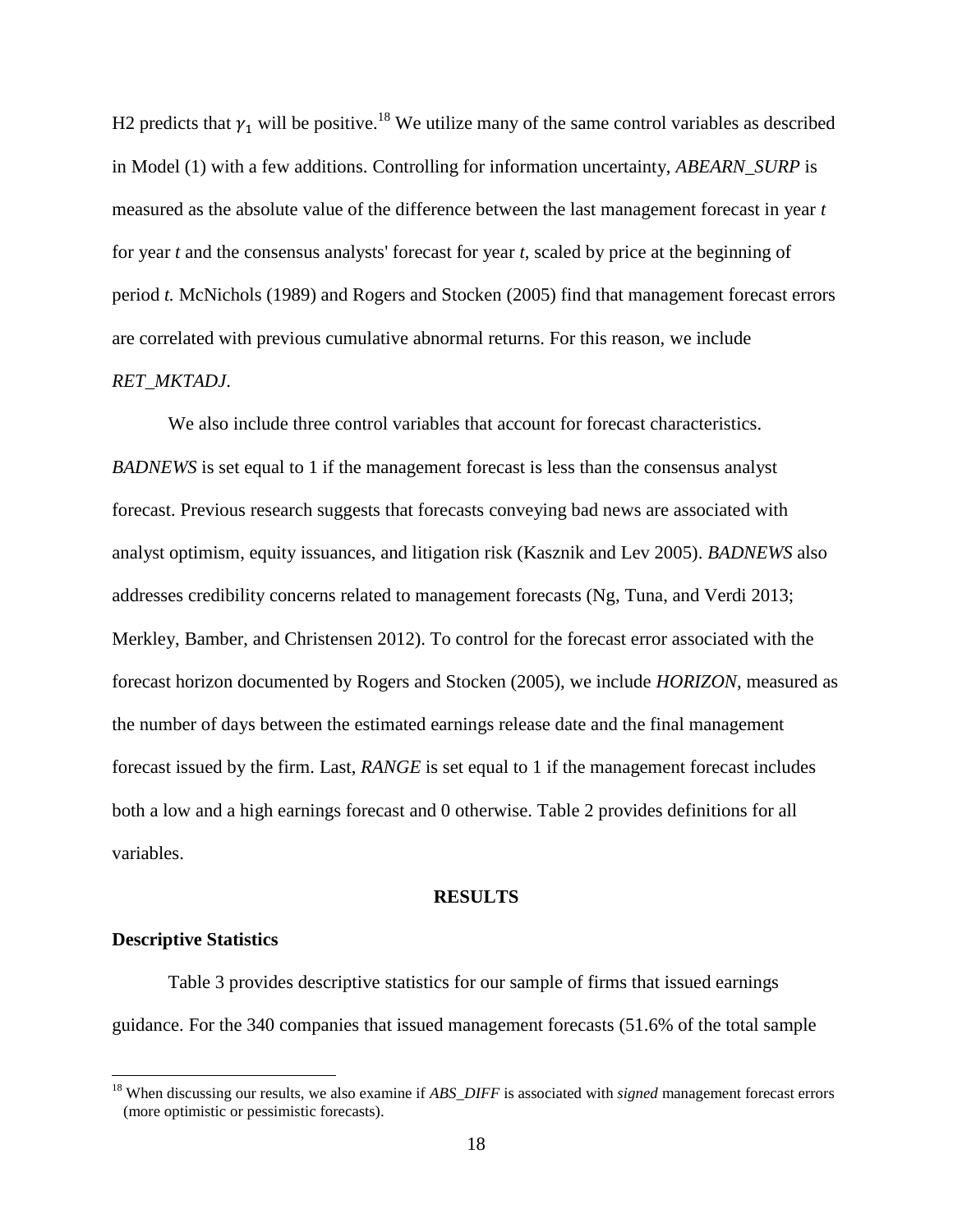H2 predicts that $\gamma_1$ will be positive.[18] We utilize many of the same control variables as described in Model (1) with a few additions. Controlling for information uncertainty, *ABEARN_SURP* is measured as the absolute value of the difference between the last management forecast in year *t* for year *t* and the consensus analysts' forecast for year *t*, scaled by price at the beginning of period *t.* McNichols (1989) and Rogers and Stocken (2005) find that management forecast errors are correlated with previous cumulative abnormal returns. For this reason, we include *RET_MKTADJ*.

We also include three control variables that account for forecast characteristics. *BADNEWS* is set equal to 1 if the management forecast is less than the consensus analyst forecast. Previous research suggests that forecasts conveying bad news are associated with analyst optimism, equity issuances, and litigation risk (Kasznik and Lev 2005). *BADNEWS* also addresses credibility concerns related to management forecasts (Ng, Tuna, and Verdi 2013; Merkley, Bamber, and Christensen 2012). To control for the forecast error associated with the forecast horizon documented by Rogers and Stocken (2005), we include *HORIZON*, measured as the number of days between the estimated earnings release date and the final management forecast issued by the firm. Last, *RANGE* is set equal to 1 if the management forecast includes both a low and a high earnings forecast and 0 otherwise. Table 2 provides definitions for all variables.

## RESULTS

### Descriptive Statistics

Table 3 provides descriptive statistics for our sample of firms that issued earnings guidance. For the 340 companies that issued management forecasts (51.6% of the total sample

[18] When discussing our results, we also examine if *ABS_DIFF* is associated with *signed* management forecast errors (more optimistic or pessimistic forecasts).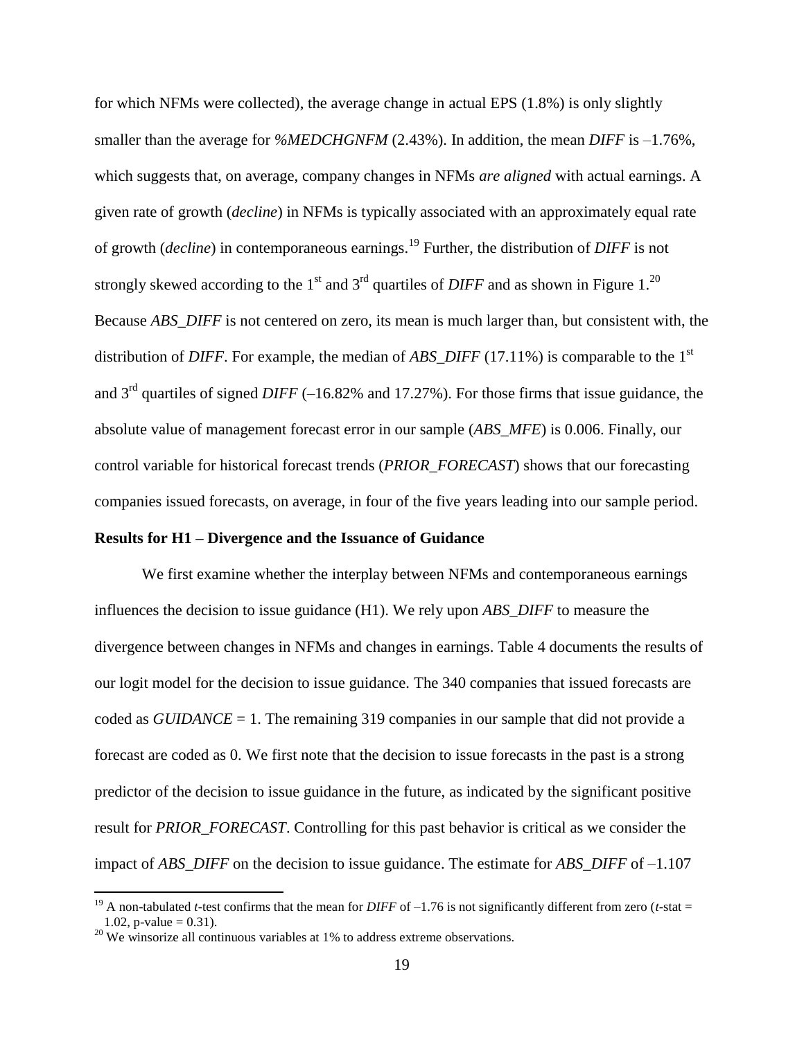for which NFMs were collected), the average change in actual EPS (1.8%) is only slightly smaller than the average for *%MEDCHGNFM* (2.43%). In addition, the mean *DIFF* is –1.76%, which suggests that, on average, company changes in NFMs *are aligned* with actual earnings. A given rate of growth (*decline*) in NFMs is typically associated with an approximately equal rate of growth (*decline*) in contemporaneous earnings.[19] Further, the distribution of *DIFF* is not strongly skewed according to the 1st and 3rd quartiles of *DIFF* and as shown in Figure 1.[20] Because *ABS_DIFF* is not centered on zero, its mean is much larger than, but consistent with, the distribution of *DIFF*. For example, the median of *ABS_DIFF* (17.11%) is comparable to the 1st and 3rd quartiles of signed *DIFF* (–16.82% and 17.27%). For those firms that issue guidance, the absolute value of management forecast error in our sample (*ABS_MFE*) is 0.006. Finally, our control variable for historical forecast trends (*PRIOR_FORECAST*) shows that our forecasting companies issued forecasts, on average, in four of the five years leading into our sample period.

**Results for H1 – Divergence and the Issuance of Guidance**

We first examine whether the interplay between NFMs and contemporaneous earnings influences the decision to issue guidance (H1). We rely upon *ABS_DIFF* to measure the divergence between changes in NFMs and changes in earnings. Table 4 documents the results of our logit model for the decision to issue guidance. The 340 companies that issued forecasts are coded as *GUIDANCE* = 1. The remaining 319 companies in our sample that did not provide a forecast are coded as 0. We first note that the decision to issue forecasts in the past is a strong predictor of the decision to issue guidance in the future, as indicated by the significant positive result for *PRIOR_FORECAST*. Controlling for this past behavior is critical as we consider the impact of *ABS_DIFF* on the decision to issue guidance. The estimate for *ABS_DIFF* of –1.107

[19] A non-tabulated *t*-test confirms that the mean for *DIFF* of –1.76 is not significantly different from zero (*t*-stat = 1.02, p-value = 0.31).

[20] We winsorize all continuous variables at 1% to address extreme observations.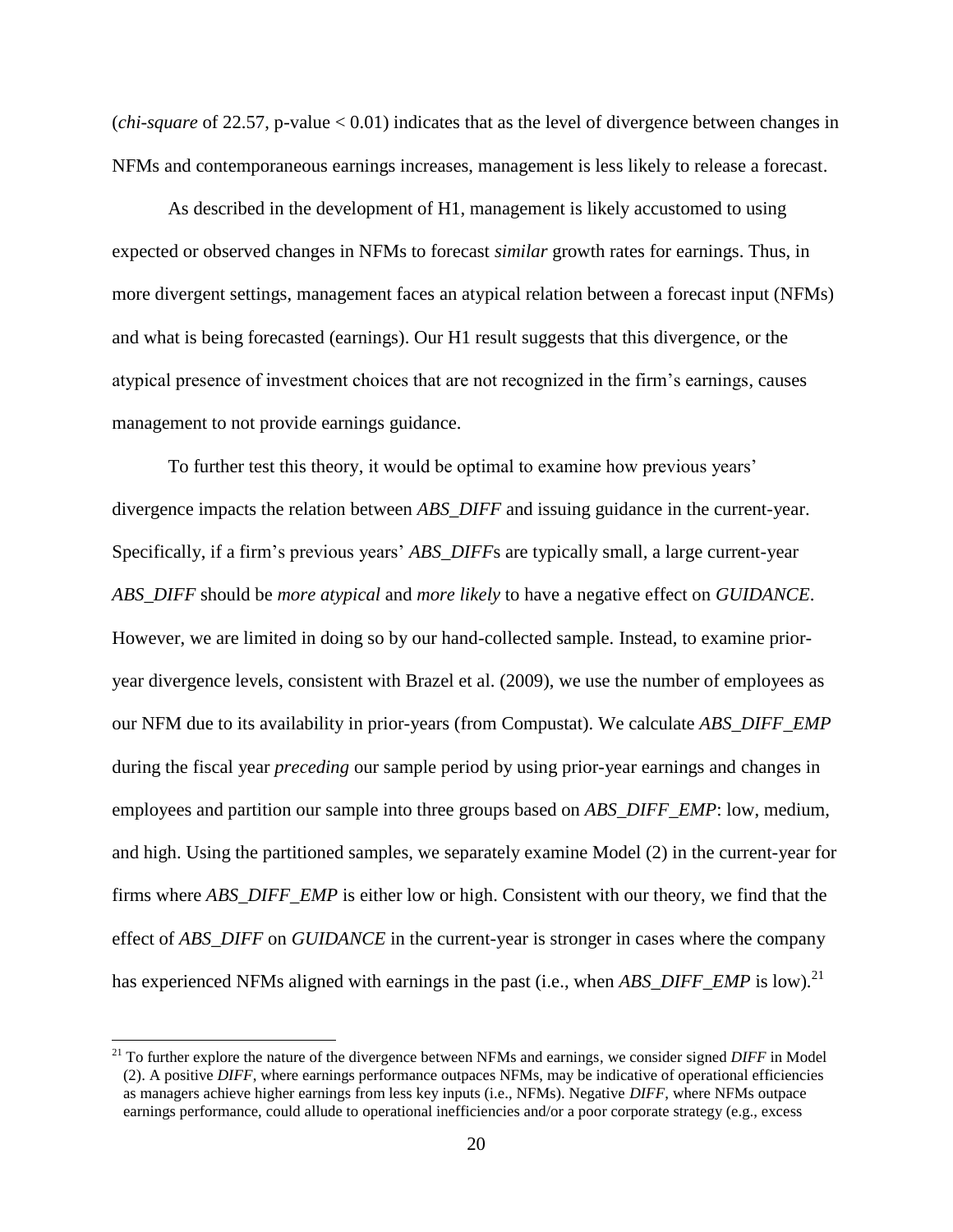(*chi-square* of 22.57, p-value < 0.01) indicates that as the level of divergence between changes in NFMs and contemporaneous earnings increases, management is less likely to release a forecast.

As described in the development of H1, management is likely accustomed to using expected or observed changes in NFMs to forecast *similar* growth rates for earnings. Thus, in more divergent settings, management faces an atypical relation between a forecast input (NFMs) and what is being forecasted (earnings). Our H1 result suggests that this divergence, or the atypical presence of investment choices that are not recognized in the firm's earnings, causes management to not provide earnings guidance.

To further test this theory, it would be optimal to examine how previous years' divergence impacts the relation between *ABS_DIFF* and issuing guidance in the current-year. Specifically, if a firm's previous years' *ABS_DIFF*s are typically small, a large current-year *ABS_DIFF* should be *more atypical* and *more likely* to have a negative effect on *GUIDANCE*. However, we are limited in doing so by our hand-collected sample. Instead, to examine prior-year divergence levels, consistent with Brazel et al. (2009), we use the number of employees as our NFM due to its availability in prior-years (from Compustat). We calculate *ABS_DIFF_EMP* during the fiscal year *preceding* our sample period by using prior-year earnings and changes in employees and partition our sample into three groups based on *ABS_DIFF_EMP*: low, medium, and high. Using the partitioned samples, we separately examine Model (2) in the current-year for firms where *ABS_DIFF_EMP* is either low or high. Consistent with our theory, we find that the effect of *ABS_DIFF* on *GUIDANCE* in the current-year is stronger in cases where the company has experienced NFMs aligned with earnings in the past (i.e., when *ABS_DIFF_EMP* is low).[21]

---

[21] To further explore the nature of the divergence between NFMs and earnings, we consider signed *DIFF* in Model (2). A positive *DIFF*, where earnings performance outpaces NFMs, may be indicative of operational efficiencies as managers achieve higher earnings from less key inputs (i.e., NFMs). Negative *DIFF*, where NFMs outpace earnings performance, could allude to operational inefficiencies and/or a poor corporate strategy (e.g., excess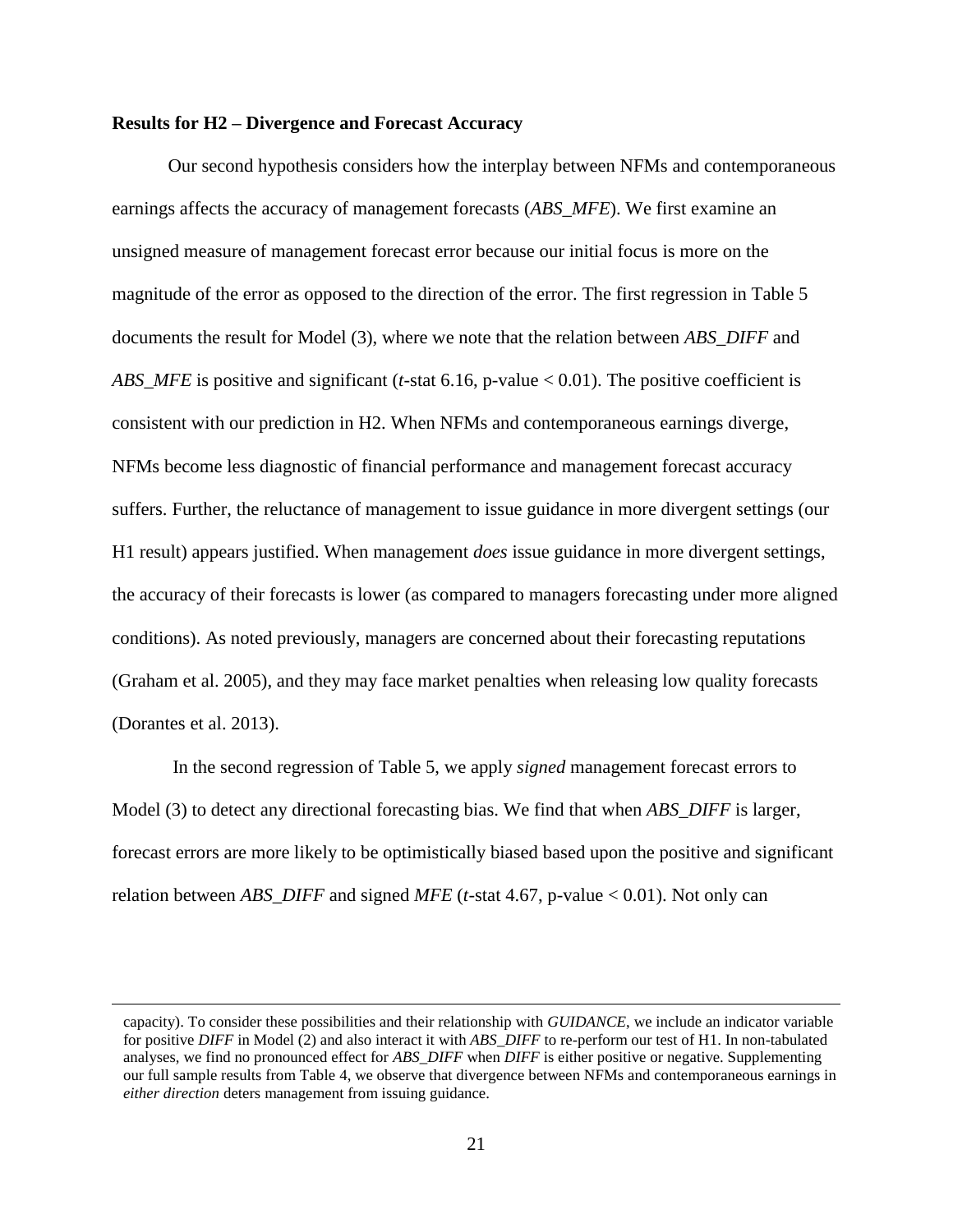**Results for H2 – Divergence and Forecast Accuracy**

Our second hypothesis considers how the interplay between NFMs and contemporaneous earnings affects the accuracy of management forecasts (*ABS_MFE*). We first examine an unsigned measure of management forecast error because our initial focus is more on the magnitude of the error as opposed to the direction of the error. The first regression in Table 5 documents the result for Model (3), where we note that the relation between *ABS_DIFF* and *ABS_MFE* is positive and significant (*t*-stat 6.16, p-value < 0.01). The positive coefficient is consistent with our prediction in H2. When NFMs and contemporaneous earnings diverge, NFMs become less diagnostic of financial performance and management forecast accuracy suffers. Further, the reluctance of management to issue guidance in more divergent settings (our H1 result) appears justified. When management *does* issue guidance in more divergent settings, the accuracy of their forecasts is lower (as compared to managers forecasting under more aligned conditions). As noted previously, managers are concerned about their forecasting reputations (Graham et al. 2005), and they may face market penalties when releasing low quality forecasts (Dorantes et al. 2013).

In the second regression of Table 5, we apply *signed* management forecast errors to Model (3) to detect any directional forecasting bias. We find that when *ABS_DIFF* is larger, forecast errors are more likely to be optimistically biased based upon the positive and significant relation between *ABS_DIFF* and signed *MFE* (*t*-stat 4.67, p-value < 0.01). Not only can

---

capacity). To consider these possibilities and their relationship with *GUIDANCE*, we include an indicator variable for positive *DIFF* in Model (2) and also interact it with *ABS_DIFF* to re-perform our test of H1. In non-tabulated analyses, we find no pronounced effect for *ABS_DIFF* when *DIFF* is either positive or negative. Supplementing our full sample results from Table 4, we observe that divergence between NFMs and contemporaneous earnings in *either direction* deters management from issuing guidance.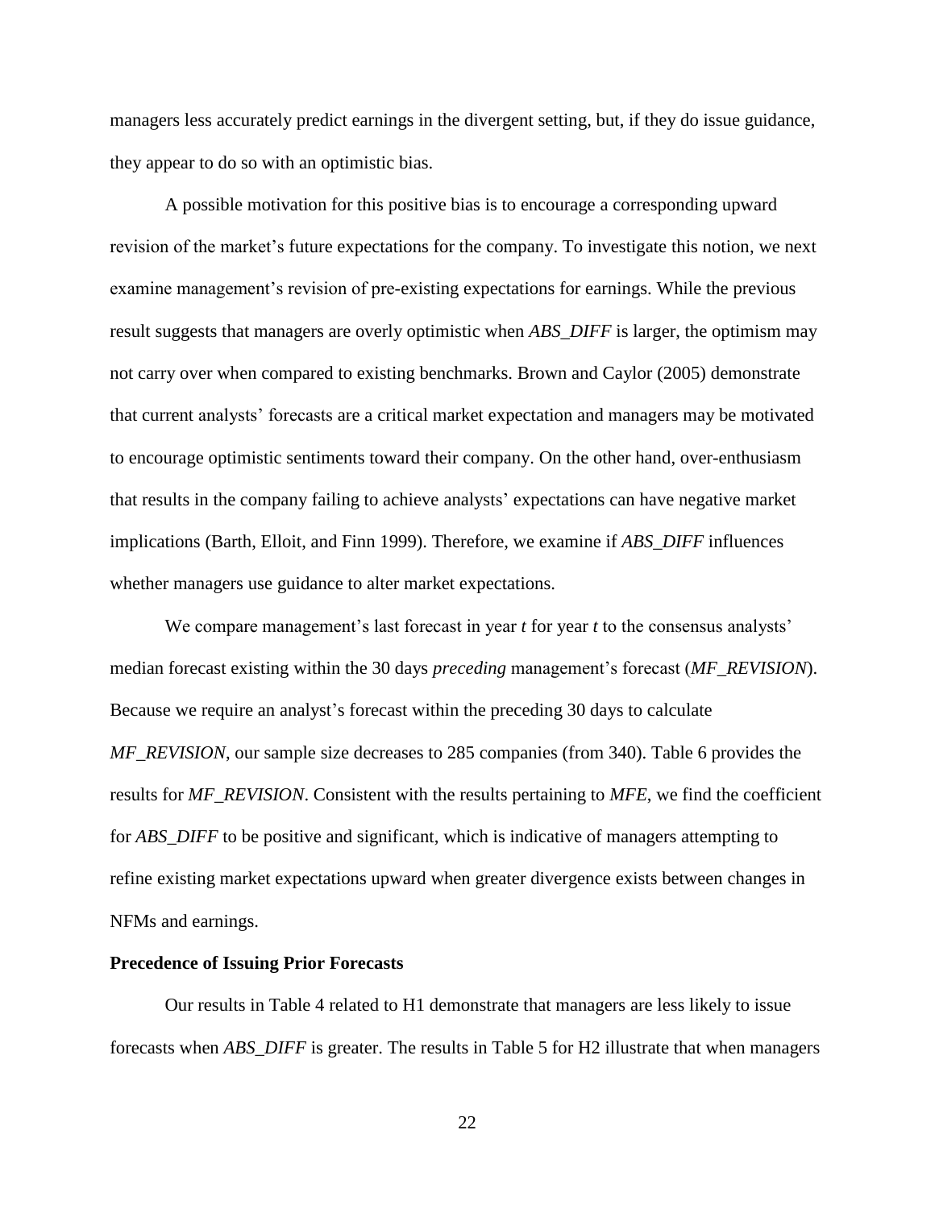managers less accurately predict earnings in the divergent setting, but, if they do issue guidance, they appear to do so with an optimistic bias.

A possible motivation for this positive bias is to encourage a corresponding upward revision of the market's future expectations for the company. To investigate this notion, we next examine management's revision of pre-existing expectations for earnings. While the previous result suggests that managers are overly optimistic when *ABS_DIFF* is larger, the optimism may not carry over when compared to existing benchmarks. Brown and Caylor (2005) demonstrate that current analysts' forecasts are a critical market expectation and managers may be motivated to encourage optimistic sentiments toward their company. On the other hand, over-enthusiasm that results in the company failing to achieve analysts' expectations can have negative market implications (Barth, Elloit, and Finn 1999). Therefore, we examine if *ABS_DIFF* influences whether managers use guidance to alter market expectations.

We compare management's last forecast in year *t* for year *t* to the consensus analysts' median forecast existing within the 30 days *preceding* management's forecast (*MF_REVISION*). Because we require an analyst's forecast within the preceding 30 days to calculate *MF_REVISION*, our sample size decreases to 285 companies (from 340). Table 6 provides the results for *MF_REVISION*. Consistent with the results pertaining to *MFE*, we find the coefficient for *ABS_DIFF* to be positive and significant, which is indicative of managers attempting to refine existing market expectations upward when greater divergence exists between changes in NFMs and earnings.

**Precedence of Issuing Prior Forecasts**

Our results in Table 4 related to H1 demonstrate that managers are less likely to issue forecasts when *ABS_DIFF* is greater. The results in Table 5 for H2 illustrate that when managers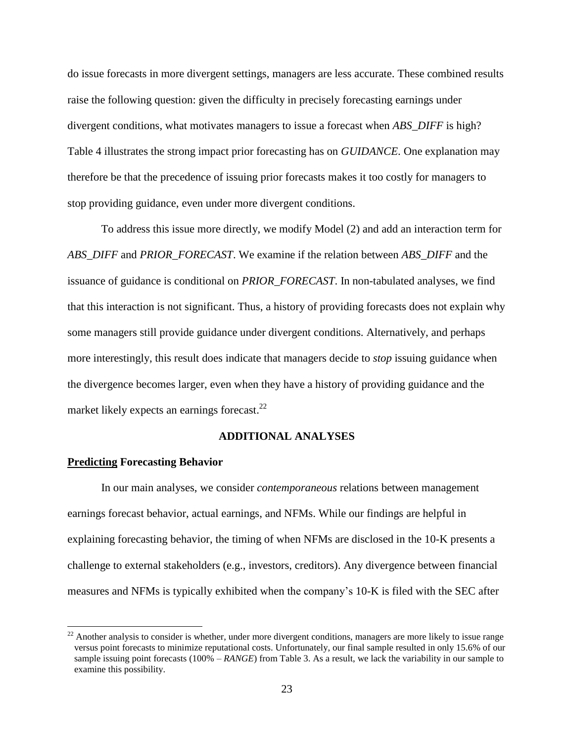do issue forecasts in more divergent settings, managers are less accurate. These combined results raise the following question: given the difficulty in precisely forecasting earnings under divergent conditions, what motivates managers to issue a forecast when *ABS_DIFF* is high? Table 4 illustrates the strong impact prior forecasting has on *GUIDANCE*. One explanation may therefore be that the precedence of issuing prior forecasts makes it too costly for managers to stop providing guidance, even under more divergent conditions.

To address this issue more directly, we modify Model (2) and add an interaction term for *ABS_DIFF* and *PRIOR_FORECAST*. We examine if the relation between *ABS_DIFF* and the issuance of guidance is conditional on *PRIOR_FORECAST*. In non-tabulated analyses, we find that this interaction is not significant. Thus, a history of providing forecasts does not explain why some managers still provide guidance under divergent conditions. Alternatively, and perhaps more interestingly, this result does indicate that managers decide to *stop* issuing guidance when the divergence becomes larger, even when they have a history of providing guidance and the market likely expects an earnings forecast.[22]

## ADDITIONAL ANALYSES

### Predicting Forecasting Behavior

In our main analyses, we consider *contemporaneous* relations between management earnings forecast behavior, actual earnings, and NFMs. While our findings are helpful in explaining forecasting behavior, the timing of when NFMs are disclosed in the 10-K presents a challenge to external stakeholders (e.g., investors, creditors). Any divergence between financial measures and NFMs is typically exhibited when the company's 10-K is filed with the SEC after

[22] Another analysis to consider is whether, under more divergent conditions, managers are more likely to issue range versus point forecasts to minimize reputational costs. Unfortunately, our final sample resulted in only 15.6% of our sample issuing point forecasts (100% – *RANGE*) from Table 3. As a result, we lack the variability in our sample to examine this possibility.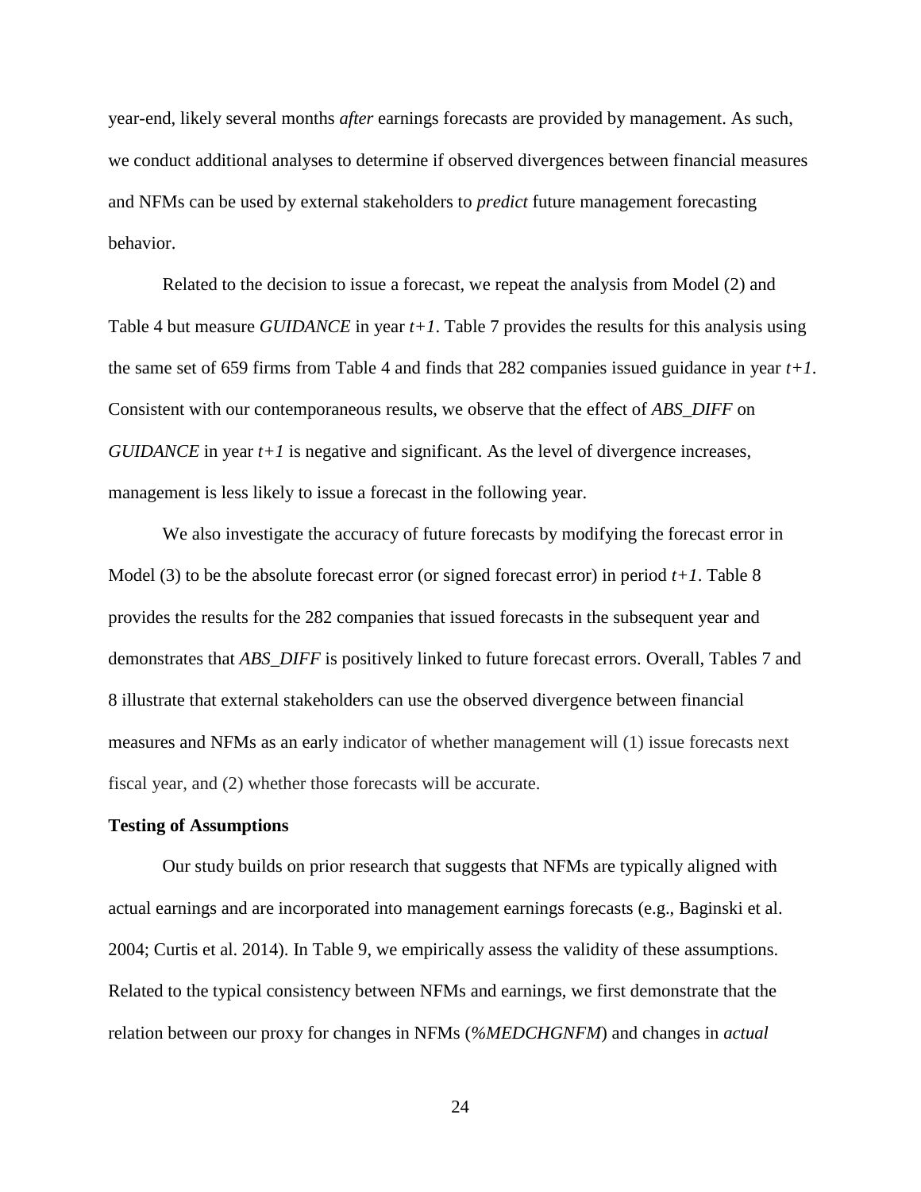year-end, likely several months *after* earnings forecasts are provided by management. As such, we conduct additional analyses to determine if observed divergences between financial measures and NFMs can be used by external stakeholders to *predict* future management forecasting behavior.

Related to the decision to issue a forecast, we repeat the analysis from Model (2) and Table 4 but measure *GUIDANCE* in year *t+1*. Table 7 provides the results for this analysis using the same set of 659 firms from Table 4 and finds that 282 companies issued guidance in year *t+1*. Consistent with our contemporaneous results, we observe that the effect of *ABS_DIFF* on *GUIDANCE* in year *t+1* is negative and significant. As the level of divergence increases, management is less likely to issue a forecast in the following year.

We also investigate the accuracy of future forecasts by modifying the forecast error in Model (3) to be the absolute forecast error (or signed forecast error) in period *t+1*. Table 8 provides the results for the 282 companies that issued forecasts in the subsequent year and demonstrates that *ABS_DIFF* is positively linked to future forecast errors. Overall, Tables 7 and 8 illustrate that external stakeholders can use the observed divergence between financial measures and NFMs as an early indicator of whether management will (1) issue forecasts next fiscal year, and (2) whether those forecasts will be accurate.

**Testing of Assumptions**

Our study builds on prior research that suggests that NFMs are typically aligned with actual earnings and are incorporated into management earnings forecasts (e.g., Baginski et al. 2004; Curtis et al. 2014). In Table 9, we empirically assess the validity of these assumptions. Related to the typical consistency between NFMs and earnings, we first demonstrate that the relation between our proxy for changes in NFMs (*%MEDCHGNFM*) and changes in *actual*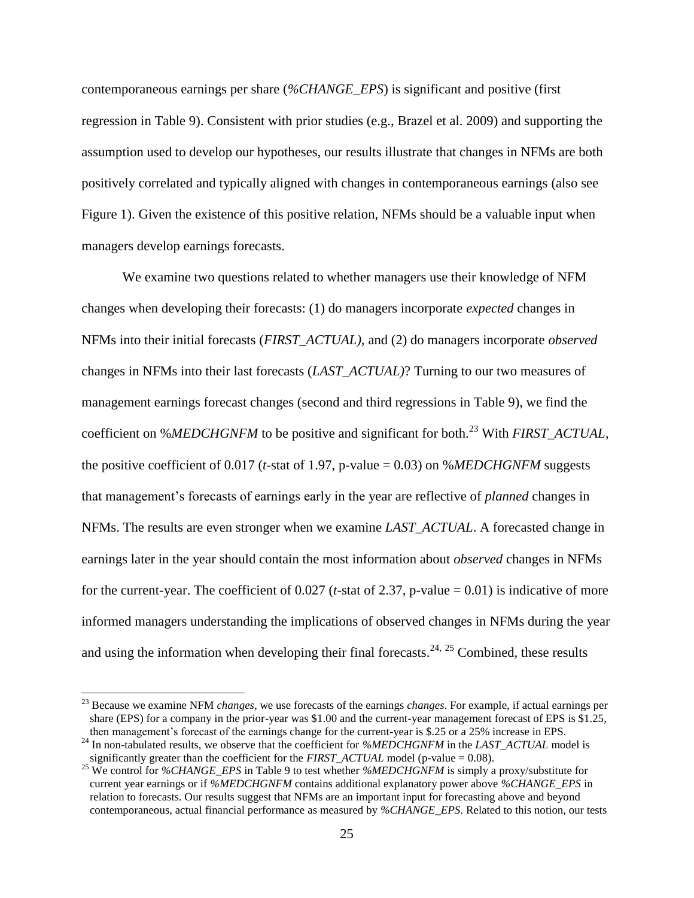contemporaneous earnings per share (*%CHANGE_EPS*) is significant and positive (first regression in Table 9). Consistent with prior studies (e.g., Brazel et al. 2009) and supporting the assumption used to develop our hypotheses, our results illustrate that changes in NFMs are both positively correlated and typically aligned with changes in contemporaneous earnings (also see Figure 1). Given the existence of this positive relation, NFMs should be a valuable input when managers develop earnings forecasts.

We examine two questions related to whether managers use their knowledge of NFM changes when developing their forecasts: (1) do managers incorporate *expected* changes in NFMs into their initial forecasts (*FIRST_ACTUAL)*, and (2) do managers incorporate *observed* changes in NFMs into their last forecasts (*LAST_ACTUAL)*? Turning to our two measures of management earnings forecast changes (second and third regressions in Table 9), we find the coefficient on %*MEDCHGNFM* to be positive and significant for both.[23] With *FIRST_ACTUAL*, the positive coefficient of 0.017 (*t*-stat of 1.97, p-value = 0.03) on %*MEDCHGNFM* suggests that management's forecasts of earnings early in the year are reflective of *planned* changes in NFMs. The results are even stronger when we examine *LAST_ACTUAL*. A forecasted change in earnings later in the year should contain the most information about *observed* changes in NFMs for the current-year. The coefficient of 0.027 (*t*-stat of 2.37, p-value = 0.01) is indicative of more informed managers understanding the implications of observed changes in NFMs during the year and using the information when developing their final forecasts.[24, 25] Combined, these results

[23] Because we examine NFM *changes*, we use forecasts of the earnings *changes*. For example, if actual earnings per share (EPS) for a company in the prior-year was $1.00 and the current-year management forecast of EPS is $1.25, then management's forecast of the earnings change for the current-year is $.25 or a 25% increase in EPS.

[24] In non-tabulated results, we observe that the coefficient for *%MEDCHGNFM* in the *LAST_ACTUAL* model is significantly greater than the coefficient for the *FIRST_ACTUAL* model (p-value = 0.08).

[25] We control for *%CHANGE_EPS* in Table 9 to test whether *%MEDCHGNFM* is simply a proxy/substitute for current year earnings or if *%MEDCHGNFM* contains additional explanatory power above *%CHANGE_EPS* in relation to forecasts. Our results suggest that NFMs are an important input for forecasting above and beyond contemporaneous, actual financial performance as measured by *%CHANGE_EPS*. Related to this notion, our tests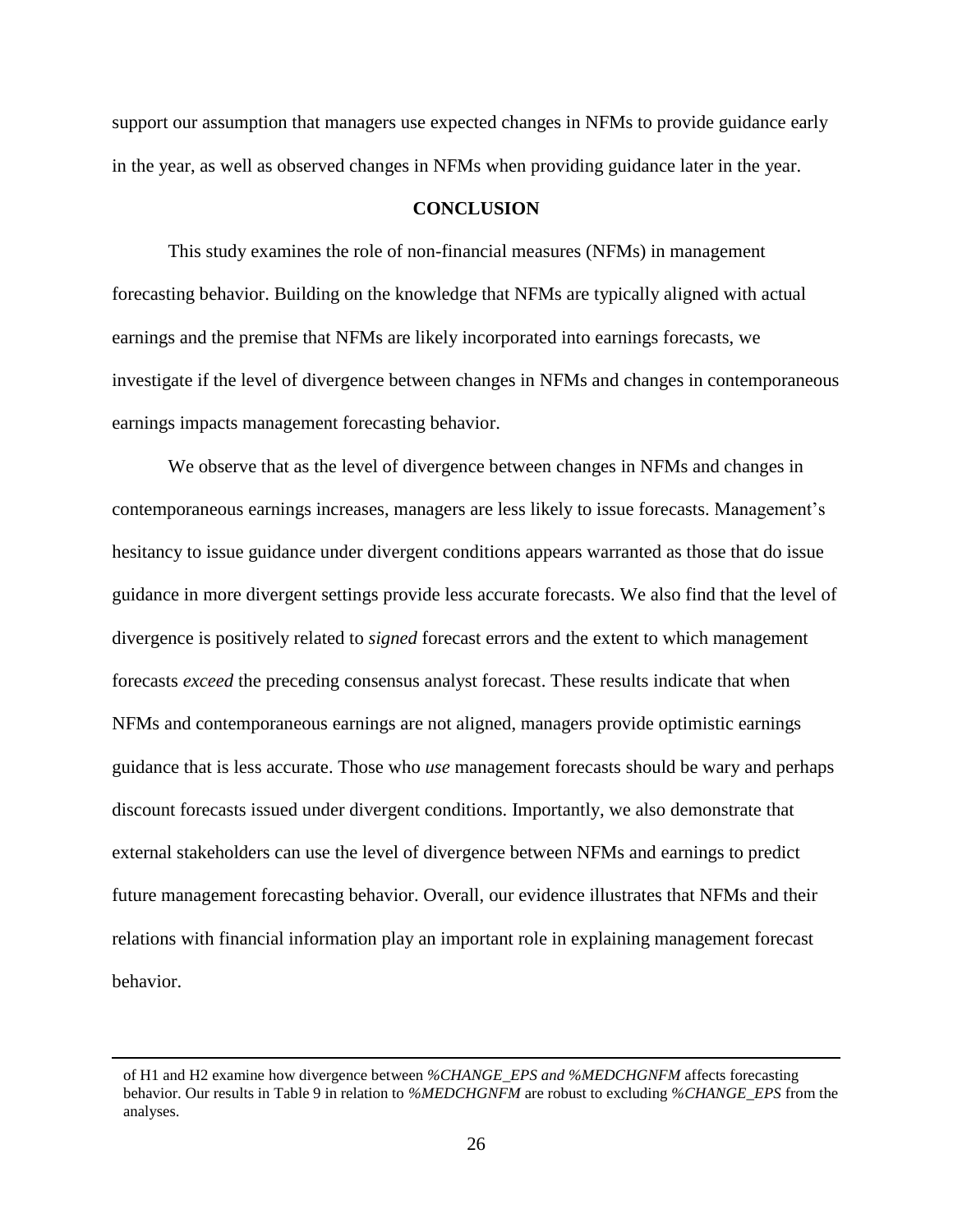support our assumption that managers use expected changes in NFMs to provide guidance early in the year, as well as observed changes in NFMs when providing guidance later in the year.

## CONCLUSION

This study examines the role of non-financial measures (NFMs) in management forecasting behavior. Building on the knowledge that NFMs are typically aligned with actual earnings and the premise that NFMs are likely incorporated into earnings forecasts, we investigate if the level of divergence between changes in NFMs and changes in contemporaneous earnings impacts management forecasting behavior.

We observe that as the level of divergence between changes in NFMs and changes in contemporaneous earnings increases, managers are less likely to issue forecasts. Management's hesitancy to issue guidance under divergent conditions appears warranted as those that do issue guidance in more divergent settings provide less accurate forecasts. We also find that the level of divergence is positively related to *signed* forecast errors and the extent to which management forecasts *exceed* the preceding consensus analyst forecast. These results indicate that when NFMs and contemporaneous earnings are not aligned, managers provide optimistic earnings guidance that is less accurate. Those who *use* management forecasts should be wary and perhaps discount forecasts issued under divergent conditions. Importantly, we also demonstrate that external stakeholders can use the level of divergence between NFMs and earnings to predict future management forecasting behavior. Overall, our evidence illustrates that NFMs and their relations with financial information play an important role in explaining management forecast behavior.

---

of H1 and H2 examine how divergence between *%CHANGE_EPS and %MEDCHGNFM* affects forecasting behavior. Our results in Table 9 in relation to *%MEDCHGNFM* are robust to excluding *%CHANGE_EPS* from the analyses.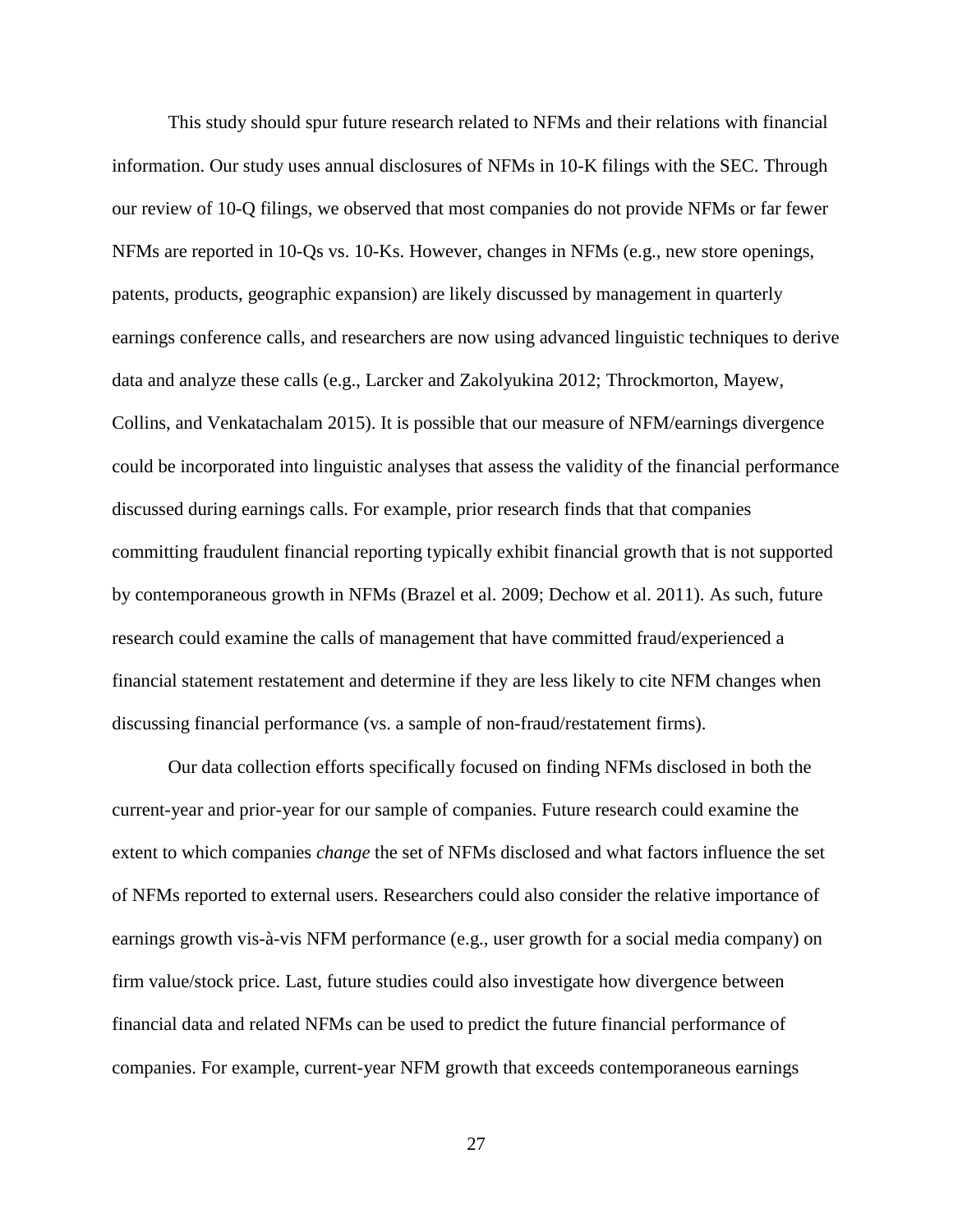This study should spur future research related to NFMs and their relations with financial information. Our study uses annual disclosures of NFMs in 10-K filings with the SEC. Through our review of 10-Q filings, we observed that most companies do not provide NFMs or far fewer NFMs are reported in 10-Qs vs. 10-Ks. However, changes in NFMs (e.g., new store openings, patents, products, geographic expansion) are likely discussed by management in quarterly earnings conference calls, and researchers are now using advanced linguistic techniques to derive data and analyze these calls (e.g., Larcker and Zakolyukina 2012; Throckmorton, Mayew, Collins, and Venkatachalam 2015). It is possible that our measure of NFM/earnings divergence could be incorporated into linguistic analyses that assess the validity of the financial performance discussed during earnings calls. For example, prior research finds that that companies committing fraudulent financial reporting typically exhibit financial growth that is not supported by contemporaneous growth in NFMs (Brazel et al. 2009; Dechow et al. 2011). As such, future research could examine the calls of management that have committed fraud/experienced a financial statement restatement and determine if they are less likely to cite NFM changes when discussing financial performance (vs. a sample of non-fraud/restatement firms).

Our data collection efforts specifically focused on finding NFMs disclosed in both the current-year and prior-year for our sample of companies. Future research could examine the extent to which companies *change* the set of NFMs disclosed and what factors influence the set of NFMs reported to external users. Researchers could also consider the relative importance of earnings growth vis-à-vis NFM performance (e.g., user growth for a social media company) on firm value/stock price. Last, future studies could also investigate how divergence between financial data and related NFMs can be used to predict the future financial performance of companies. For example, current-year NFM growth that exceeds contemporaneous earnings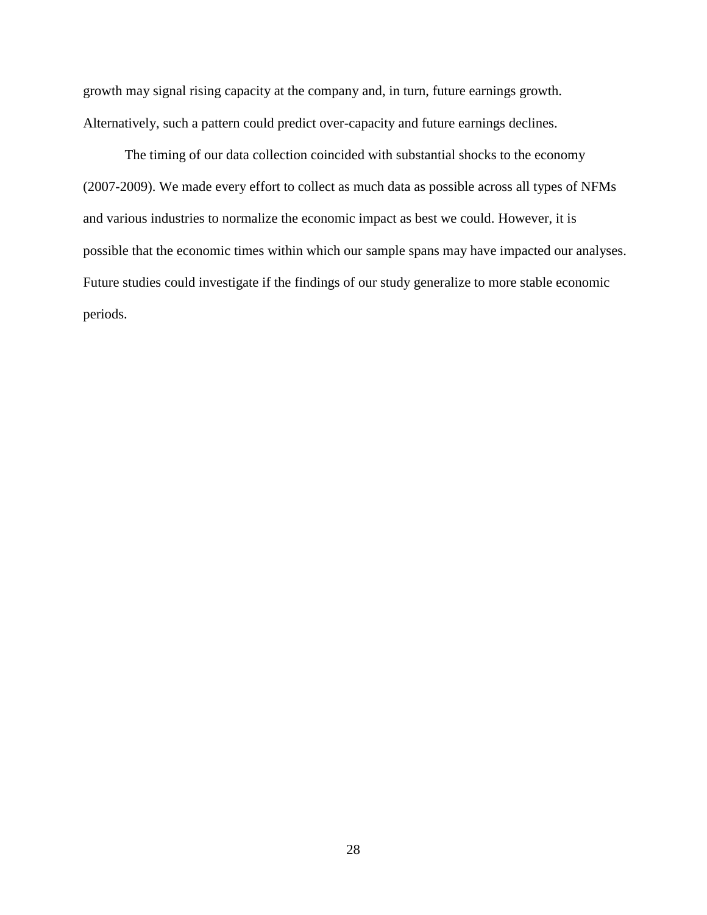growth may signal rising capacity at the company and, in turn, future earnings growth. Alternatively, such a pattern could predict over-capacity and future earnings declines.

The timing of our data collection coincided with substantial shocks to the economy (2007-2009). We made every effort to collect as much data as possible across all types of NFMs and various industries to normalize the economic impact as best we could. However, it is possible that the economic times within which our sample spans may have impacted our analyses. Future studies could investigate if the findings of our study generalize to more stable economic periods.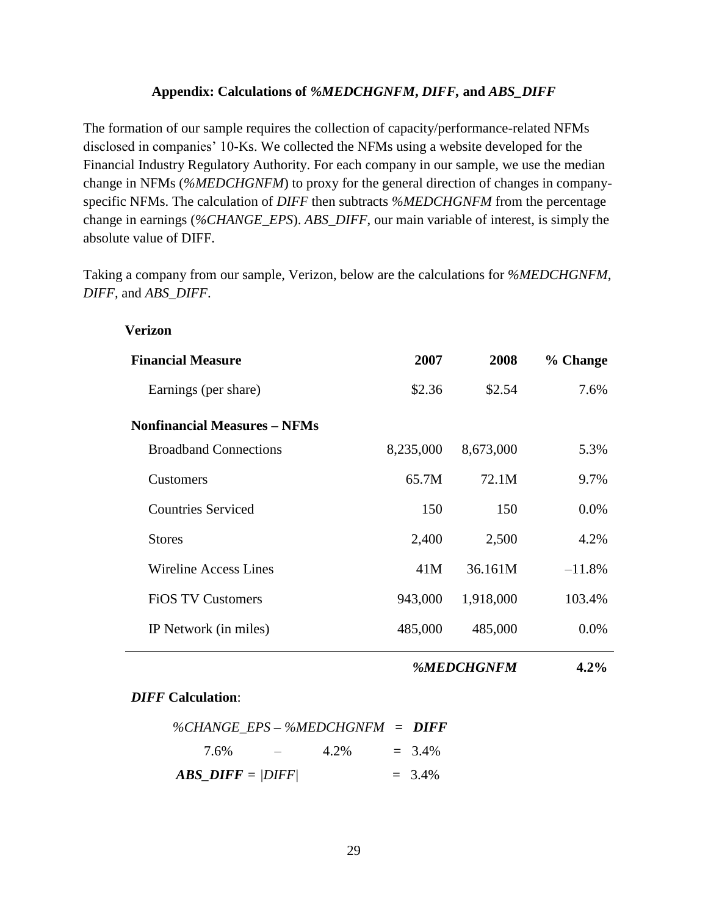### Appendix: Calculations of *%MEDCHGNFM*, *DIFF*, and *ABS_DIFF*

The formation of our sample requires the collection of capacity/performance-related NFMs disclosed in companies' 10-Ks. We collected the NFMs using a website developed for the Financial Industry Regulatory Authority. For each company in our sample, we use the median change in NFMs (*%MEDCHGNFM*) to proxy for the general direction of changes in company-specific NFMs. The calculation of *DIFF* then subtracts *%MEDCHGNFM* from the percentage change in earnings (*%CHANGE_EPS*). *ABS_DIFF*, our main variable of interest, is simply the absolute value of DIFF.

Taking a company from our sample, Verizon, below are the calculations for *%MEDCHGNFM*, *DIFF*, and *ABS_DIFF*.

**Verizon**

| **Financial Measure** | **2007** | **2008** | **% Change** |
|---|---|---|---|
| Earnings (per share) | $2.36 | $2.54 | 7.6% |
| **Nonfinancial Measures – NFMs** | | | |
| Broadband Connections | 8,235,000 | 8,673,000 | 5.3% |
| Customers | 65.7M | 72.1M | 9.7% |
| Countries Serviced | 150 | 150 | 0.0% |
| Stores | 2,400 | 2,500 | 4.2% |
| Wireline Access Lines | 41M | 36.161M | –11.8% |
| FiOS TV Customers | 943,000 | 1,918,000 | 103.4% |
| IP Network (in miles) | 485,000 | 485,000 | 0.0% |
| | | ***%MEDCHGNFM*** | **4.2%** |

***DIFF* Calculation**:

*%CHANGE_EPS* – *%MEDCHGNFM* **=** ***DIFF***

7.6% – 4.2% **=** 3.4%

***ABS_DIFF*** = |*DIFF*| = 3.4%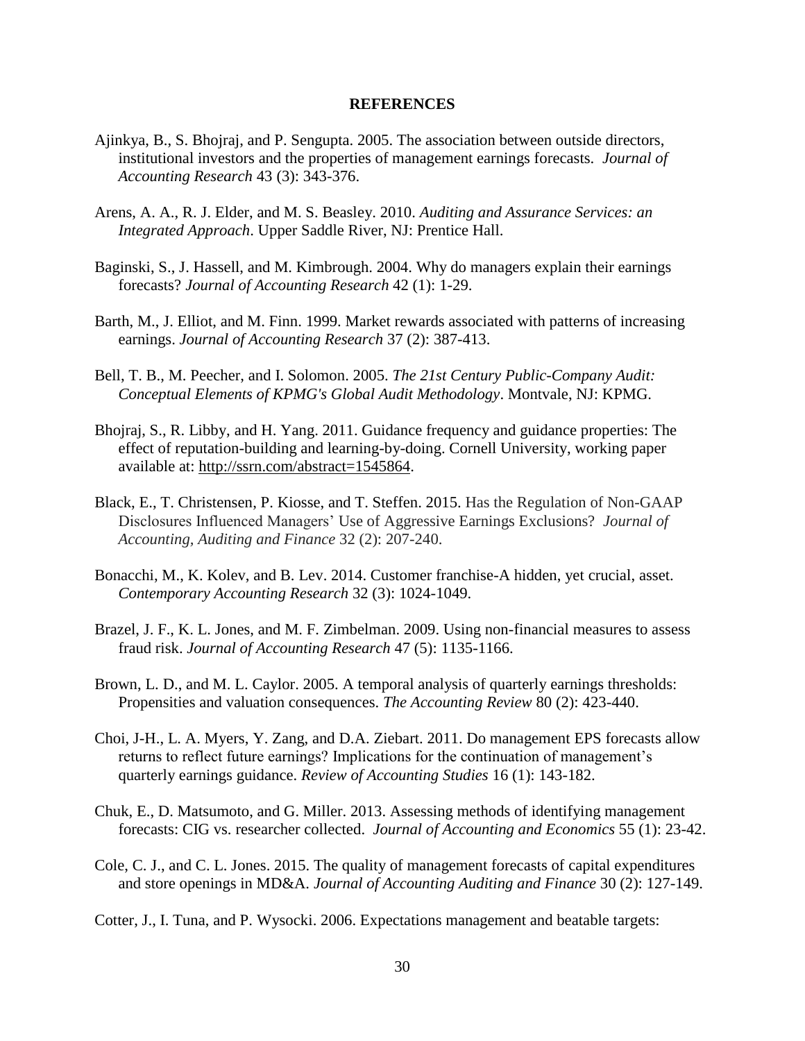# REFERENCES

Ajinkya, B., S. Bhojraj, and P. Sengupta. 2005. The association between outside directors, institutional investors and the properties of management earnings forecasts. *Journal of Accounting Research* 43 (3): 343-376.

Arens, A. A., R. J. Elder, and M. S. Beasley. 2010. *Auditing and Assurance Services: an Integrated Approach*. Upper Saddle River, NJ: Prentice Hall.

Baginski, S., J. Hassell, and M. Kimbrough. 2004. Why do managers explain their earnings forecasts? *Journal of Accounting Research* 42 (1): 1-29.

Barth, M., J. Elliot, and M. Finn. 1999. Market rewards associated with patterns of increasing earnings. *Journal of Accounting Research* 37 (2): 387-413.

Bell, T. B., M. Peecher, and I. Solomon. 2005. *The 21st Century Public-Company Audit: Conceptual Elements of KPMG's Global Audit Methodology*. Montvale, NJ: KPMG.

Bhojraj, S., R. Libby, and H. Yang. 2011. Guidance frequency and guidance properties: The effect of reputation-building and learning-by-doing. Cornell University, working paper available at: http://ssrn.com/abstract=1545864.

Black, E., T. Christensen, P. Kiosse, and T. Steffen. 2015. Has the Regulation of Non-GAAP Disclosures Influenced Managers' Use of Aggressive Earnings Exclusions? *Journal of Accounting, Auditing and Finance* 32 (2): 207-240.

Bonacchi, M., K. Kolev, and B. Lev. 2014. Customer franchise-A hidden, yet crucial, asset. *Contemporary Accounting Research* 32 (3): 1024-1049.

Brazel, J. F., K. L. Jones, and M. F. Zimbelman. 2009. Using non-financial measures to assess fraud risk. *Journal of Accounting Research* 47 (5): 1135-1166.

Brown, L. D., and M. L. Caylor. 2005. A temporal analysis of quarterly earnings thresholds: Propensities and valuation consequences. *The Accounting Review* 80 (2): 423-440.

Choi, J-H., L. A. Myers, Y. Zang, and D.A. Ziebart. 2011. Do management EPS forecasts allow returns to reflect future earnings? Implications for the continuation of management's quarterly earnings guidance. *Review of Accounting Studies* 16 (1): 143-182.

Chuk, E., D. Matsumoto, and G. Miller. 2013. Assessing methods of identifying management forecasts: CIG vs. researcher collected. *Journal of Accounting and Economics* 55 (1): 23-42.

Cole, C. J., and C. L. Jones. 2015. The quality of management forecasts of capital expenditures and store openings in MD&A. *Journal of Accounting Auditing and Finance* 30 (2): 127-149.

Cotter, J., I. Tuna, and P. Wysocki. 2006. Expectations management and beatable targets: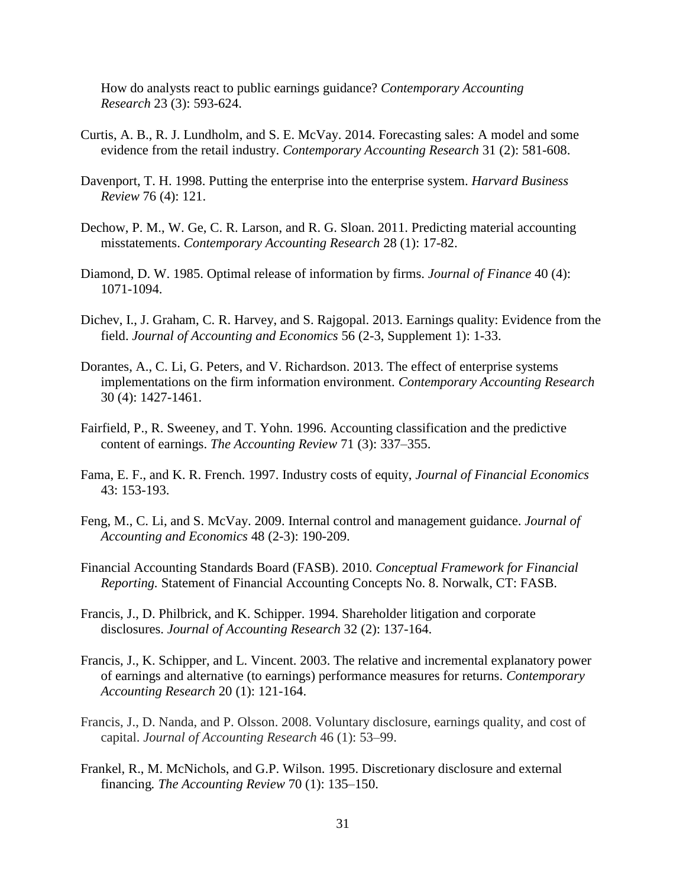How do analysts react to public earnings guidance? *Contemporary Accounting Research* 23 (3): 593-624.

Curtis, A. B., R. J. Lundholm, and S. E. McVay. 2014. Forecasting sales: A model and some evidence from the retail industry. *Contemporary Accounting Research* 31 (2): 581-608.

Davenport, T. H. 1998. Putting the enterprise into the enterprise system. *Harvard Business Review* 76 (4): 121.

Dechow, P. M., W. Ge, C. R. Larson, and R. G. Sloan. 2011. Predicting material accounting misstatements. *Contemporary Accounting Research* 28 (1): 17-82.

Diamond, D. W. 1985. Optimal release of information by firms. *Journal of Finance* 40 (4): 1071-1094.

Dichev, I., J. Graham, C. R. Harvey, and S. Rajgopal. 2013. Earnings quality: Evidence from the field. *Journal of Accounting and Economics* 56 (2-3, Supplement 1): 1-33.

Dorantes, A., C. Li, G. Peters, and V. Richardson. 2013. The effect of enterprise systems implementations on the firm information environment. *Contemporary Accounting Research* 30 (4): 1427-1461.

Fairfield, P., R. Sweeney, and T. Yohn. 1996. Accounting classification and the predictive content of earnings. *The Accounting Review* 71 (3): 337–355.

Fama, E. F., and K. R. French. 1997. Industry costs of equity, *Journal of Financial Economics* 43: 153-193.

Feng, M., C. Li, and S. McVay. 2009. Internal control and management guidance. *Journal of Accounting and Economics* 48 (2-3): 190-209.

Financial Accounting Standards Board (FASB). 2010. *Conceptual Framework for Financial Reporting.* Statement of Financial Accounting Concepts No. 8. Norwalk, CT: FASB.

Francis, J., D. Philbrick, and K. Schipper. 1994. Shareholder litigation and corporate disclosures. *Journal of Accounting Research* 32 (2): 137-164.

Francis, J., K. Schipper, and L. Vincent. 2003. The relative and incremental explanatory power of earnings and alternative (to earnings) performance measures for returns. *Contemporary Accounting Research* 20 (1): 121-164.

Francis, J., D. Nanda, and P. Olsson. 2008. Voluntary disclosure, earnings quality, and cost of capital. *Journal of Accounting Research* 46 (1): 53–99.

Frankel, R., M. McNichols, and G.P. Wilson. 1995. Discretionary disclosure and external financing*. The Accounting Review* 70 (1): 135–150.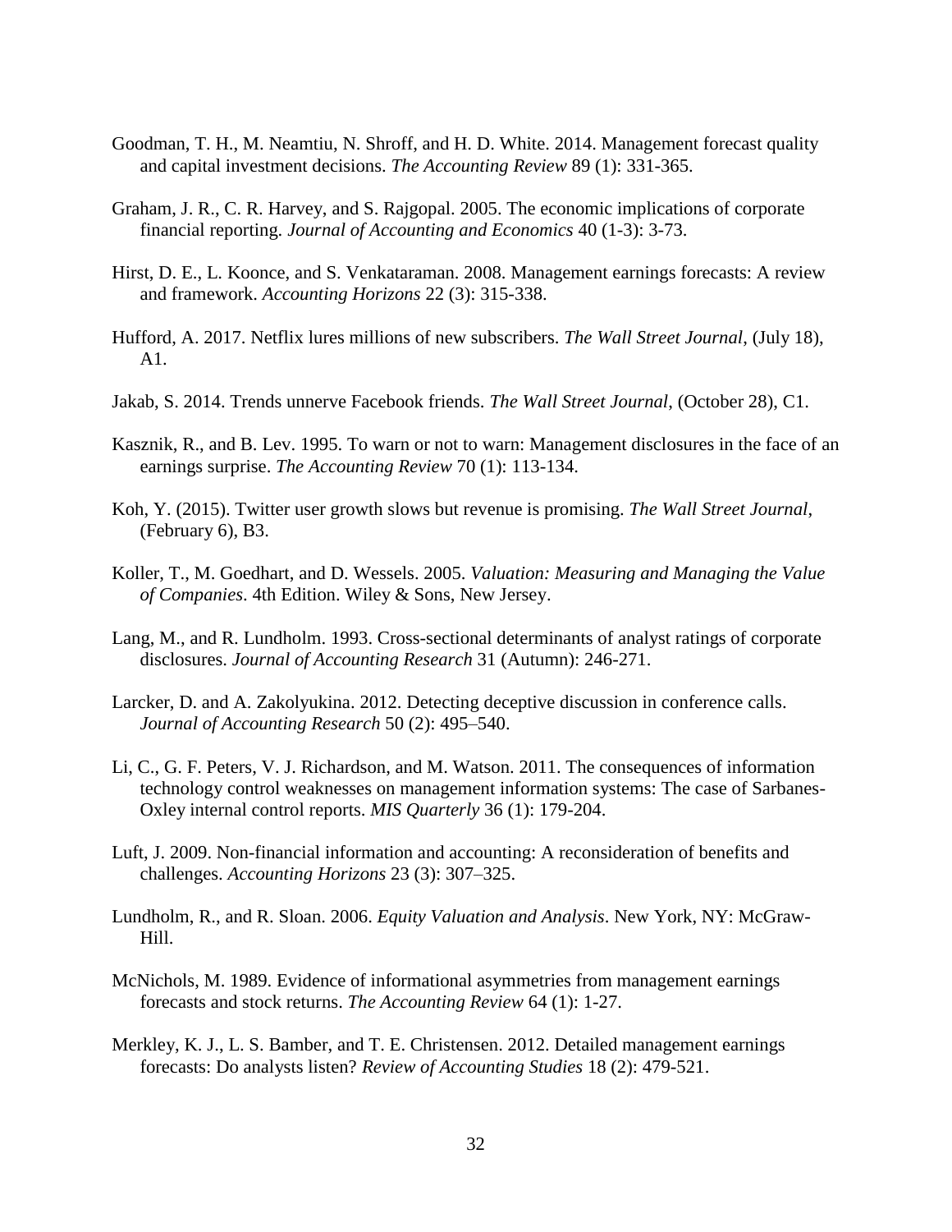Goodman, T. H., M. Neamtiu, N. Shroff, and H. D. White. 2014. Management forecast quality and capital investment decisions. *The Accounting Review* 89 (1): 331-365.

Graham, J. R., C. R. Harvey, and S. Rajgopal. 2005. The economic implications of corporate financial reporting. *Journal of Accounting and Economics* 40 (1-3): 3-73.

Hirst, D. E., L. Koonce, and S. Venkataraman. 2008. Management earnings forecasts: A review and framework. *Accounting Horizons* 22 (3): 315-338.

Hufford, A. 2017. Netflix lures millions of new subscribers. *The Wall Street Journal*, (July 18), A1.

Jakab, S. 2014. Trends unnerve Facebook friends. *The Wall Street Journal*, (October 28), C1.

Kasznik, R., and B. Lev. 1995. To warn or not to warn: Management disclosures in the face of an earnings surprise. *The Accounting Review* 70 (1): 113-134.

Koh, Y. (2015). Twitter user growth slows but revenue is promising. *The Wall Street Journal*, (February 6), B3.

Koller, T., M. Goedhart, and D. Wessels. 2005. *Valuation: Measuring and Managing the Value of Companies*. 4th Edition. Wiley & Sons, New Jersey.

Lang, M., and R. Lundholm. 1993. Cross-sectional determinants of analyst ratings of corporate disclosures. *Journal of Accounting Research* 31 (Autumn): 246-271.

Larcker, D. and A. Zakolyukina. 2012. Detecting deceptive discussion in conference calls. *Journal of Accounting Research* 50 (2): 495–540.

Li, C., G. F. Peters, V. J. Richardson, and M. Watson. 2011. The consequences of information technology control weaknesses on management information systems: The case of Sarbanes-Oxley internal control reports. *MIS Quarterly* 36 (1): 179-204.

Luft, J. 2009. Non-financial information and accounting: A reconsideration of benefits and challenges. *Accounting Horizons* 23 (3): 307–325.

Lundholm, R., and R. Sloan. 2006. *Equity Valuation and Analysis*. New York, NY: McGraw-Hill.

McNichols, M. 1989. Evidence of informational asymmetries from management earnings forecasts and stock returns. *The Accounting Review* 64 (1): 1-27.

Merkley, K. J., L. S. Bamber, and T. E. Christensen. 2012. Detailed management earnings forecasts: Do analysts listen? *Review of Accounting Studies* 18 (2): 479-521.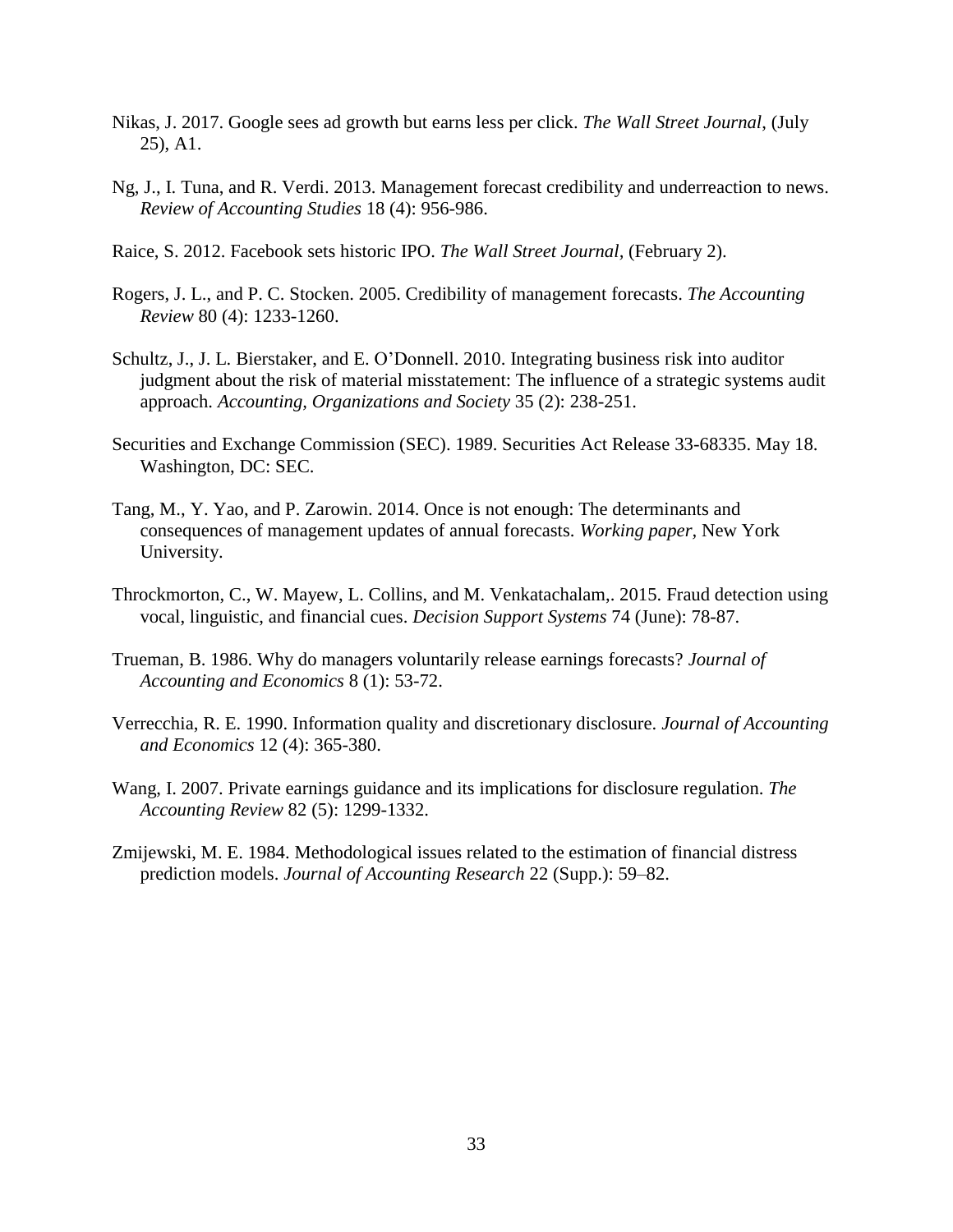Nikas, J. 2017. Google sees ad growth but earns less per click. *The Wall Street Journal*, (July 25), A1.

Ng, J., I. Tuna, and R. Verdi. 2013. Management forecast credibility and underreaction to news. *Review of Accounting Studies* 18 (4): 956-986.

Raice, S. 2012. Facebook sets historic IPO. *The Wall Street Journal*, (February 2).

Rogers, J. L., and P. C. Stocken. 2005. Credibility of management forecasts. *The Accounting Review* 80 (4): 1233-1260.

Schultz, J., J. L. Bierstaker, and E. O'Donnell. 2010. Integrating business risk into auditor judgment about the risk of material misstatement: The influence of a strategic systems audit approach. *Accounting, Organizations and Society* 35 (2): 238-251.

Securities and Exchange Commission (SEC). 1989. Securities Act Release 33-68335. May 18. Washington, DC: SEC.

Tang, M., Y. Yao, and P. Zarowin. 2014. Once is not enough: The determinants and consequences of management updates of annual forecasts. *Working paper*, New York University.

Throckmorton, C., W. Mayew, L. Collins, and M. Venkatachalam,. 2015. Fraud detection using vocal, linguistic, and financial cues. *Decision Support Systems* 74 (June): 78-87.

Trueman, B. 1986. Why do managers voluntarily release earnings forecasts? *Journal of Accounting and Economics* 8 (1): 53-72.

Verrecchia, R. E. 1990. Information quality and discretionary disclosure. *Journal of Accounting and Economics* 12 (4): 365-380.

Wang, I. 2007. Private earnings guidance and its implications for disclosure regulation. *The Accounting Review* 82 (5): 1299-1332.

Zmijewski, M. E. 1984. Methodological issues related to the estimation of financial distress prediction models. *Journal of Accounting Research* 22 (Supp.): 59–82.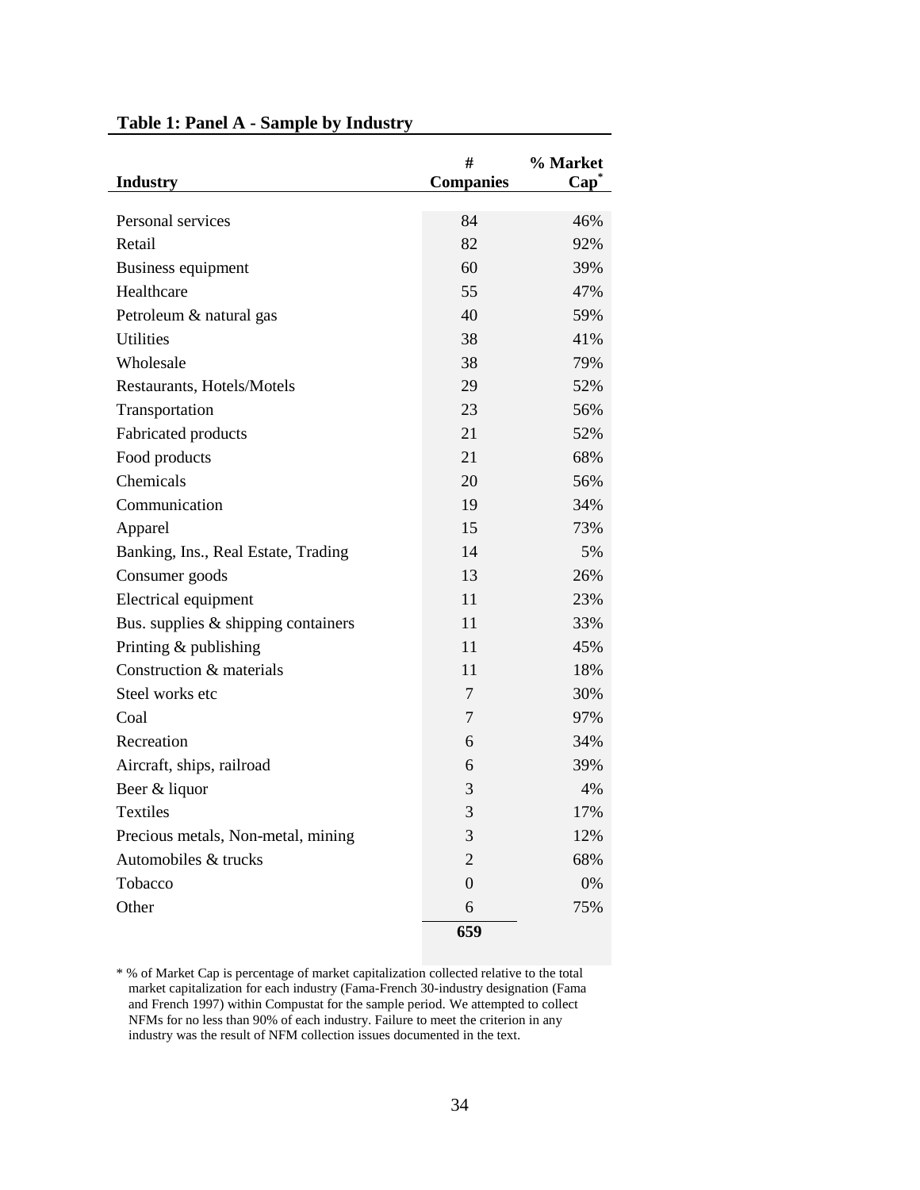**Table 1: Panel A - Sample by Industry**

| Industry | # Companies | % Market Cap* |
|---|---|---|
| Personal services | 84 | 46% |
| Retail | 82 | 92% |
| Business equipment | 60 | 39% |
| Healthcare | 55 | 47% |
| Petroleum & natural gas | 40 | 59% |
| Utilities | 38 | 41% |
| Wholesale | 38 | 79% |
| Restaurants, Hotels/Motels | 29 | 52% |
| Transportation | 23 | 56% |
| Fabricated products | 21 | 52% |
| Food products | 21 | 68% |
| Chemicals | 20 | 56% |
| Communication | 19 | 34% |
| Apparel | 15 | 73% |
| Banking, Ins., Real Estate, Trading | 14 | 5% |
| Consumer goods | 13 | 26% |
| Electrical equipment | 11 | 23% |
| Bus. supplies & shipping containers | 11 | 33% |
| Printing & publishing | 11 | 45% |
| Construction & materials | 11 | 18% |
| Steel works etc | 7 | 30% |
| Coal | 7 | 97% |
| Recreation | 6 | 34% |
| Aircraft, ships, railroad | 6 | 39% |
| Beer & liquor | 3 | 4% |
| Textiles | 3 | 17% |
| Precious metals, Non-metal, mining | 3 | 12% |
| Automobiles & trucks | 2 | 68% |
| Tobacco | 0 | 0% |
| Other | 6 | 75% |
| | **659** | |

* % of Market Cap is percentage of market capitalization collected relative to the total market capitalization for each industry (Fama-French 30-industry designation (Fama and French 1997) within Compustat for the sample period. We attempted to collect NFMs for no less than 90% of each industry. Failure to meet the criterion in any industry was the result of NFM collection issues documented in the text.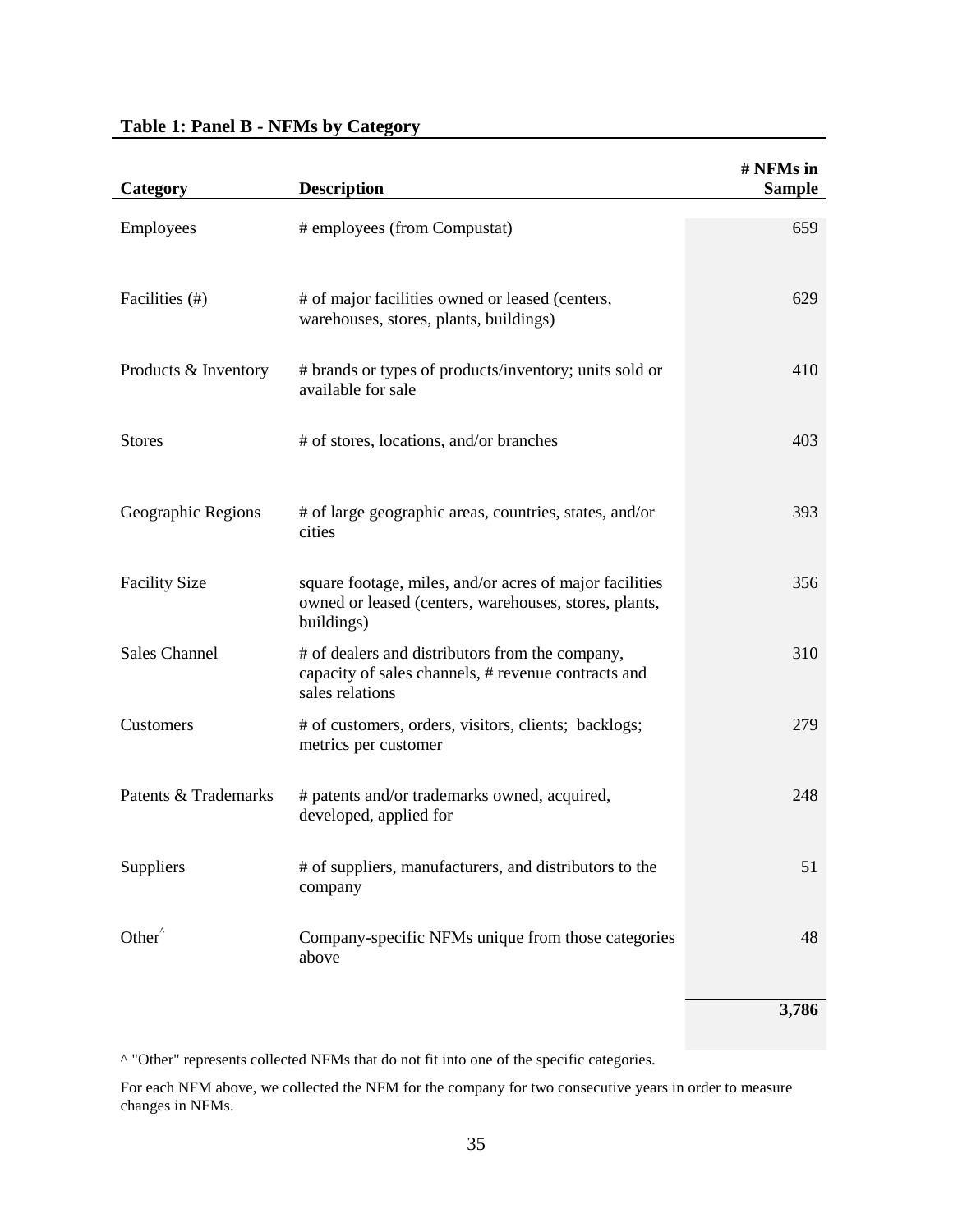**Table 1: Panel B - NFMs by Category**

| Category | Description | # NFMs in Sample |
|---|---|---|
| Employees | # employees (from Compustat) | 659 |
| Facilities (#) | # of major facilities owned or leased (centers, warehouses, stores, plants, buildings) | 629 |
| Products & Inventory | # brands or types of products/inventory; units sold or available for sale | 410 |
| Stores | # of stores, locations, and/or branches | 403 |
| Geographic Regions | # of large geographic areas, countries, states, and/or cities | 393 |
| Facility Size | square footage, miles, and/or acres of major facilities owned or leased (centers, warehouses, stores, plants, buildings) | 356 |
| Sales Channel | # of dealers and distributors from the company, capacity of sales channels, # revenue contracts and sales relations | 310 |
| Customers | # of customers, orders, visitors, clients; backlogs; metrics per customer | 279 |
| Patents & Trademarks | # patents and/or trademarks owned, acquired, developed, applied for | 248 |
| Suppliers | # of suppliers, manufacturers, and distributors to the company | 51 |
| Other^ | Company-specific NFMs unique from those categories above | 48 |
| | | **3,786** |

^ "Other" represents collected NFMs that do not fit into one of the specific categories.

For each NFM above, we collected the NFM for the company for two consecutive years in order to measure changes in NFMs.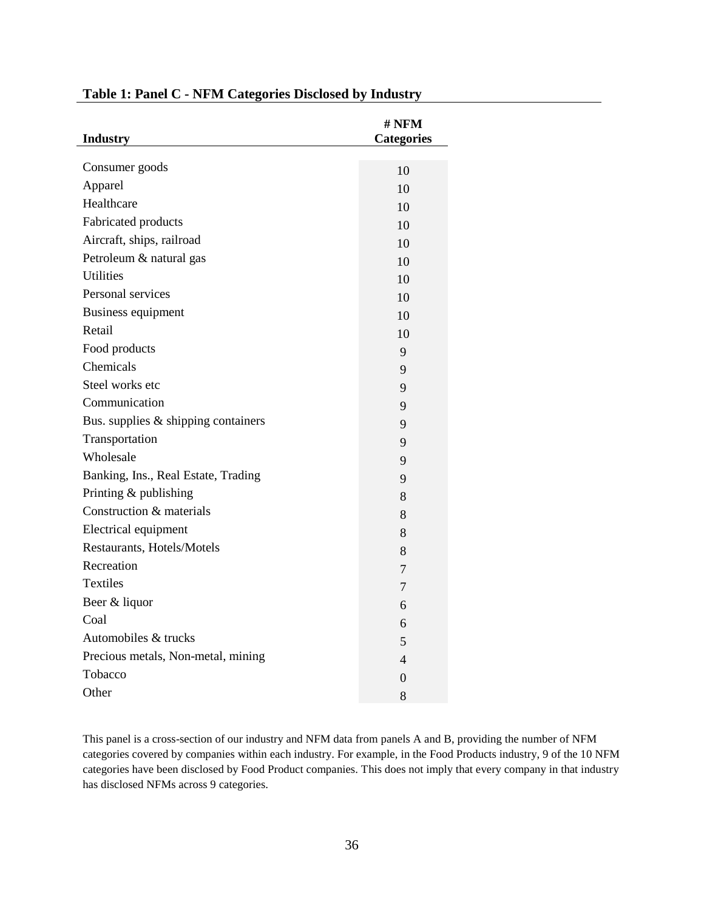**Table 1: Panel C - NFM Categories Disclosed by Industry**

| Industry | # NFM Categories |
|---|---|
| Consumer goods | 10 |
| Apparel | 10 |
| Healthcare | 10 |
| Fabricated products | 10 |
| Aircraft, ships, railroad | 10 |
| Petroleum & natural gas | 10 |
| Utilities | 10 |
| Personal services | 10 |
| Business equipment | 10 |
| Retail | 10 |
| Food products | 9 |
| Chemicals | 9 |
| Steel works etc | 9 |
| Communication | 9 |
| Bus. supplies & shipping containers | 9 |
| Transportation | 9 |
| Wholesale | 9 |
| Banking, Ins., Real Estate, Trading | 9 |
| Printing & publishing | 8 |
| Construction & materials | 8 |
| Electrical equipment | 8 |
| Restaurants, Hotels/Motels | 8 |
| Recreation | 7 |
| Textiles | 7 |
| Beer & liquor | 6 |
| Coal | 6 |
| Automobiles & trucks | 5 |
| Precious metals, Non-metal, mining | 4 |
| Tobacco | 0 |
| Other | 8 |

This panel is a cross-section of our industry and NFM data from panels A and B, providing the number of NFM categories covered by companies within each industry. For example, in the Food Products industry, 9 of the 10 NFM categories have been disclosed by Food Product companies. This does not imply that every company in that industry has disclosed NFMs across 9 categories.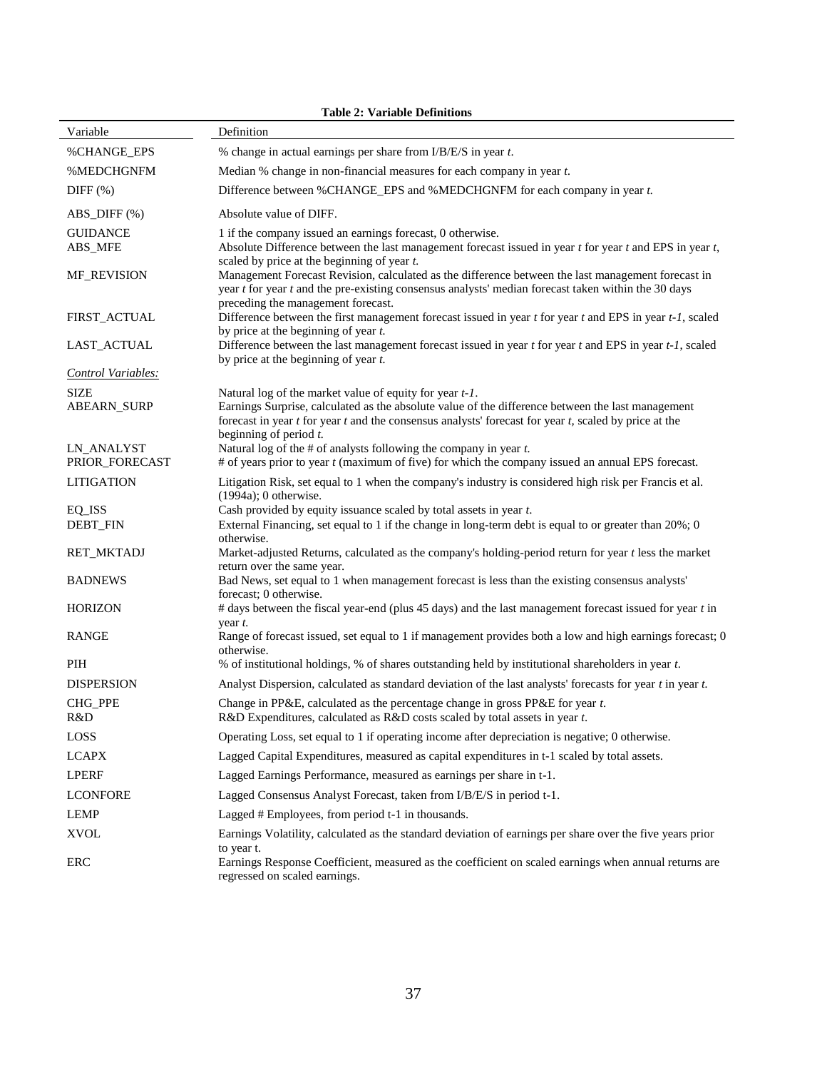**Table 2: Variable Definitions**

| Variable | Definition |
|---|---|
| %CHANGE_EPS | % change in actual earnings per share from I/B/E/S in year *t*. |
| %MEDCHGNFM | Median % change in non-financial measures for each company in year *t*. |
| DIFF (%) | Difference between %CHANGE_EPS and %MEDCHGNFM for each company in year *t*. |
| ABS_DIFF (%) | Absolute value of DIFF. |
| GUIDANCE | 1 if the company issued an earnings forecast, 0 otherwise. |
| ABS_MFE | Absolute Difference between the last management forecast issued in year *t* for year *t* and EPS in year *t*, scaled by price at the beginning of year *t*. |
| MF_REVISION | Management Forecast Revision, calculated as the difference between the last management forecast in year *t* for year *t* and the pre-existing consensus analysts' median forecast taken within the 30 days preceding the management forecast. |
| FIRST_ACTUAL | Difference between the first management forecast issued in year *t* for year *t* and EPS in year *t-1*, scaled by price at the beginning of year *t*. |
| LAST_ACTUAL | Difference between the last management forecast issued in year *t* for year *t* and EPS in year *t-1*, scaled by price at the beginning of year *t*. |
| *Control Variables:* | |
| SIZE | Natural log of the market value of equity for year *t-1*. |
| ABEARN_SURP | Earnings Surprise, calculated as the absolute value of the difference between the last management forecast in year *t* for year *t* and the consensus analysts' forecast for year *t*, scaled by price at the beginning of period *t*. |
| LN_ANALYST | Natural log of the # of analysts following the company in year *t*. |
| PRIOR_FORECAST | # of years prior to year *t* (maximum of five) for which the company issued an annual EPS forecast. |
| LITIGATION | Litigation Risk, set equal to 1 when the company's industry is considered high risk per Francis et al. (1994a); 0 otherwise. |
| EQ_ISS | Cash provided by equity issuance scaled by total assets in year *t*. |
| DEBT_FIN | External Financing, set equal to 1 if the change in long-term debt is equal to or greater than 20%; 0 otherwise. |
| RET_MKTADJ | Market-adjusted Returns, calculated as the company's holding-period return for year *t* less the market return over the same year. |
| BADNEWS | Bad News, set equal to 1 when management forecast is less than the existing consensus analysts' forecast; 0 otherwise. |
| HORIZON | # days between the fiscal year-end (plus 45 days) and the last management forecast issued for year *t* in year *t*. |
| RANGE | Range of forecast issued, set equal to 1 if management provides both a low and high earnings forecast; 0 otherwise. |
| PIH | % of institutional holdings, % of shares outstanding held by institutional shareholders in year *t*. |
| DISPERSION | Analyst Dispersion, calculated as standard deviation of the last analysts' forecasts for year *t* in year *t*. |
| CHG_PPE | Change in PP&E, calculated as the percentage change in gross PP&E for year *t*. |
| R&D | R&D Expenditures, calculated as R&D costs scaled by total assets in year *t*. |
| LOSS | Operating Loss, set equal to 1 if operating income after depreciation is negative; 0 otherwise. |
| LCAPX | Lagged Capital Expenditures, measured as capital expenditures in t-1 scaled by total assets. |
| LPERF | Lagged Earnings Performance, measured as earnings per share in t-1. |
| LCONFORE | Lagged Consensus Analyst Forecast, taken from I/B/E/S in period t-1. |
| LEMP | Lagged # Employees, from period t-1 in thousands. |
| XVOL | Earnings Volatility, calculated as the standard deviation of earnings per share over the five years prior to year t. |
| ERC | Earnings Response Coefficient, measured as the coefficient on scaled earnings when annual returns are regressed on scaled earnings. |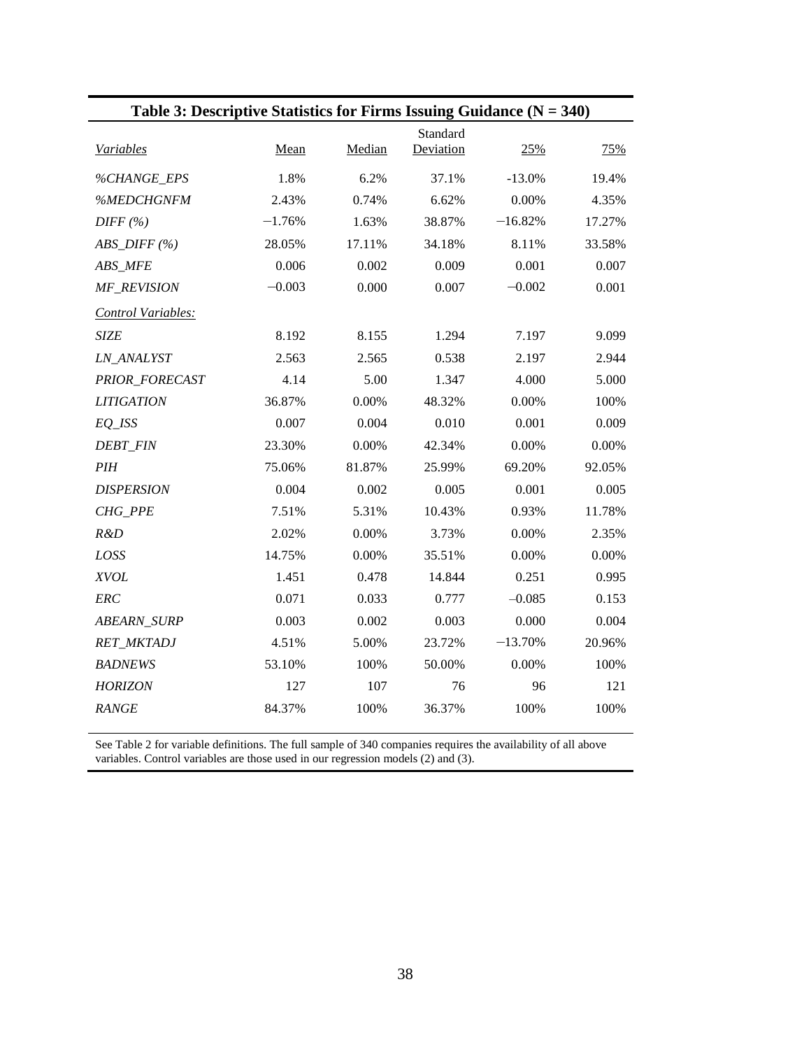**Table 3: Descriptive Statistics for Firms Issuing Guidance (N = 340)**

| *Variables* | Mean | Median | Standard Deviation | 25% | 75% |
|---|---|---|---|---|---|
| *%CHANGE_EPS* | 1.8% | 6.2% | 37.1% | -13.0% | 19.4% |
| *%MEDCHGNFM* | 2.43% | 0.74% | 6.62% | 0.00% | 4.35% |
| *DIFF (%)* | −1.76% | 1.63% | 38.87% | −16.82% | 17.27% |
| *ABS_DIFF (%)* | 28.05% | 17.11% | 34.18% | 8.11% | 33.58% |
| *ABS_MFE* | 0.006 | 0.002 | 0.009 | 0.001 | 0.007 |
| *MF_REVISION* | −0.003 | 0.000 | 0.007 | −0.002 | 0.001 |
| *Control Variables:* | | | | | |
| *SIZE* | 8.192 | 8.155 | 1.294 | 7.197 | 9.099 |
| *LN_ANALYST* | 2.563 | 2.565 | 0.538 | 2.197 | 2.944 |
| *PRIOR_FORECAST* | 4.14 | 5.00 | 1.347 | 4.000 | 5.000 |
| *LITIGATION* | 36.87% | 0.00% | 48.32% | 0.00% | 100% |
| *EQ_ISS* | 0.007 | 0.004 | 0.010 | 0.001 | 0.009 |
| *DEBT_FIN* | 23.30% | 0.00% | 42.34% | 0.00% | 0.00% |
| *PIH* | 75.06% | 81.87% | 25.99% | 69.20% | 92.05% |
| *DISPERSION* | 0.004 | 0.002 | 0.005 | 0.001 | 0.005 |
| *CHG_PPE* | 7.51% | 5.31% | 10.43% | 0.93% | 11.78% |
| *R&D* | 2.02% | 0.00% | 3.73% | 0.00% | 2.35% |
| *LOSS* | 14.75% | 0.00% | 35.51% | 0.00% | 0.00% |
| *XVOL* | 1.451 | 0.478 | 14.844 | 0.251 | 0.995 |
| *ERC* | 0.071 | 0.033 | 0.777 | –0.085 | 0.153 |
| *ABEARN_SURP* | 0.003 | 0.002 | 0.003 | 0.000 | 0.004 |
| *RET_MKTADJ* | 4.51% | 5.00% | 23.72% | −13.70% | 20.96% |
| *BADNEWS* | 53.10% | 100% | 50.00% | 0.00% | 100% |
| *HORIZON* | 127 | 107 | 76 | 96 | 121 |
| *RANGE* | 84.37% | 100% | 36.37% | 100% | 100% |

See Table 2 for variable definitions. The full sample of 340 companies requires the availability of all above variables. Control variables are those used in our regression models (2) and (3).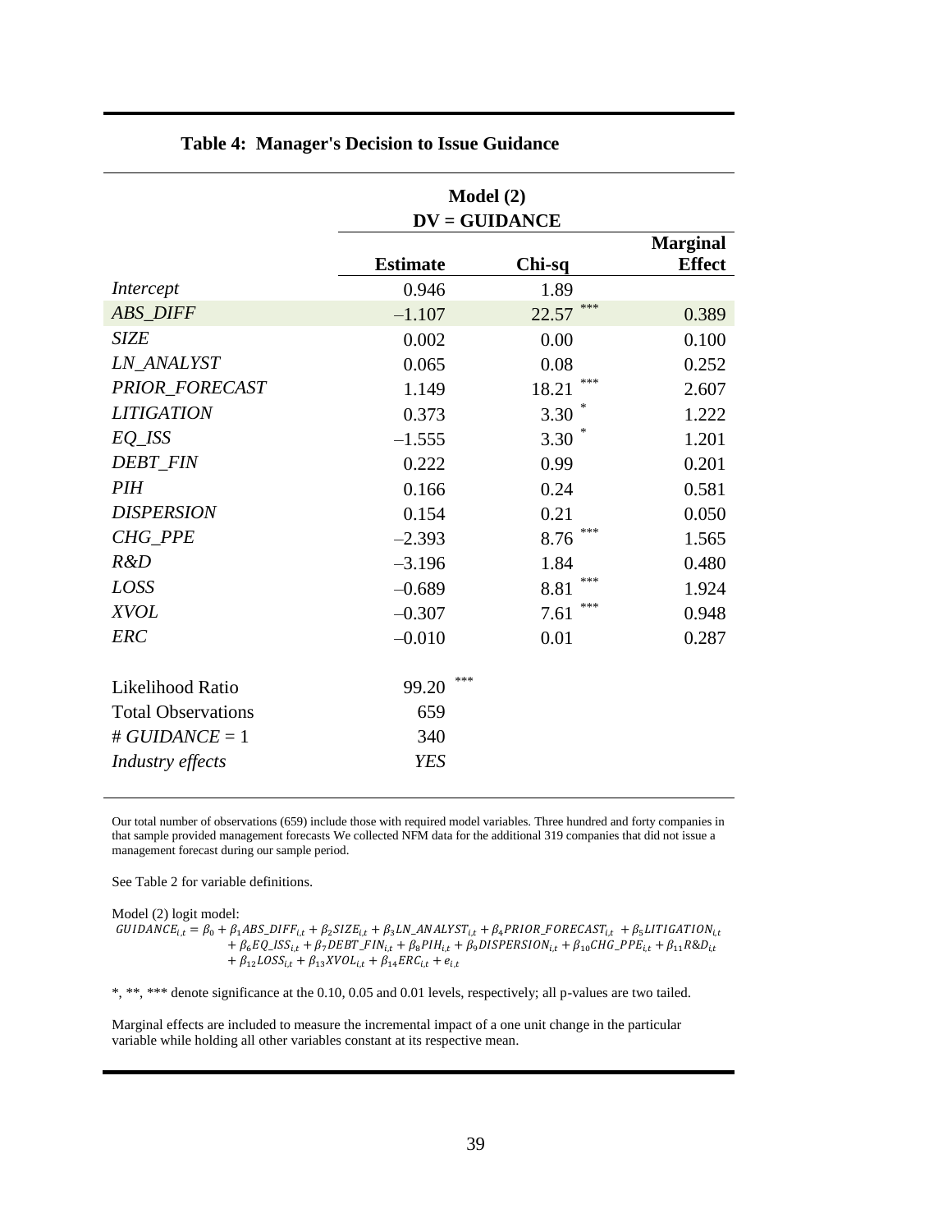**Table 4: Manager's Decision to Issue Guidance**

| | Model (2) DV = GUIDANCE | | |
|---|---|---|---|
| | **Estimate** | **Chi-sq** | **Marginal Effect** |
| *Intercept* | 0.946 | 1.89 | |
| *ABS_DIFF* | –1.107 | 22.57 *** | 0.389 |
| *SIZE* | 0.002 | 0.00 | 0.100 |
| *LN_ANALYST* | 0.065 | 0.08 | 0.252 |
| *PRIOR_FORECAST* | 1.149 | 18.21 *** | 2.607 |
| *LITIGATION* | 0.373 | 3.30 * | 1.222 |
| *EQ_ISS* | –1.555 | 3.30 * | 1.201 |
| *DEBT_FIN* | 0.222 | 0.99 | 0.201 |
| *PIH* | 0.166 | 0.24 | 0.581 |
| *DISPERSION* | 0.154 | 0.21 | 0.050 |
| *CHG_PPE* | –2.393 | 8.76 *** | 1.565 |
| *R&D* | –3.196 | 1.84 | 0.480 |
| *LOSS* | –0.689 | 8.81 *** | 1.924 |
| *XVOL* | –0.307 | 7.61 *** | 0.948 |
| *ERC* | –0.010 | 0.01 | 0.287 |
| Likelihood Ratio | 99.20 *** | | |
| Total Observations | 659 | | |
| # *GUIDANCE* = 1 | 340 | | |
| *Industry effects* | *YES* | | |

Our total number of observations (659) include those with required model variables. Three hundred and forty companies in that sample provided management forecasts We collected NFM data for the additional 319 companies that did not issue a management forecast during our sample period.

See Table 2 for variable definitions.

Model (2) logit model:

$$GUIDANCE_{i,t} = \beta_0 + \beta_1 ABS\_DIFF_{i,t} + \beta_2 SIZE_{i,t} + \beta_3 LN\_ANALYST_{i,t} + \beta_4 PRIOR\_FORECAST_{i,t} + \beta_5 LITIGATION_{i,t} + \beta_6 EQ\_ISS_{i,t} + \beta_7 DEBT\_FIN_{i,t} + \beta_8 PIH_{i,t} + \beta_9 DISPERSION_{i,t} + \beta_{10} CHG\_PPE_{i,t} + \beta_{11} R\&D_{i,t} + \beta_{12} LOSS_{i,t} + \beta_{13} XVOL_{i,t} + \beta_{14} ERC_{i,t} + e_{i,t}$$

*, **, *** denote significance at the 0.10, 0.05 and 0.01 levels, respectively; all p-values are two tailed.

Marginal effects are included to measure the incremental impact of a one unit change in the particular variable while holding all other variables constant at its respective mean.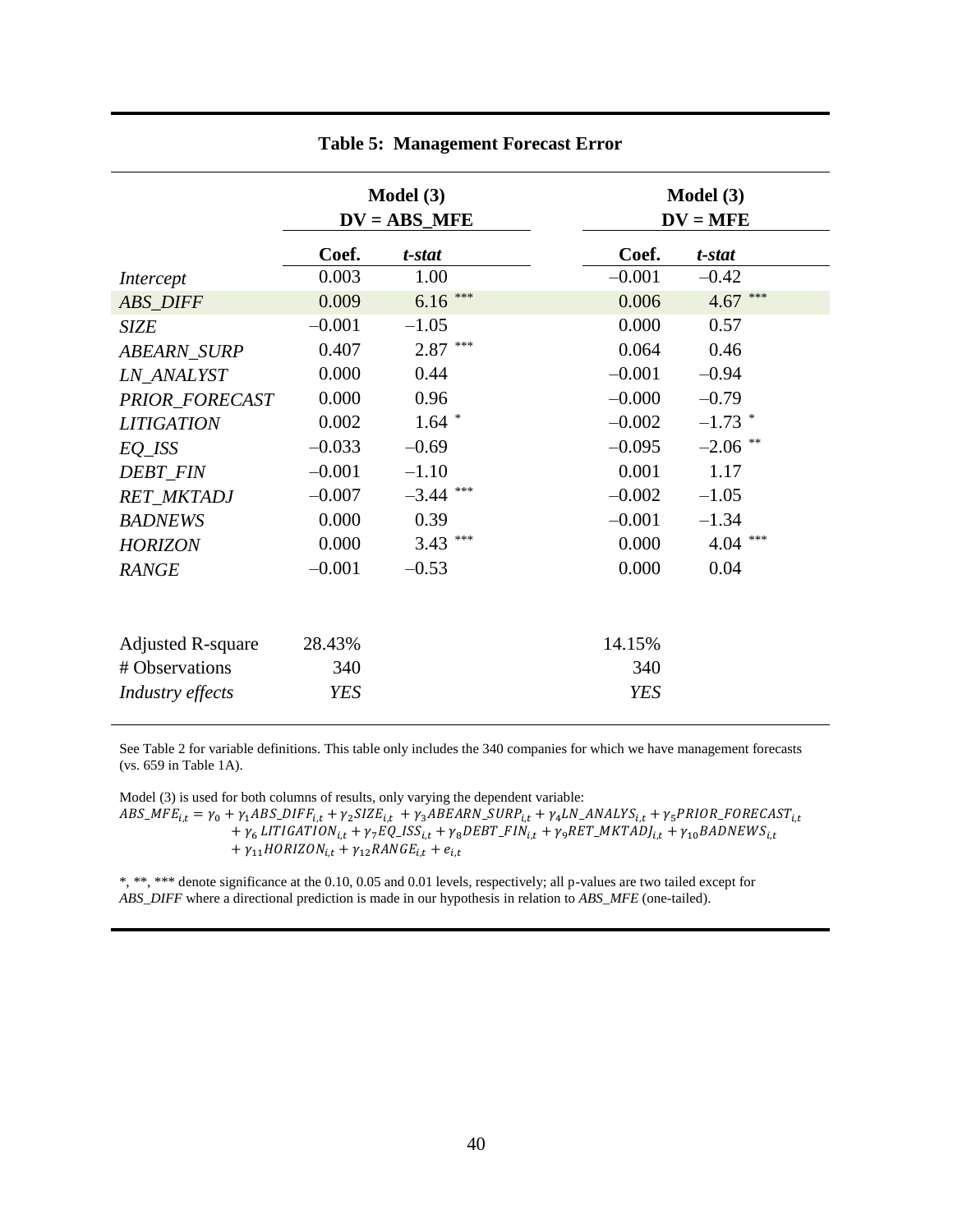**Table 5: Management Forecast Error**

| | Model (3) DV = ABS_MFE | | Model (3) DV = MFE | |
|---|---|---|---|---|
| | Coef. | *t-stat* | Coef. | *t-stat* |
| *Intercept* | 0.003 | 1.00 | –0.001 | –0.42 |
| *ABS_DIFF* | 0.009 | 6.16 *** | 0.006 | 4.67 *** |
| *SIZE* | –0.001 | –1.05 | 0.000 | 0.57 |
| *ABEARN_SURP* | 0.407 | 2.87 *** | 0.064 | 0.46 |
| *LN_ANALYST* | 0.000 | 0.44 | –0.001 | –0.94 |
| *PRIOR_FORECAST* | 0.000 | 0.96 | –0.000 | –0.79 |
| *LITIGATION* | 0.002 | 1.64 * | –0.002 | –1.73 * |
| *EQ_ISS* | –0.033 | –0.69 | –0.095 | –2.06 ** |
| *DEBT_FIN* | –0.001 | –1.10 | 0.001 | 1.17 |
| *RET_MKTADJ* | –0.007 | –3.44 *** | –0.002 | –1.05 |
| *BADNEWS* | 0.000 | 0.39 | –0.001 | –1.34 |
| *HORIZON* | 0.000 | 3.43 *** | 0.000 | 4.04 *** |
| *RANGE* | –0.001 | –0.53 | 0.000 | 0.04 |
| | | | | |
| Adjusted R-square | 28.43% | | 14.15% | |
| # Observations | 340 | | 340 | |
| *Industry effects* | *YES* | | *YES* | |

See Table 2 for variable definitions. This table only includes the 340 companies for which we have management forecasts (vs. 659 in Table 1A).

Model (3) is used for both columns of results, only varying the dependent variable:

$$ABS\_MFE_{i,t} = \gamma_0 + \gamma_1 ABS\_DIFF_{i,t} + \gamma_2 SIZE_{i,t} + \gamma_3 ABEARN\_SURP_{i,t} + \gamma_4 LN\_ANALYS_{i,t} + \gamma_5 PRIOR\_FORECAST_{i,t} + \gamma_6\, LITIGATION_{i,t} + \gamma_7 EQ\_ISS_{i,t} + \gamma_8 DEBT\_FIN_{i,t} + \gamma_9 RET\_MKTADJ_{i,t} + \gamma_{10} BADNEWS_{i,t} + \gamma_{11} HORIZON_{i,t} + \gamma_{12} RANGE_{i,t} + e_{i,t}$$

*, **, *** denote significance at the 0.10, 0.05 and 0.01 levels, respectively; all p-values are two tailed except for *ABS_DIFF* where a directional prediction is made in our hypothesis in relation to *ABS_MFE* (one-tailed).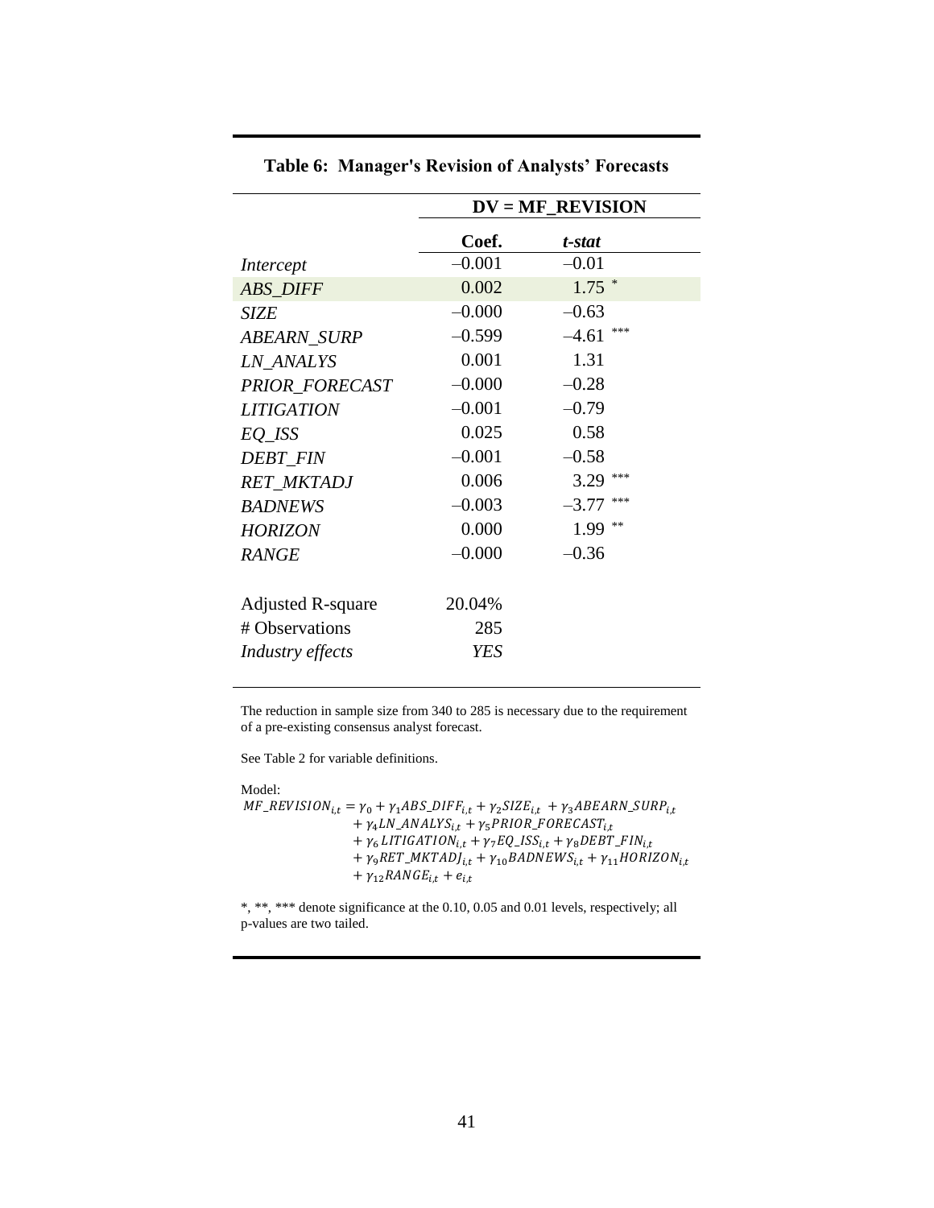**Table 6: Manager's Revision of Analysts' Forecasts**

| | DV = MF_REVISION | |
|---|---|---|
| | **Coef.** | ***t-stat*** |
| *Intercept* | –0.001 | –0.01 |
| *ABS_DIFF* | 0.002 | 1.75 * |
| *SIZE* | –0.000 | –0.63 |
| *ABEARN_SURP* | –0.599 | –4.61 *** |
| *LN_ANALYS* | 0.001 | 1.31 |
| *PRIOR_FORECAST* | –0.000 | –0.28 |
| *LITIGATION* | –0.001 | –0.79 |
| *EQ_ISS* | 0.025 | 0.58 |
| *DEBT_FIN* | –0.001 | –0.58 |
| *RET_MKTADJ* | 0.006 | 3.29 *** |
| *BADNEWS* | –0.003 | –3.77 *** |
| *HORIZON* | 0.000 | 1.99 ** |
| *RANGE* | –0.000 | –0.36 |
| | | |
| Adjusted R-square | 20.04% | |
| # Observations | 285 | |
| *Industry effects* | *YES* | |

The reduction in sample size from 340 to 285 is necessary due to the requirement of a pre-existing consensus analyst forecast.

See Table 2 for variable definitions.

Model:

$$
\begin{aligned}
MF\_REVISION_{i,t} = \gamma_0 &+ \gamma_1 ABS\_DIFF_{i,t} + \gamma_2 SIZE_{i,t} + \gamma_3 ABEARN\_SURP_{i,t} \\
&+ \gamma_4 LN\_ANALYS_{i,t} + \gamma_5 PRIOR\_FORECAST_{i,t} \\
&+ \gamma_6 LITIGATION_{i,t} + \gamma_7 EQ\_ISS_{i,t} + \gamma_8 DEBT\_FIN_{i,t} \\
&+ \gamma_9 RET\_MKTADJ_{i,t} + \gamma_{10} BADNEWS_{i,t} + \gamma_{11} HORIZON_{i,t} \\
&+ \gamma_{12} RANGE_{i,t} + e_{i,t}
\end{aligned}
$$

*, **, *** denote significance at the 0.10, 0.05 and 0.01 levels, respectively; all p-values are two tailed.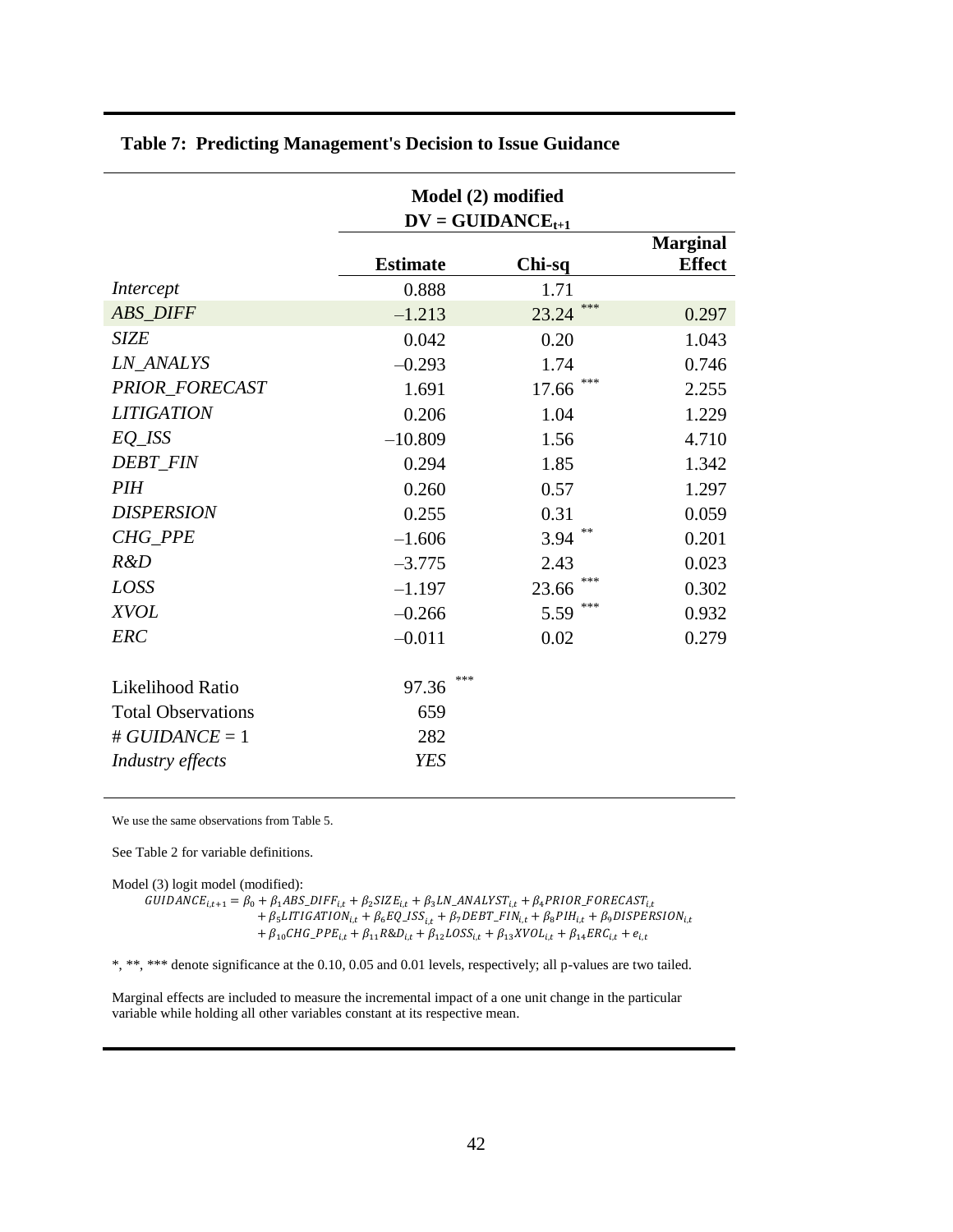**Table 7: Predicting Management's Decision to Issue Guidance**

| | Model (2) modified $DV = GUIDANCE_{t+1}$ | | |
|---|---|---|---|
| | **Estimate** | **Chi-sq** | **Marginal Effect** |
| *Intercept* | 0.888 | 1.71 | |
| *ABS_DIFF* | –1.213 | 23.24 *** | 0.297 |
| *SIZE* | 0.042 | 0.20 | 1.043 |
| *LN_ANALYS* | –0.293 | 1.74 | 0.746 |
| *PRIOR_FORECAST* | 1.691 | 17.66 *** | 2.255 |
| *LITIGATION* | 0.206 | 1.04 | 1.229 |
| *EQ_ISS* | –10.809 | 1.56 | 4.710 |
| *DEBT_FIN* | 0.294 | 1.85 | 1.342 |
| *PIH* | 0.260 | 0.57 | 1.297 |
| *DISPERSION* | 0.255 | 0.31 | 0.059 |
| *CHG_PPE* | –1.606 | 3.94 ** | 0.201 |
| *R&D* | –3.775 | 2.43 | 0.023 |
| *LOSS* | –1.197 | 23.66 *** | 0.302 |
| *XVOL* | –0.266 | 5.59 *** | 0.932 |
| *ERC* | –0.011 | 0.02 | 0.279 |
| Likelihood Ratio | 97.36 *** | | |
| Total Observations | 659 | | |
| # *GUIDANCE* = 1 | 282 | | |
| *Industry effects* | *YES* | | |

We use the same observations from Table 5.

See Table 2 for variable definitions.

Model (3) logit model (modified):

$$GUIDANCE_{i,t+1} = \beta_0 + \beta_1 ABS\_DIFF_{i,t} + \beta_2 SIZE_{i,t} + \beta_3 LN\_ANALYST_{i,t} + \beta_4 PRIOR\_FORECAST_{i,t} + \beta_5 LITIGATION_{i,t} + \beta_6 EQ\_ISS_{i,t} + \beta_7 DEBT\_FIN_{i,t} + \beta_8 PIH_{i,t} + \beta_9 DISPERSION_{i,t} + \beta_{10} CHG\_PPE_{i,t} + \beta_{11} R\&D_{i,t} + \beta_{12} LOSS_{i,t} + \beta_{13} XVOL_{i,t} + \beta_{14} ERC_{i,t} + e_{i,t}$$

*, **, *** denote significance at the 0.10, 0.05 and 0.01 levels, respectively; all p-values are two tailed.

Marginal effects are included to measure the incremental impact of a one unit change in the particular variable while holding all other variables constant at its respective mean.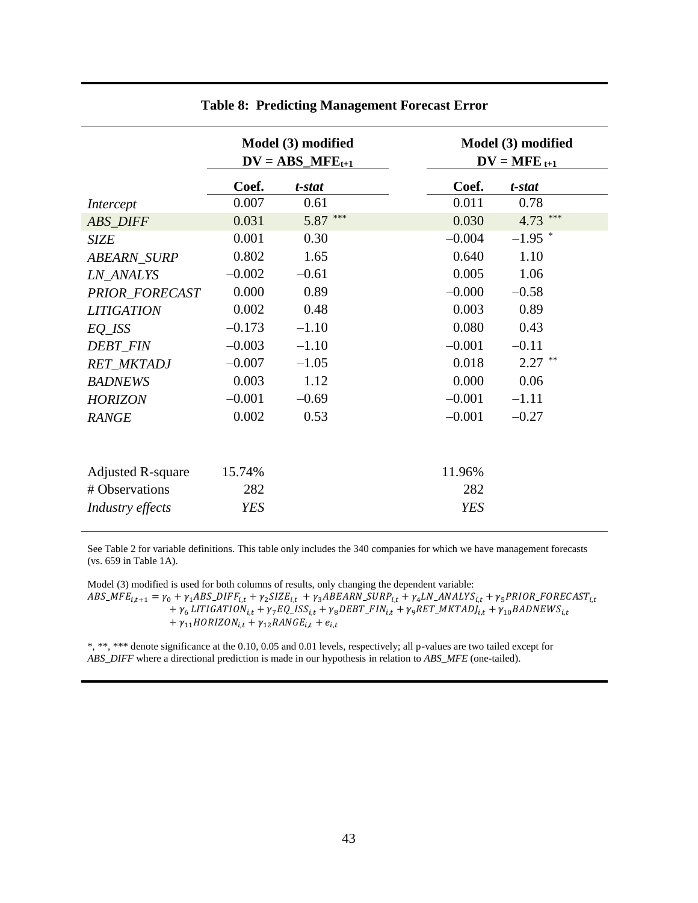**Table 8: Predicting Management Forecast Error**

| | Model (3) modified DV = $ABS\_MFE_{t+1}$ | | Model (3) modified DV = $MFE_{t+1}$ | |
|---|---|---|---|---|
| | Coef. | *t-stat* | Coef. | *t-stat* |
| *Intercept* | 0.007 | 0.61 | 0.011 | 0.78 |
| *ABS_DIFF* | 0.031 | 5.87 *** | 0.030 | 4.73 *** |
| *SIZE* | 0.001 | 0.30 | –0.004 | –1.95 * |
| *ABEARN_SURP* | 0.802 | 1.65 | 0.640 | 1.10 |
| *LN_ANALYS* | –0.002 | –0.61 | 0.005 | 1.06 |
| *PRIOR_FORECAST* | 0.000 | 0.89 | –0.000 | –0.58 |
| *LITIGATION* | 0.002 | 0.48 | 0.003 | 0.89 |
| *EQ_ISS* | –0.173 | –1.10 | 0.080 | 0.43 |
| *DEBT_FIN* | –0.003 | –1.10 | –0.001 | –0.11 |
| *RET_MKTADJ* | –0.007 | –1.05 | 0.018 | 2.27 ** |
| *BADNEWS* | 0.003 | 1.12 | 0.000 | 0.06 |
| *HORIZON* | –0.001 | –0.69 | –0.001 | –1.11 |
| *RANGE* | 0.002 | 0.53 | –0.001 | –0.27 |
| | | | | |
| Adjusted R-square | 15.74% | | 11.96% | |
| # Observations | 282 | | 282 | |
| *Industry effects* | *YES* | | *YES* | |

See Table 2 for variable definitions. This table only includes the 340 companies for which we have management forecasts (vs. 659 in Table 1A).

Model (3) modified is used for both columns of results, only changing the dependent variable:

$$ABS\_MFE_{i,t+1} = \gamma_0 + \gamma_1 ABS\_DIFF_{i,t} + \gamma_2 SIZE_{i,t} + \gamma_3 ABEARN\_SURP_{i,t} + \gamma_4 LN\_ANALYS_{i,t} + \gamma_5 PRIOR\_FORECAST_{i,t} + \gamma_6 LITIGATION_{i,t} + \gamma_7 EQ\_ISS_{i,t} + \gamma_8 DEBT\_FIN_{i,t} + \gamma_9 RET\_MKTADJ_{i,t} + \gamma_{10} BADNEWS_{i,t} + \gamma_{11} HORIZON_{i,t} + \gamma_{12} RANGE_{i,t} + e_{i,t}$$

*, **, *** denote significance at the 0.10, 0.05 and 0.01 levels, respectively; all p-values are two tailed except for *ABS_DIFF* where a directional prediction is made in our hypothesis in relation to *ABS_MFE* (one-tailed).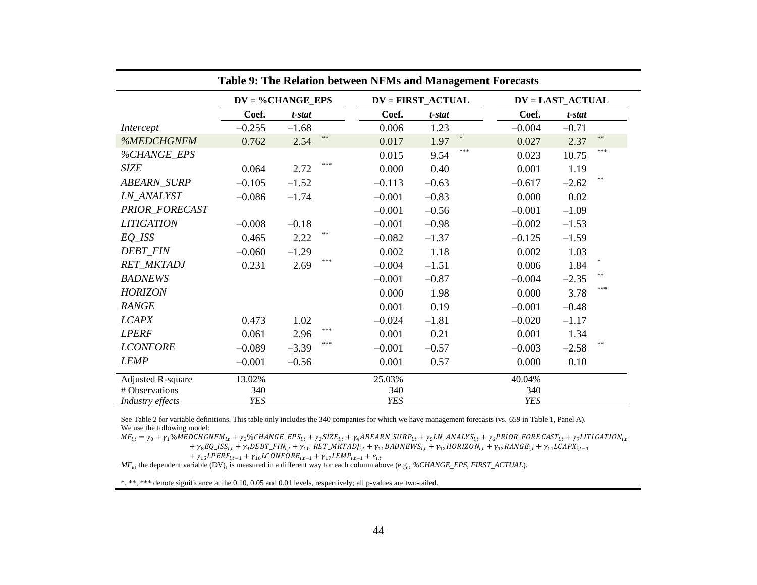**Table 9: The Relation between NFMs and Management Forecasts**

| | DV = %CHANGE_EPS | | | DV = FIRST_ACTUAL | | | DV = LAST_ACTUAL | | |
|---|---|---|---|---|---|---|---|---|---|
| | Coef. | *t-stat* | | Coef. | *t-stat* | | Coef. | *t-stat* | |
| *Intercept* | –0.255 | –1.68 | | 0.006 | 1.23 | | –0.004 | –0.71 | |
| *%MEDCHGNFM* | 0.762 | 2.54 | ** | 0.017 | 1.97 | * | 0.027 | 2.37 | ** |
| *%CHANGE_EPS* | | | | 0.015 | 9.54 | *** | 0.023 | 10.75 | *** |
| *SIZE* | 0.064 | 2.72 | *** | 0.000 | 0.40 | | 0.001 | 1.19 | |
| *ABEARN_SURP* | –0.105 | –1.52 | | –0.113 | –0.63 | | –0.617 | –2.62 | ** |
| *LN_ANALYST* | –0.086 | –1.74 | | –0.001 | –0.83 | | 0.000 | 0.02 | |
| *PRIOR_FORECAST* | | | | –0.001 | –0.56 | | –0.001 | –1.09 | |
| *LITIGATION* | –0.008 | –0.18 | | –0.001 | –0.98 | | –0.002 | –1.53 | |
| *EQ_ISS* | 0.465 | 2.22 | ** | –0.082 | –1.37 | | –0.125 | –1.59 | |
| *DEBT_FIN* | –0.060 | –1.29 | | 0.002 | 1.18 | | 0.002 | 1.03 | |
| *RET_MKTADJ* | 0.231 | 2.69 | *** | –0.004 | –1.51 | | 0.006 | 1.84 | * |
| *BADNEWS* | | | | –0.001 | –0.87 | | –0.004 | –2.35 | ** |
| *HORIZON* | | | | 0.000 | 1.98 | | 0.000 | 3.78 | *** |
| *RANGE* | | | | 0.001 | 0.19 | | –0.001 | –0.48 | |
| *LCAPX* | 0.473 | 1.02 | | –0.024 | –1.81 | | –0.020 | –1.17 | |
| *LPERF* | 0.061 | 2.96 | *** | 0.001 | 0.21 | | 0.001 | 1.34 | |
| *LCONFORE* | –0.089 | –3.39 | *** | –0.001 | –0.57 | | –0.003 | –2.58 | ** |
| *LEMP* | –0.001 | –0.56 | | 0.001 | 0.57 | | 0.000 | 0.10 | |
| Adjusted R-square | 13.02% | | | 25.03% | | | 40.04% | | |
| # Observations | 340 | | | 340 | | | 340 | | |
| *Industry effects* | *YES* | | | *YES* | | | *YES* | | |

See Table 2 for variable definitions. This table only includes the 340 companies for which we have management forecasts (vs. 659 in Table 1, Panel A).
We use the following model:

$$MF_{i,t} = \gamma_0 + \gamma_1 \%MEDCHGNFM_{i,t} + \gamma_2 \%CHANGE\_EPS_{i,t} + \gamma_3 SIZE_{i,t} + \gamma_4 ABEARN\_SURP_{i,t} + \gamma_5 LN\_ANALYS_{i,t} + \gamma_6 PRIOR\_FORECAST_{i,t} + \gamma_7 LITIGATION_{i,t} + \gamma_8 EQ\_ISS_{i,t} + \gamma_9 DEBT\_FIN_{i,t} + \gamma_{10}\ RET\_MKTADJ_{i,t} + \gamma_{11} BADNEWS_{i,t} + \gamma_{12} HORIZON_{i,t} + \gamma_{13} RANGE_{i,t} + \gamma_{14} LCAPX_{i,t-1} + \gamma_{15} LPERF_{i,t-1} + \gamma_{16} LCONFORE_{i,t-1} + \gamma_{17} LEMP_{i,t-1} + e_{i,t}$$

$MF_{it}$, the dependent variable (DV), is measured in a different way for each column above (e.g., *%CHANGE_EPS*, *FIRST_ACTUAL*).

*, **, *** denote significance at the 0.10, 0.05 and 0.01 levels, respectively; all p-values are two-tailed.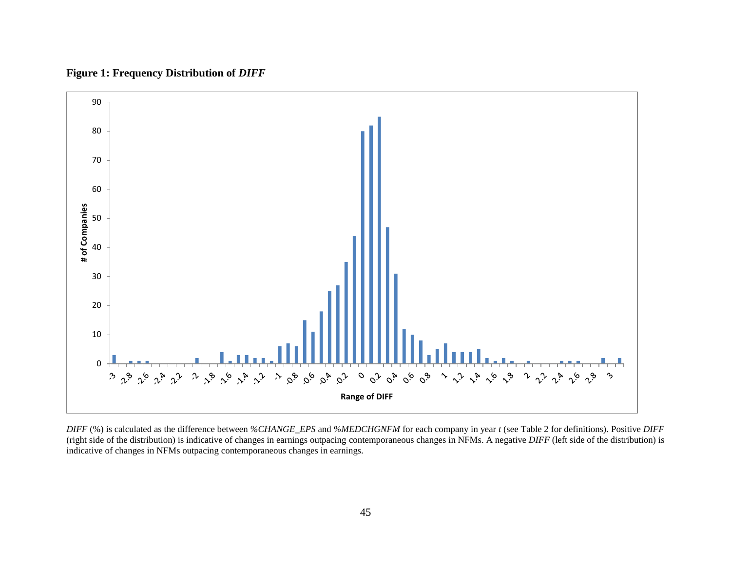**Figure 1: Frequency Distribution of *DIFF***

90
80
70
60
50
40
30
20
10
0

# of Companies

-3 -2.8 -2.6 -2.4 -2.2 -2 -1.8 -1.6 -1.4 -1.2 -1 -0.8 -0.6 -0.4 -0.2 0 0.2 0.4 0.6 0.8 1 1.2 1.4 1.6 1.8 2 2.2 2.4 2.6 2.8 3

Range of DIFF

*DIFF* (%) is calculated as the difference between *%CHANGE_EPS* and *%MEDCHGNFM* for each company in year *t* (see Table 2 for definitions). Positive *DIFF* (right side of the distribution) is indicative of changes in earnings outpacing contemporaneous changes in NFMs. A negative *DIFF* (left side of the distribution) is indicative of changes in NFMs outpacing contemporaneous changes in earnings.